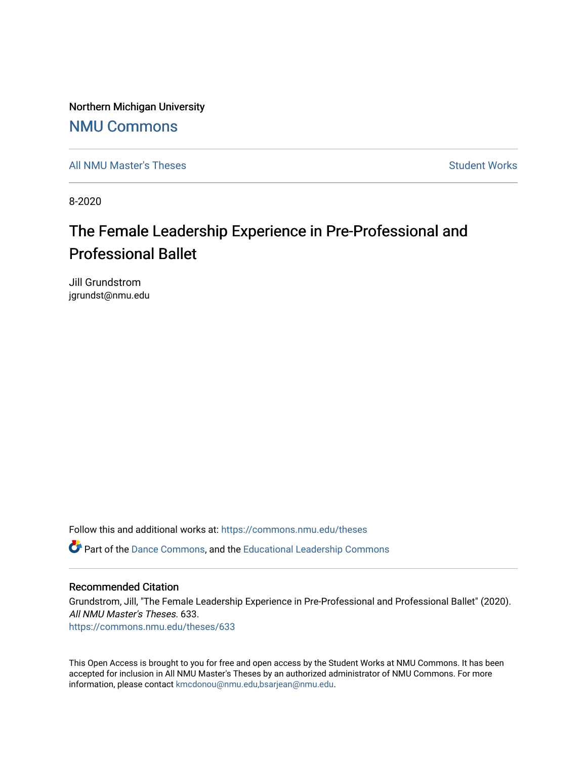Northern Michigan University

# NMU Commons

All NMU Master's Theses | Student Works

8-2020

# The Female Leadership Experience in Pre-Professional and Professional Ballet

Jill Grundstrom
jgrundst@nmu.edu

Follow this and additional works at: https://commons.nmu.edu/theses

Part of the Dance Commons, and the Educational Leadership Commons

## Recommended Citation

Grundstrom, Jill, "The Female Leadership Experience in Pre-Professional and Professional Ballet" (2020). *All NMU Master's Theses*. 633.
https://commons.nmu.edu/theses/633

This Open Access is brought to you for free and open access by the Student Works at NMU Commons. It has been accepted for inclusion in All NMU Master's Theses by an authorized administrator of NMU Commons. For more information, please contact kmcdonou@nmu.edu,bsarjean@nmu.edu.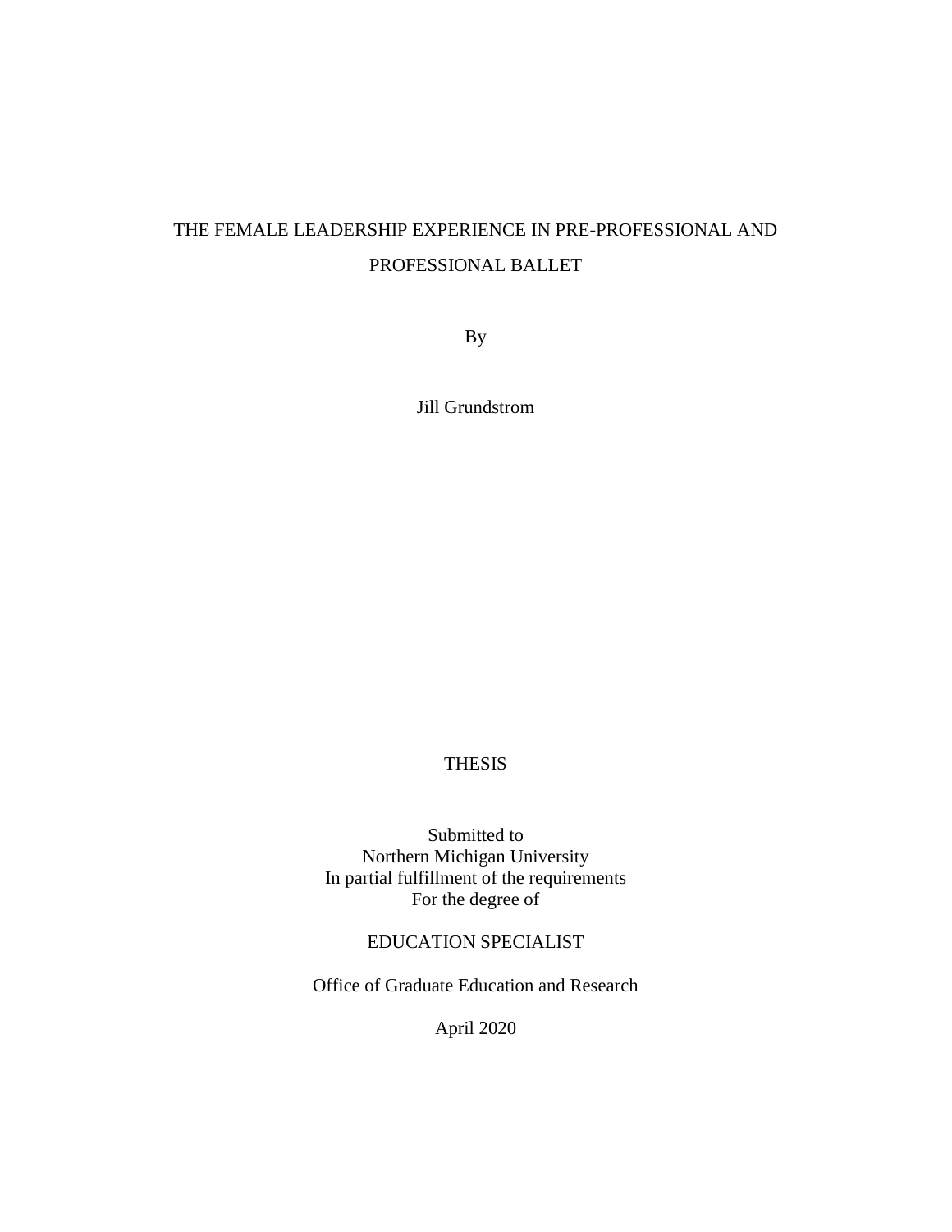# THE FEMALE LEADERSHIP EXPERIENCE IN PRE-PROFESSIONAL AND PROFESSIONAL BALLET

By

Jill Grundstrom

THESIS

Submitted to
Northern Michigan University
In partial fulfillment of the requirements
For the degree of

EDUCATION SPECIALIST

Office of Graduate Education and Research

April 2020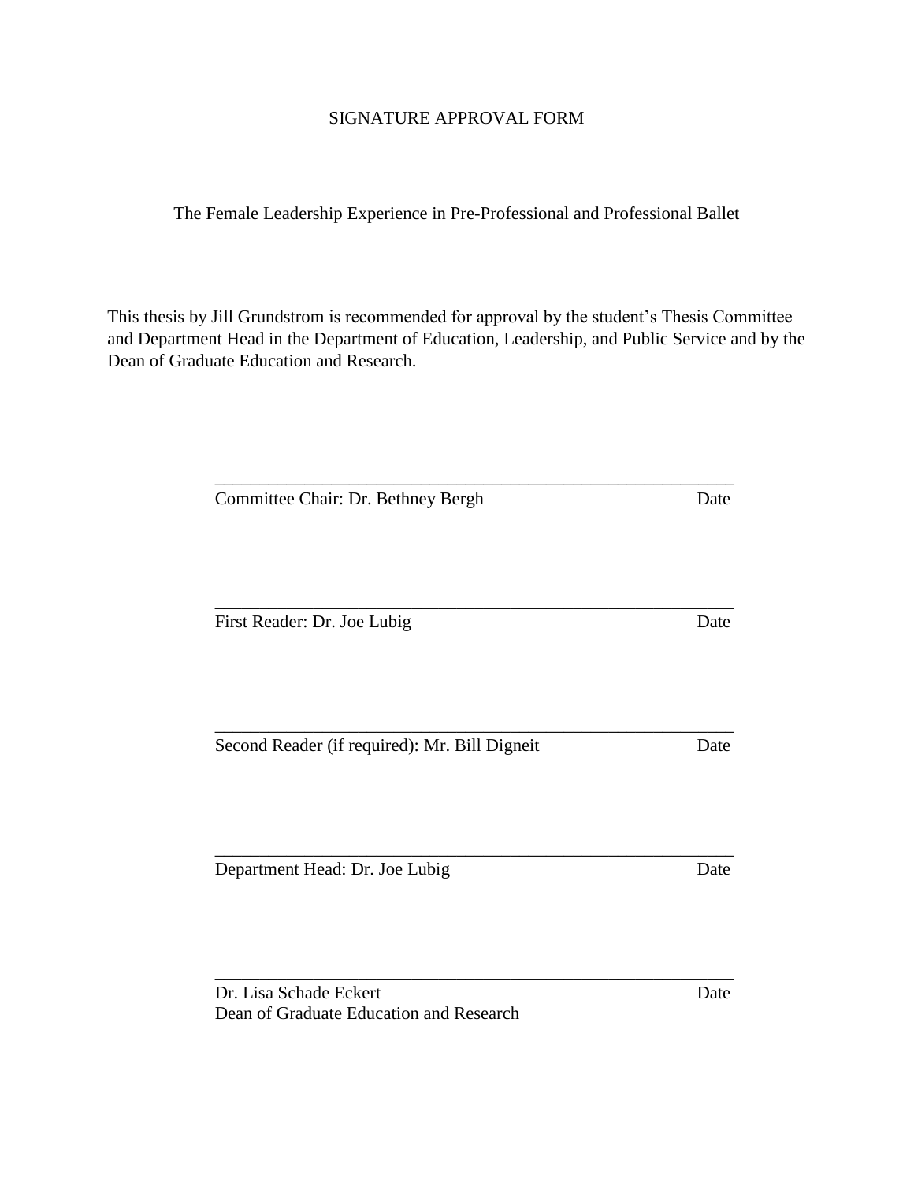SIGNATURE APPROVAL FORM

The Female Leadership Experience in Pre-Professional and Professional Ballet

This thesis by Jill Grundstrom is recommended for approval by the student's Thesis Committee and Department Head in the Department of Education, Leadership, and Public Service and by the Dean of Graduate Education and Research.

\_\_\_\_\_\_\_\_\_\_\_\_\_\_\_\_\_\_\_\_\_\_\_\_\_\_\_\_\_\_\_\_\_\_\_\_\_\_\_\_\_\_\_\_\_\_\_\_\_\_\_\_\_\_

Committee Chair: Dr. Bethney Bergh Date

\_\_\_\_\_\_\_\_\_\_\_\_\_\_\_\_\_\_\_\_\_\_\_\_\_\_\_\_\_\_\_\_\_\_\_\_\_\_\_\_\_\_\_\_\_\_\_\_\_\_\_\_\_\_

First Reader: Dr. Joe Lubig Date

\_\_\_\_\_\_\_\_\_\_\_\_\_\_\_\_\_\_\_\_\_\_\_\_\_\_\_\_\_\_\_\_\_\_\_\_\_\_\_\_\_\_\_\_\_\_\_\_\_\_\_\_\_\_

Second Reader (if required): Mr. Bill Digneit Date

\_\_\_\_\_\_\_\_\_\_\_\_\_\_\_\_\_\_\_\_\_\_\_\_\_\_\_\_\_\_\_\_\_\_\_\_\_\_\_\_\_\_\_\_\_\_\_\_\_\_\_\_\_\_

Department Head: Dr. Joe Lubig Date

\_\_\_\_\_\_\_\_\_\_\_\_\_\_\_\_\_\_\_\_\_\_\_\_\_\_\_\_\_\_\_\_\_\_\_\_\_\_\_\_\_\_\_\_\_\_\_\_\_\_\_\_\_\_

Dr. Lisa Schade Eckert Date
Dean of Graduate Education and Research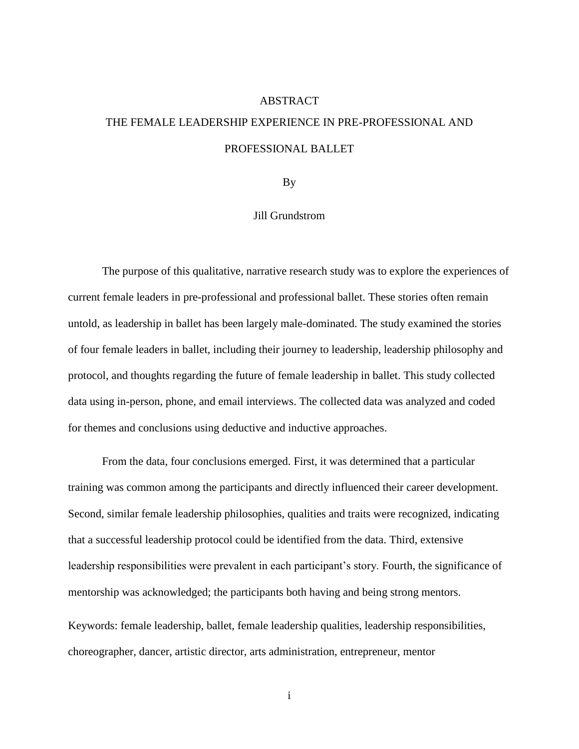# ABSTRACT

## THE FEMALE LEADERSHIP EXPERIENCE IN PRE-PROFESSIONAL AND PROFESSIONAL BALLET

By

Jill Grundstrom

The purpose of this qualitative, narrative research study was to explore the experiences of current female leaders in pre-professional and professional ballet. These stories often remain untold, as leadership in ballet has been largely male-dominated. The study examined the stories of four female leaders in ballet, including their journey to leadership, leadership philosophy and protocol, and thoughts regarding the future of female leadership in ballet. This study collected data using in-person, phone, and email interviews. The collected data was analyzed and coded for themes and conclusions using deductive and inductive approaches.

From the data, four conclusions emerged. First, it was determined that a particular training was common among the participants and directly influenced their career development. Second, similar female leadership philosophies, qualities and traits were recognized, indicating that a successful leadership protocol could be identified from the data. Third, extensive leadership responsibilities were prevalent in each participant's story. Fourth, the significance of mentorship was acknowledged; the participants both having and being strong mentors.

Keywords: female leadership, ballet, female leadership qualities, leadership responsibilities, choreographer, dancer, artistic director, arts administration, entrepreneur, mentor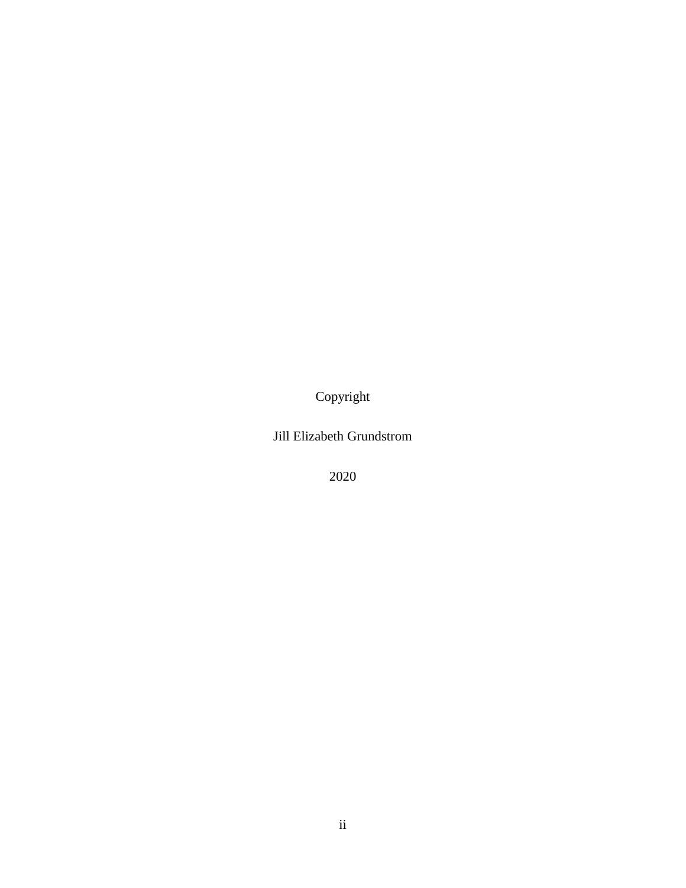Copyright

Jill Elizabeth Grundstrom

2020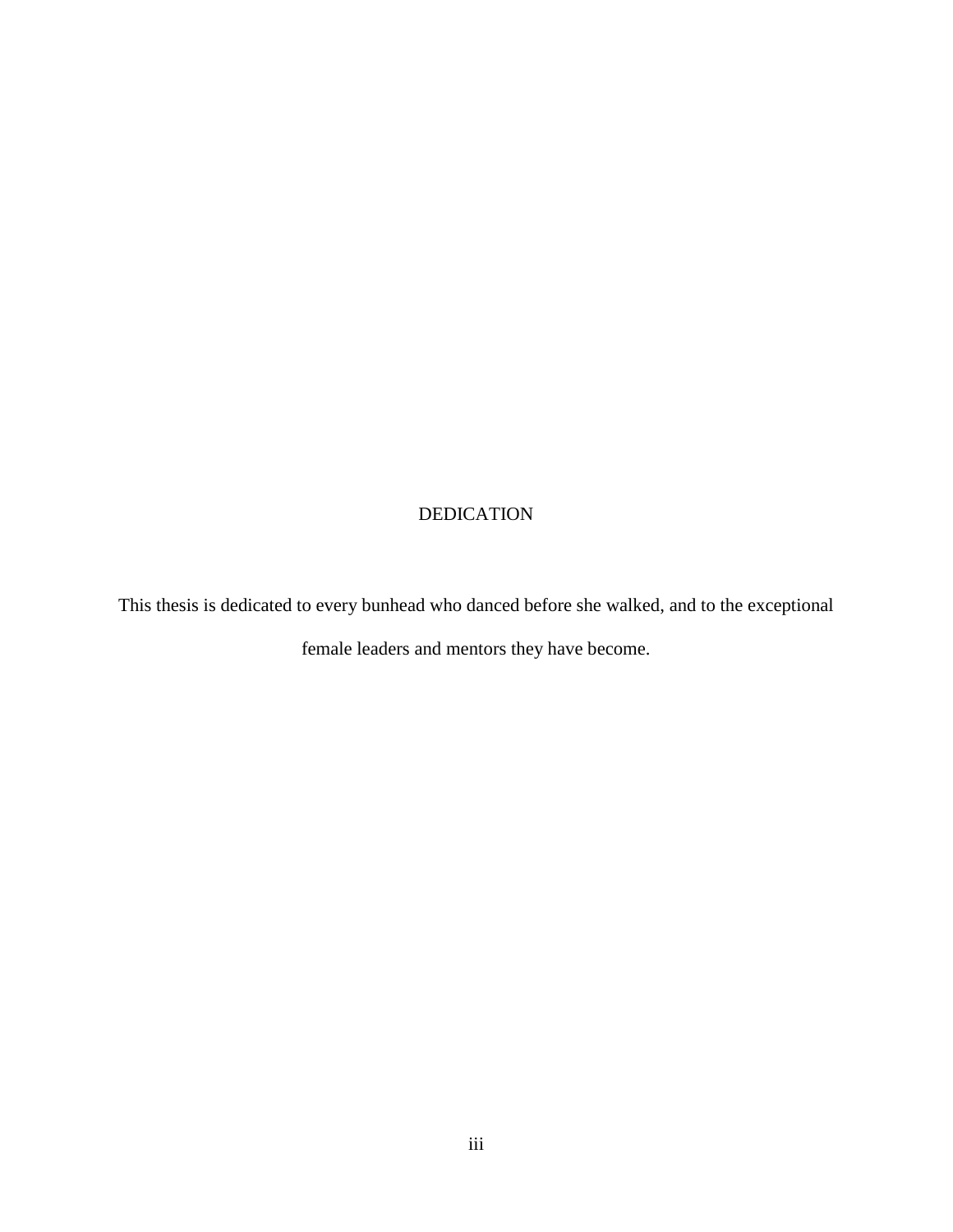# DEDICATION

This thesis is dedicated to every bunhead who danced before she walked, and to the exceptional female leaders and mentors they have become.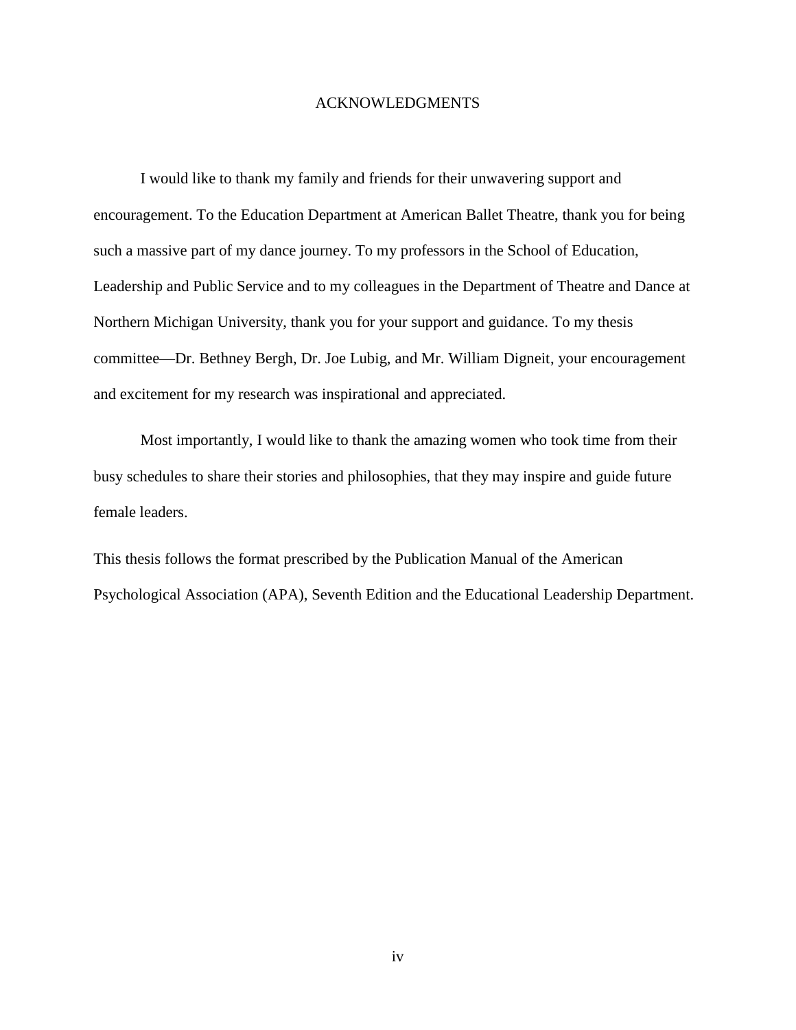# ACKNOWLEDGMENTS

I would like to thank my family and friends for their unwavering support and encouragement. To the Education Department at American Ballet Theatre, thank you for being such a massive part of my dance journey. To my professors in the School of Education, Leadership and Public Service and to my colleagues in the Department of Theatre and Dance at Northern Michigan University, thank you for your support and guidance. To my thesis committee—Dr. Bethney Bergh, Dr. Joe Lubig, and Mr. William Digneit, your encouragement and excitement for my research was inspirational and appreciated.

Most importantly, I would like to thank the amazing women who took time from their busy schedules to share their stories and philosophies, that they may inspire and guide future female leaders.

This thesis follows the format prescribed by the Publication Manual of the American Psychological Association (APA), Seventh Edition and the Educational Leadership Department.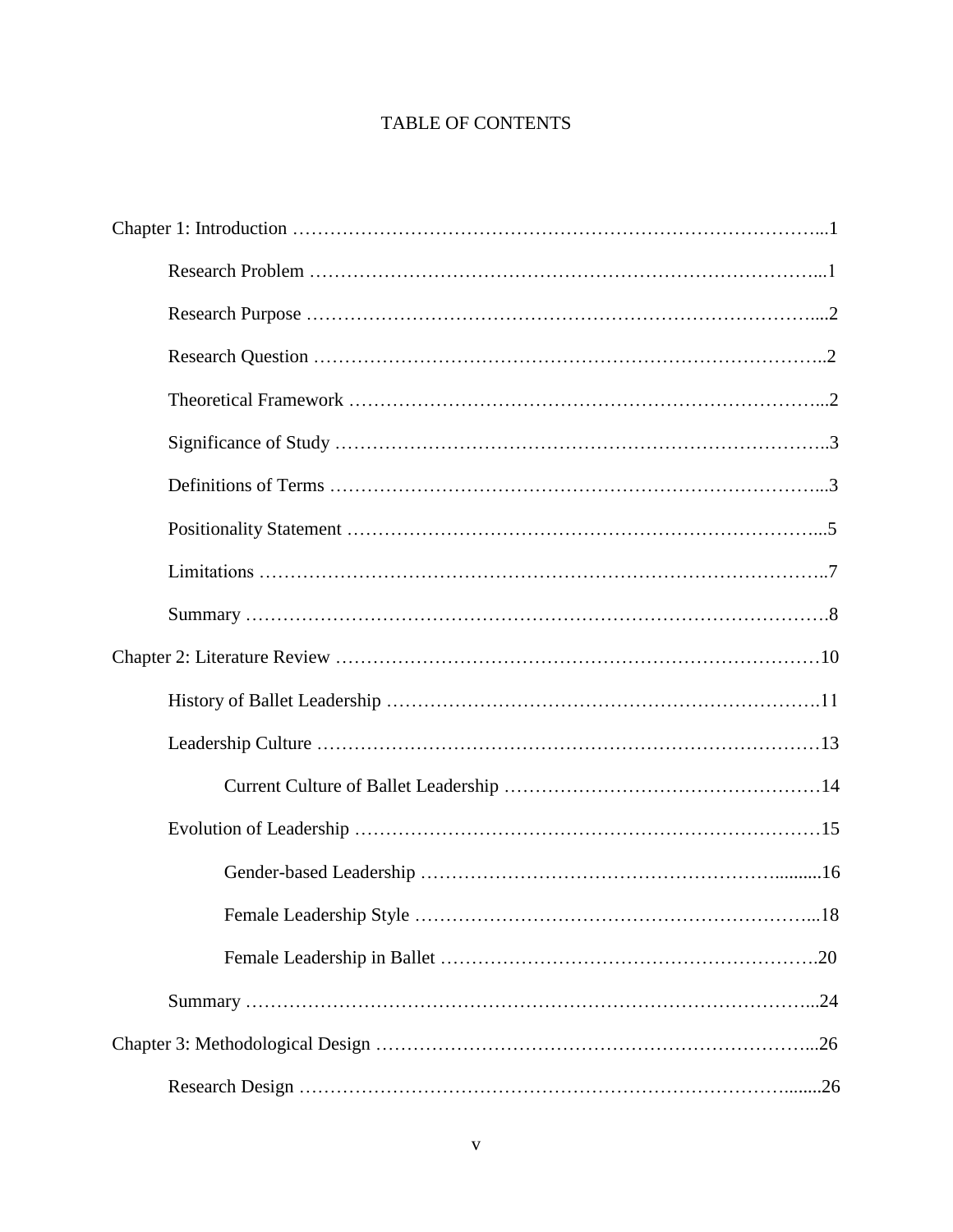# TABLE OF CONTENTS

Chapter 1: Introduction ………………………………………………………………………...1

  Research Problem ………………………………………………………………………...1

  Research Purpose ………………………………………………………………………....2

  Research Question ………………………………………………………………………..2

  Theoretical Framework …………………………………………………………………...2

  Significance of Study ……………………………………………………………………..3

  Definitions of Terms ……………………………………………………………………...3

  Positionality Statement …………………………………………………………………...5

  Limitations ………………………………………………………………………………..7

  Summary ………………………………………………………………………………….8

Chapter 2: Literature Review ……………………………………………………………………10

  History of Ballet Leadership …………………………………………………………….11

  Leadership Culture ………………………………………………………………………13

    Current Culture of Ballet Leadership ……………………………………………14

  Evolution of Leadership …………………………………………………………………15

    Gender-based Leadership ………………………………………………….........16

    Female Leadership Style ………………………………………………………...18

    Female Leadership in Ballet …………………………………………………….20

  Summary ………………………………………………………………………………...24

Chapter 3: Methodological Design ……………………………………………………………...26

  Research Design ………………………………………………………………….........26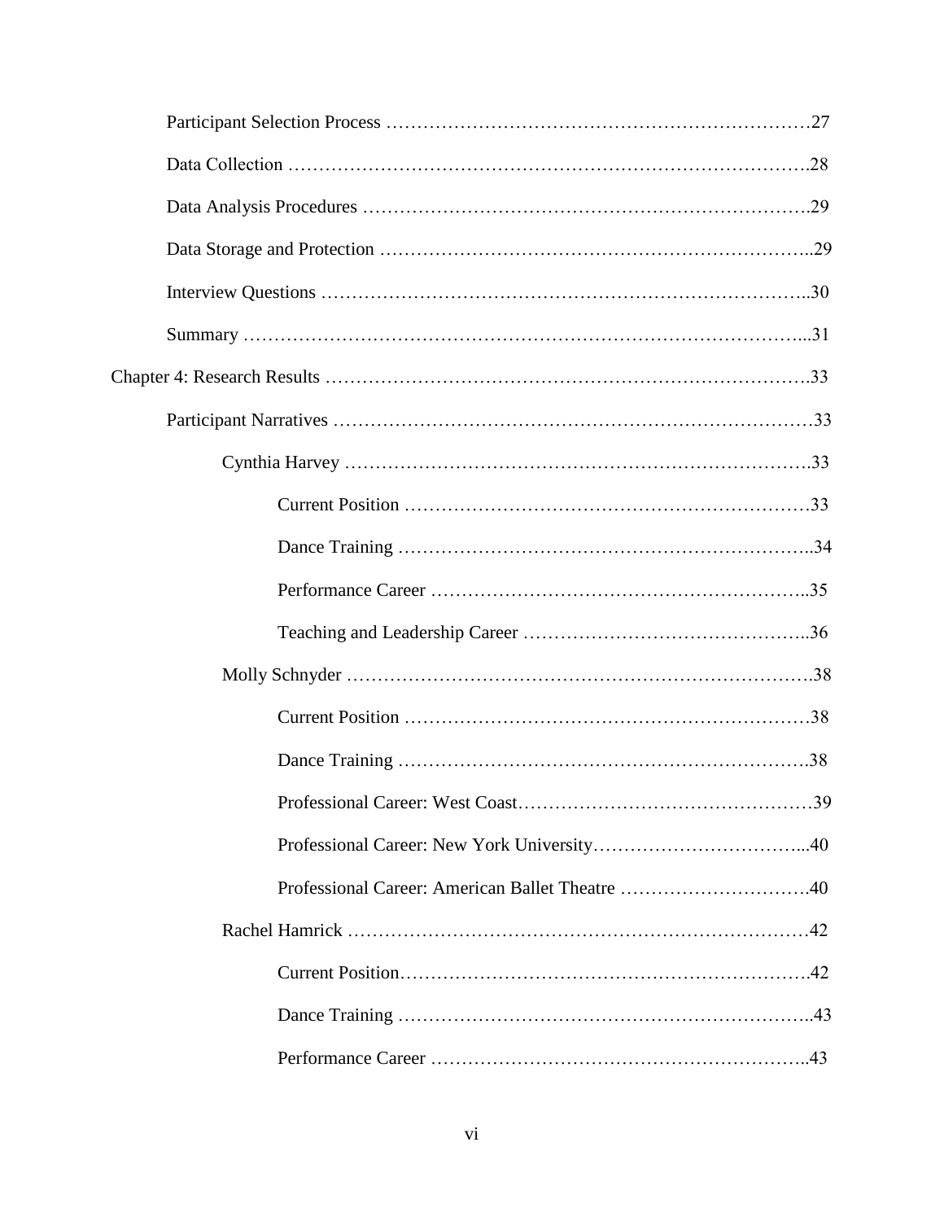Participant Selection Process ……………………………………………………………27

Data Collection ………………………………………………………………………….28

Data Analysis Procedures ……………………………………………………………….29

Data Storage and Protection ……………………………………………………………..29

Interview Questions ……………………………………………………………………..30

Summary ………………………………………………………………………………...31

Chapter 4: Research Results …………………………………………………………………….33

Participant Narratives ……………………………………………………………………33

Cynthia Harvey ………………………………………………………………….33

Current Position …………………………………………………………33

Dance Training …………………………………………………………..34

Performance Career ……………………………………………………..35

Teaching and Leadership Career ………………………………………..36

Molly Schnyder ………………………………………………………………….38

Current Position …………………………………………………………38

Dance Training ………………………………………………………….38

Professional Career: West Coast…………………………………………39

Professional Career: New York University……………………………...40

Professional Career: American Ballet Theatre ………………………….40

Rachel Hamrick …………………………………………………………………42

Current Position………………………………………………………….42

Dance Training …………………………………………………………..43

Performance Career ……………………………………………………..43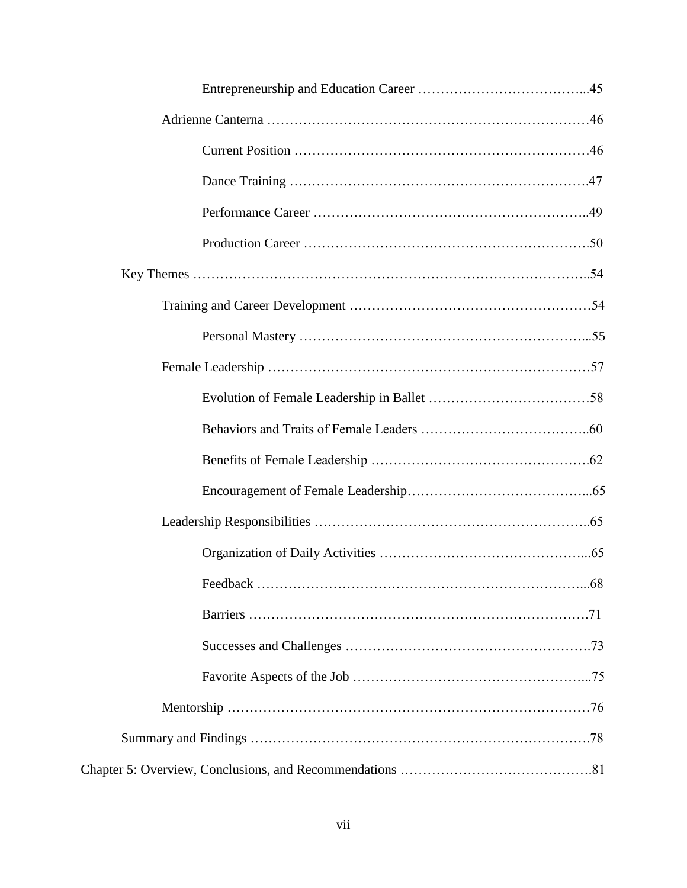Entrepreneurship and Education Career ………………………………...45

Adrienne Canterna ……………………………………………………………46

Current Position ………………………………………………………46

Dance Training ……………………………………………………….47

Performance Career …………………………………………………..49

Production Career …………………………………………………….50

Key Themes ………………………………………………………………………..54

Training and Career Development ……………………………………………54

Personal Mastery ……………………………………………………...55

Female Leadership ……………………………………………………………57

Evolution of Female Leadership in Ballet ……………………………58

Behaviors and Traits of Female Leaders ……………………………..60

Benefits of Female Leadership ……………………………………….62

Encouragement of Female Leadership………………………………...65

Leadership Responsibilities …………………………………………………..65

Organization of Daily Activities ……………………………………...65

Feedback ………………………………………………………………...68

Barriers …………………………………………………………………71

Successes and Challenges ……………………………………………….73

Favorite Aspects of the Job …………………………………………...75

Mentorship ……………………………………………………………………76

Summary and Findings ………………………………………………………………78

Chapter 5: Overview, Conclusions, and Recommendations …………………………………….81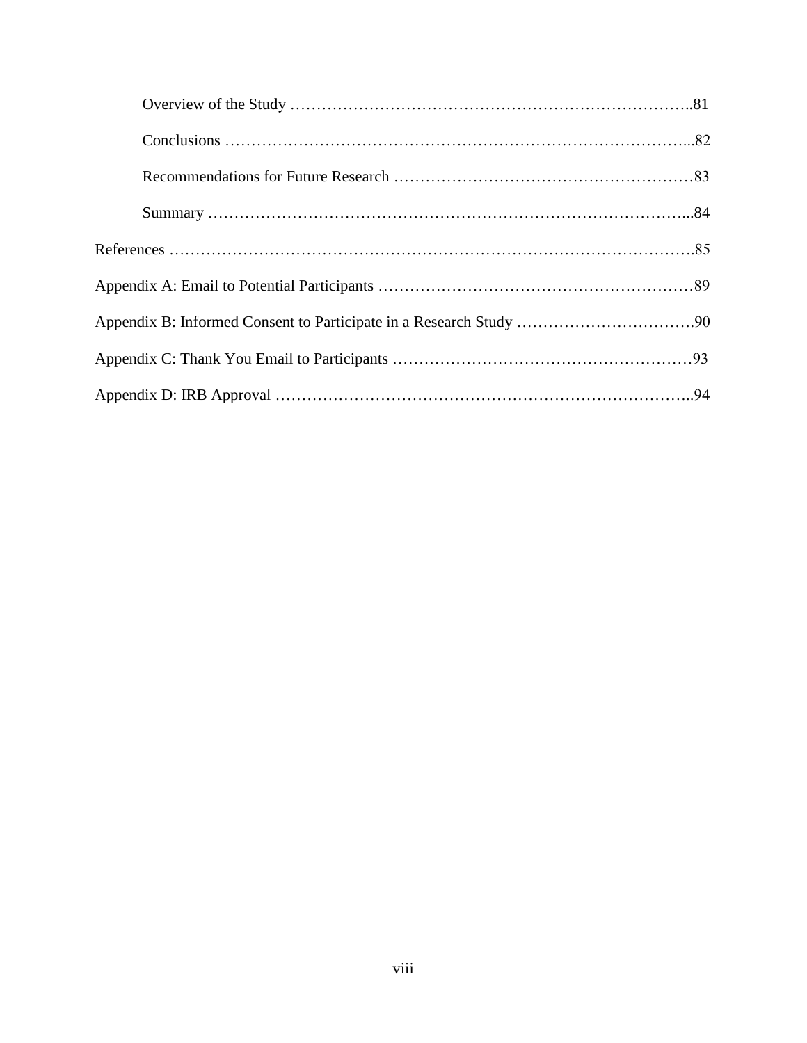Overview of the Study ……………………………………………………………………..81

Conclusions ……………………………………………………………………………...82

Recommendations for Future Research …………………………………………………83

Summary ………………………………………………………………………………...84

References ……………………………………………………………………………………….85

Appendix A: Email to Potential Participants ……………………………………………………89

Appendix B: Informed Consent to Participate in a Research Study …………………………….90

Appendix C: Thank You Email to Participants …………………………………………………93

Appendix D: IRB Approval ……………………………………………………………………..94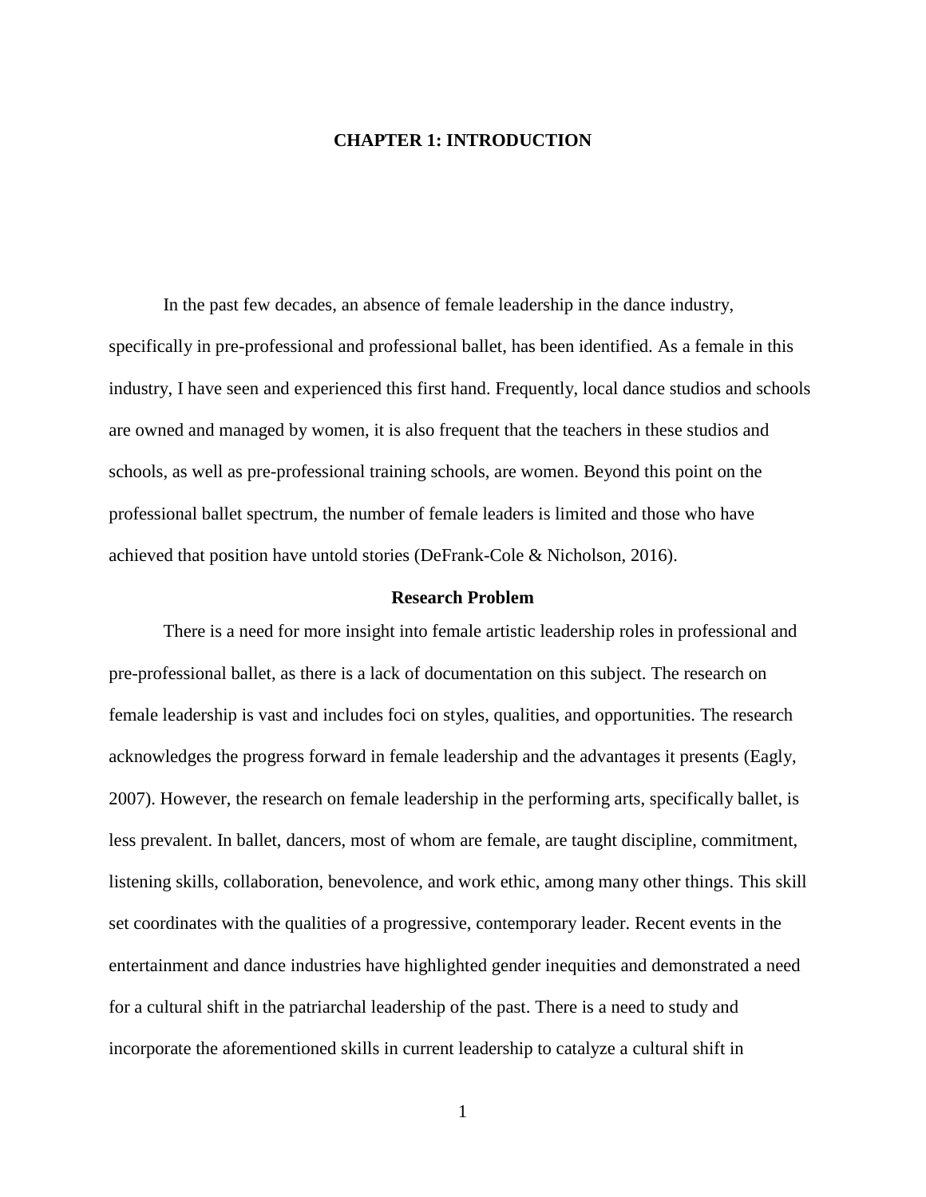# CHAPTER 1: INTRODUCTION

In the past few decades, an absence of female leadership in the dance industry, specifically in pre-professional and professional ballet, has been identified. As a female in this industry, I have seen and experienced this first hand. Frequently, local dance studios and schools are owned and managed by women, it is also frequent that the teachers in these studios and schools, as well as pre-professional training schools, are women. Beyond this point on the professional ballet spectrum, the number of female leaders is limited and those who have achieved that position have untold stories (DeFrank-Cole & Nicholson, 2016).

## Research Problem

There is a need for more insight into female artistic leadership roles in professional and pre-professional ballet, as there is a lack of documentation on this subject. The research on female leadership is vast and includes foci on styles, qualities, and opportunities. The research acknowledges the progress forward in female leadership and the advantages it presents (Eagly, 2007). However, the research on female leadership in the performing arts, specifically ballet, is less prevalent. In ballet, dancers, most of whom are female, are taught discipline, commitment, listening skills, collaboration, benevolence, and work ethic, among many other things. This skill set coordinates with the qualities of a progressive, contemporary leader. Recent events in the entertainment and dance industries have highlighted gender inequities and demonstrated a need for a cultural shift in the patriarchal leadership of the past. There is a need to study and incorporate the aforementioned skills in current leadership to catalyze a cultural shift in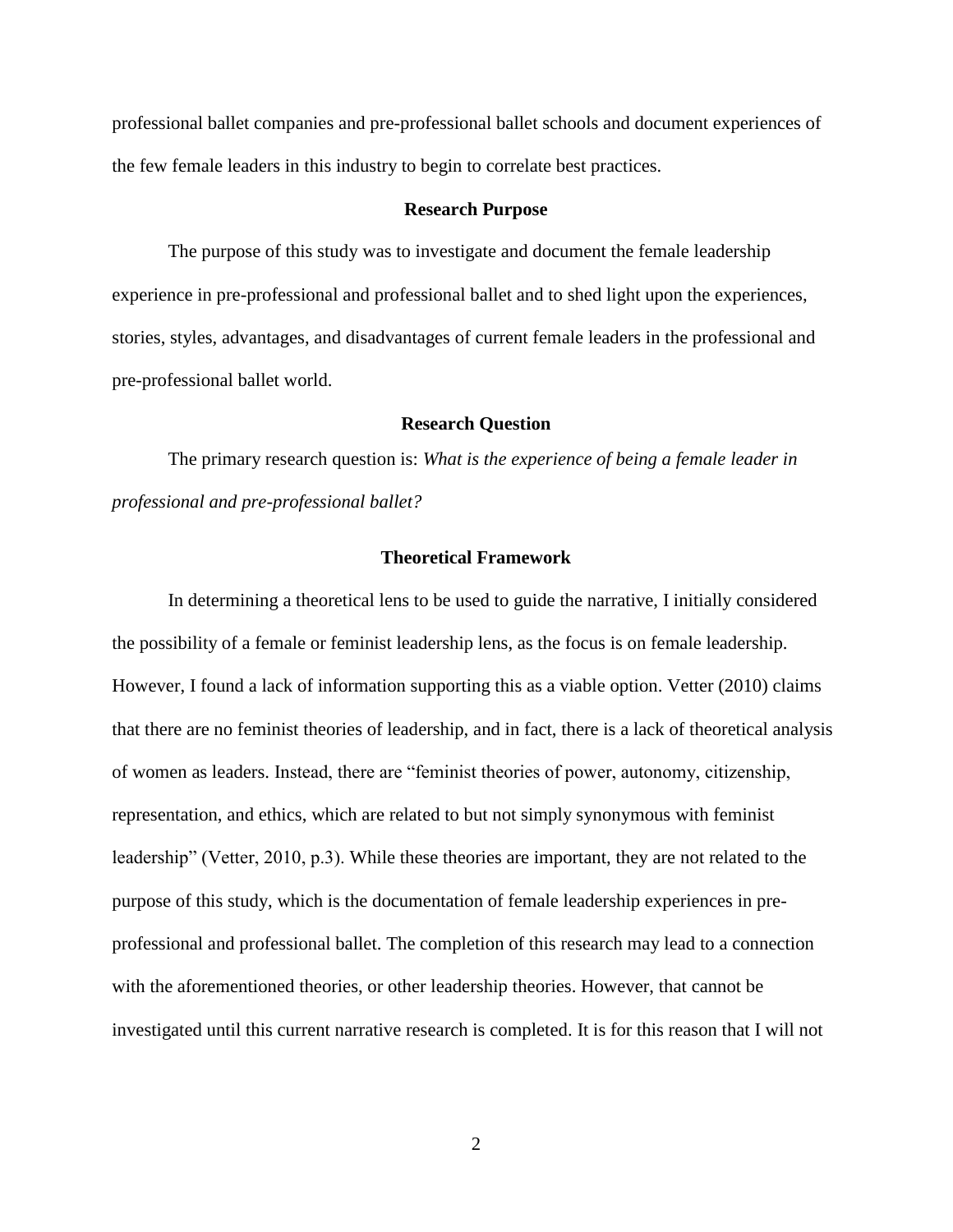professional ballet companies and pre-professional ballet schools and document experiences of the few female leaders in this industry to begin to correlate best practices.

## Research Purpose

The purpose of this study was to investigate and document the female leadership experience in pre-professional and professional ballet and to shed light upon the experiences, stories, styles, advantages, and disadvantages of current female leaders in the professional and pre-professional ballet world.

## Research Question

The primary research question is: *What is the experience of being a female leader in professional and pre-professional ballet?*

## Theoretical Framework

In determining a theoretical lens to be used to guide the narrative, I initially considered the possibility of a female or feminist leadership lens, as the focus is on female leadership. However, I found a lack of information supporting this as a viable option. Vetter (2010) claims that there are no feminist theories of leadership, and in fact, there is a lack of theoretical analysis of women as leaders. Instead, there are "feminist theories of power, autonomy, citizenship, representation, and ethics, which are related to but not simply synonymous with feminist leadership" (Vetter, 2010, p.3). While these theories are important, they are not related to the purpose of this study, which is the documentation of female leadership experiences in pre-professional and professional ballet. The completion of this research may lead to a connection with the aforementioned theories, or other leadership theories. However, that cannot be investigated until this current narrative research is completed. It is for this reason that I will not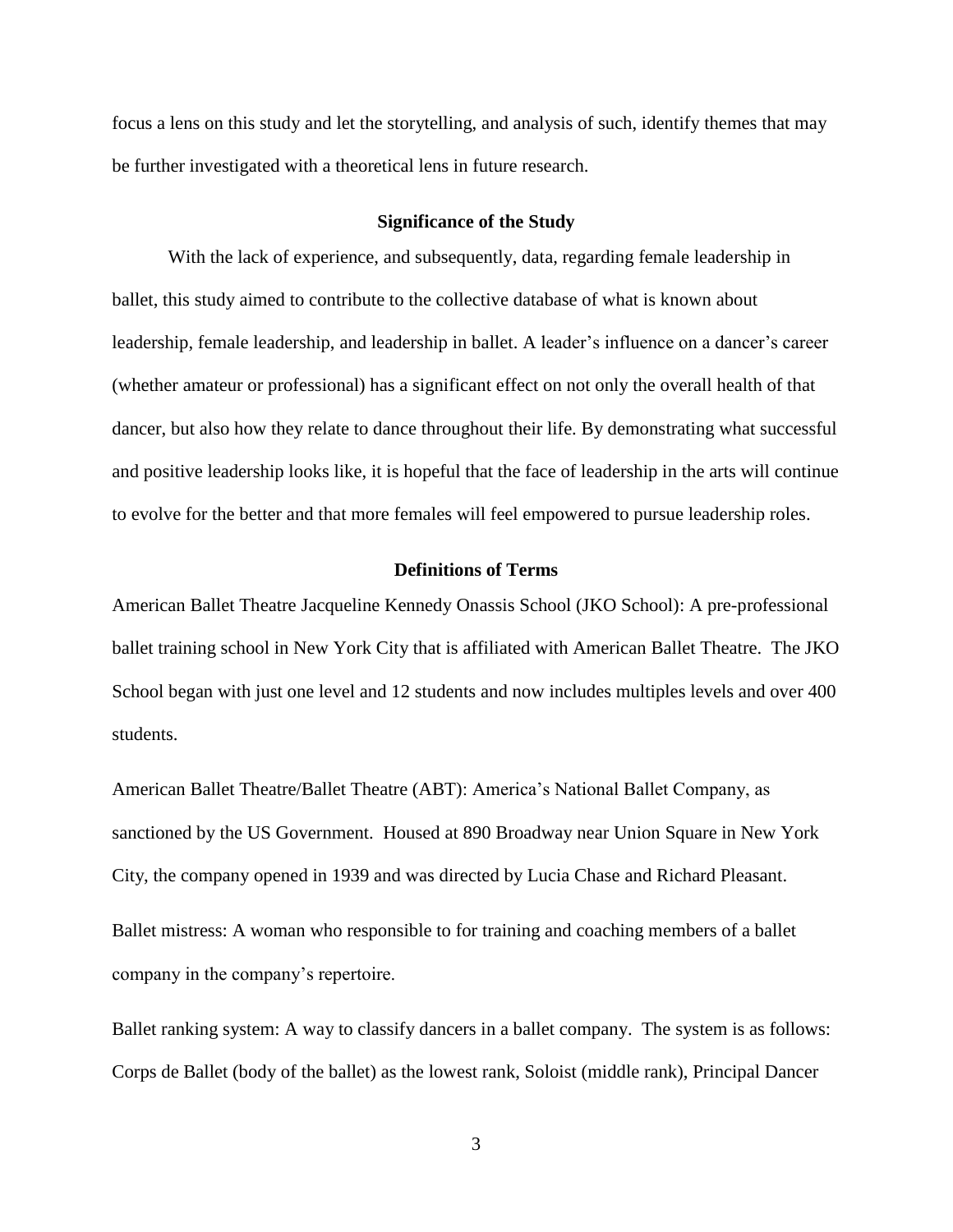focus a lens on this study and let the storytelling, and analysis of such, identify themes that may be further investigated with a theoretical lens in future research.

## Significance of the Study

With the lack of experience, and subsequently, data, regarding female leadership in ballet, this study aimed to contribute to the collective database of what is known about leadership, female leadership, and leadership in ballet. A leader's influence on a dancer's career (whether amateur or professional) has a significant effect on not only the overall health of that dancer, but also how they relate to dance throughout their life. By demonstrating what successful and positive leadership looks like, it is hopeful that the face of leadership in the arts will continue to evolve for the better and that more females will feel empowered to pursue leadership roles.

## Definitions of Terms

American Ballet Theatre Jacqueline Kennedy Onassis School (JKO School): A pre-professional ballet training school in New York City that is affiliated with American Ballet Theatre. The JKO School began with just one level and 12 students and now includes multiples levels and over 400 students.

American Ballet Theatre/Ballet Theatre (ABT): America's National Ballet Company, as sanctioned by the US Government. Housed at 890 Broadway near Union Square in New York City, the company opened in 1939 and was directed by Lucia Chase and Richard Pleasant.

Ballet mistress: A woman who responsible to for training and coaching members of a ballet company in the company's repertoire.

Ballet ranking system: A way to classify dancers in a ballet company. The system is as follows: Corps de Ballet (body of the ballet) as the lowest rank, Soloist (middle rank), Principal Dancer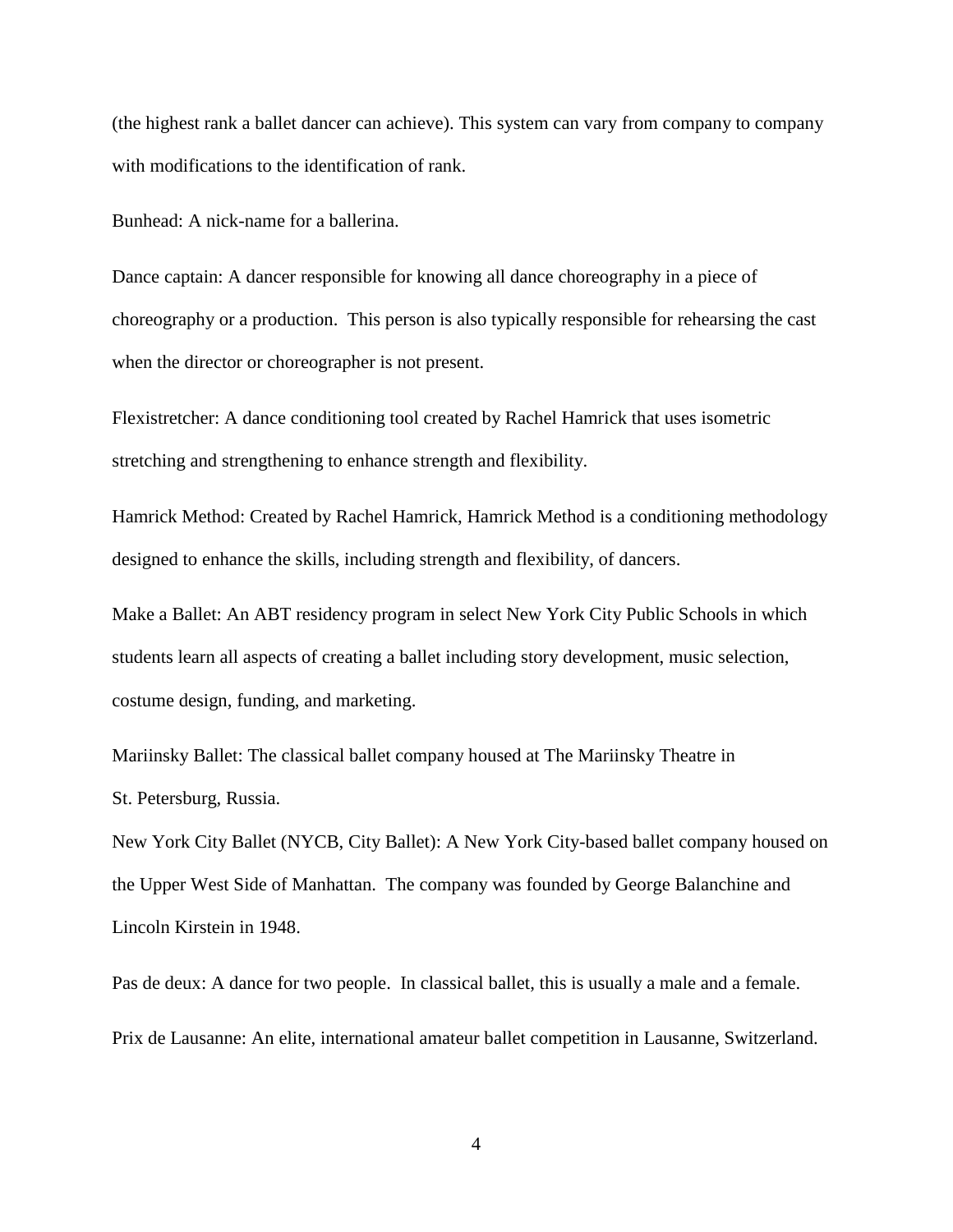(the highest rank a ballet dancer can achieve). This system can vary from company to company with modifications to the identification of rank.

Bunhead: A nick-name for a ballerina.

Dance captain: A dancer responsible for knowing all dance choreography in a piece of choreography or a production.  This person is also typically responsible for rehearsing the cast when the director or choreographer is not present.

Flexistretcher: A dance conditioning tool created by Rachel Hamrick that uses isometric stretching and strengthening to enhance strength and flexibility.

Hamrick Method: Created by Rachel Hamrick, Hamrick Method is a conditioning methodology designed to enhance the skills, including strength and flexibility, of dancers.

Make a Ballet: An ABT residency program in select New York City Public Schools in which students learn all aspects of creating a ballet including story development, music selection, costume design, funding, and marketing.

Mariinsky Ballet: The classical ballet company housed at The Mariinsky Theatre in St. Petersburg, Russia.

New York City Ballet (NYCB, City Ballet): A New York City-based ballet company housed on the Upper West Side of Manhattan.  The company was founded by George Balanchine and Lincoln Kirstein in 1948.

Pas de deux: A dance for two people.  In classical ballet, this is usually a male and a female.

Prix de Lausanne: An elite, international amateur ballet competition in Lausanne, Switzerland.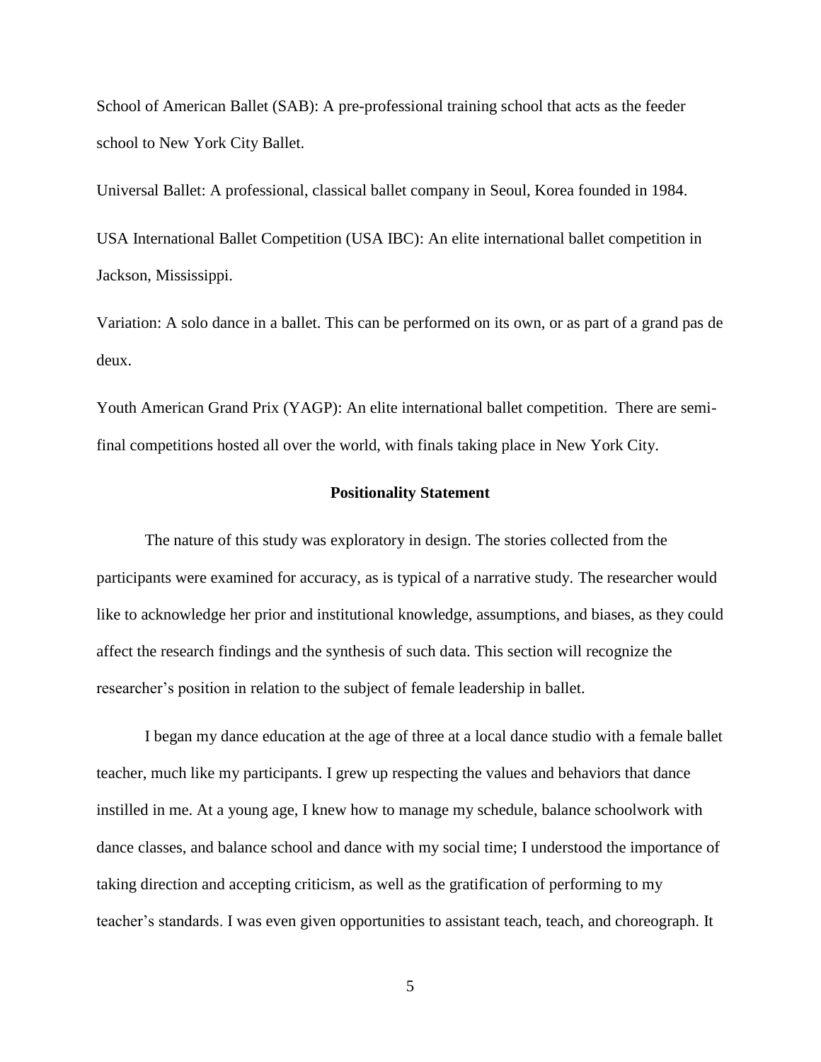School of American Ballet (SAB): A pre-professional training school that acts as the feeder school to New York City Ballet.

Universal Ballet: A professional, classical ballet company in Seoul, Korea founded in 1984.

USA International Ballet Competition (USA IBC): An elite international ballet competition in Jackson, Mississippi.

Variation: A solo dance in a ballet. This can be performed on its own, or as part of a grand pas de deux.

Youth American Grand Prix (YAGP): An elite international ballet competition. There are semi-final competitions hosted all over the world, with finals taking place in New York City.

## Positionality Statement

The nature of this study was exploratory in design. The stories collected from the participants were examined for accuracy, as is typical of a narrative study. The researcher would like to acknowledge her prior and institutional knowledge, assumptions, and biases, as they could affect the research findings and the synthesis of such data. This section will recognize the researcher's position in relation to the subject of female leadership in ballet.

I began my dance education at the age of three at a local dance studio with a female ballet teacher, much like my participants. I grew up respecting the values and behaviors that dance instilled in me. At a young age, I knew how to manage my schedule, balance schoolwork with dance classes, and balance school and dance with my social time; I understood the importance of taking direction and accepting criticism, as well as the gratification of performing to my teacher's standards. I was even given opportunities to assistant teach, teach, and choreograph. It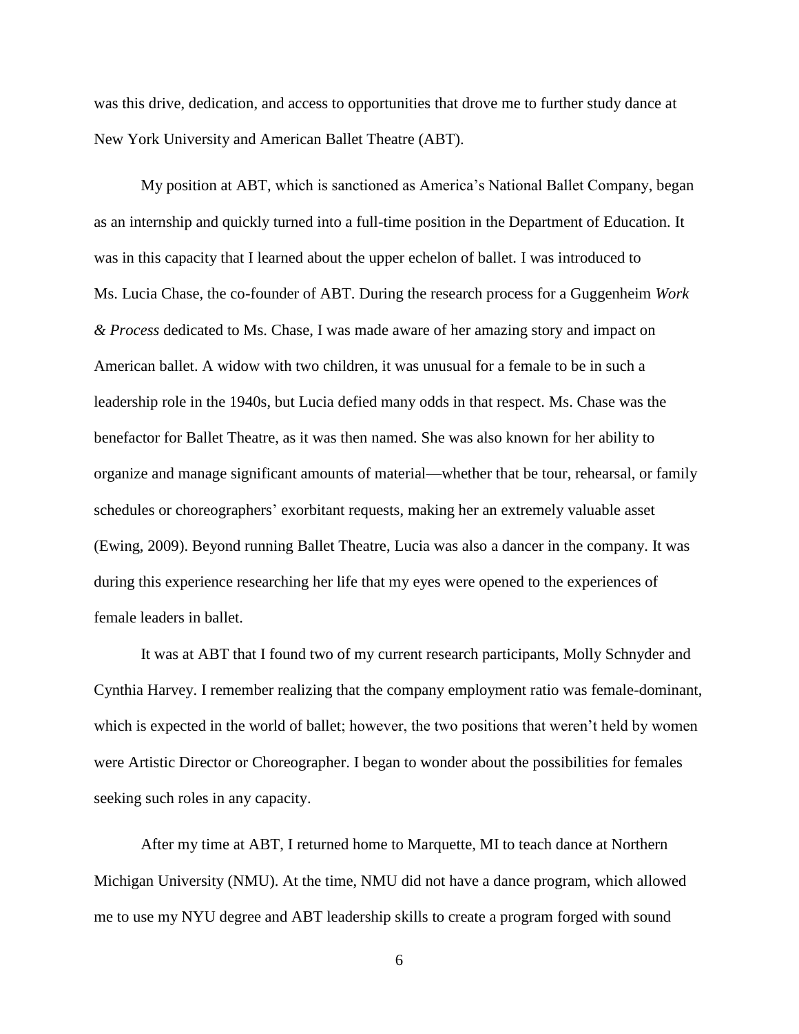was this drive, dedication, and access to opportunities that drove me to further study dance at New York University and American Ballet Theatre (ABT).

My position at ABT, which is sanctioned as America's National Ballet Company, began as an internship and quickly turned into a full-time position in the Department of Education. It was in this capacity that I learned about the upper echelon of ballet. I was introduced to Ms. Lucia Chase, the co-founder of ABT. During the research process for a Guggenheim *Work & Process* dedicated to Ms. Chase, I was made aware of her amazing story and impact on American ballet. A widow with two children, it was unusual for a female to be in such a leadership role in the 1940s, but Lucia defied many odds in that respect. Ms. Chase was the benefactor for Ballet Theatre, as it was then named. She was also known for her ability to organize and manage significant amounts of material—whether that be tour, rehearsal, or family schedules or choreographers' exorbitant requests, making her an extremely valuable asset (Ewing, 2009). Beyond running Ballet Theatre, Lucia was also a dancer in the company. It was during this experience researching her life that my eyes were opened to the experiences of female leaders in ballet.

It was at ABT that I found two of my current research participants, Molly Schnyder and Cynthia Harvey. I remember realizing that the company employment ratio was female-dominant, which is expected in the world of ballet; however, the two positions that weren't held by women were Artistic Director or Choreographer. I began to wonder about the possibilities for females seeking such roles in any capacity.

After my time at ABT, I returned home to Marquette, MI to teach dance at Northern Michigan University (NMU). At the time, NMU did not have a dance program, which allowed me to use my NYU degree and ABT leadership skills to create a program forged with sound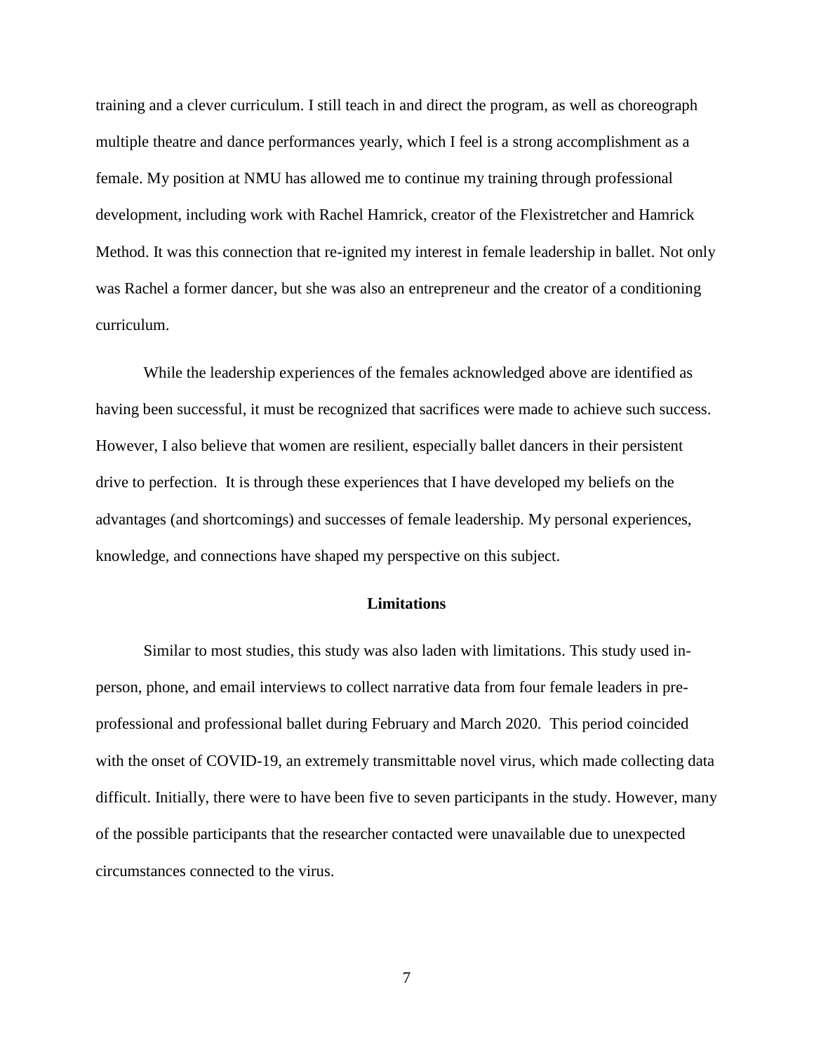training and a clever curriculum. I still teach in and direct the program, as well as choreograph multiple theatre and dance performances yearly, which I feel is a strong accomplishment as a female. My position at NMU has allowed me to continue my training through professional development, including work with Rachel Hamrick, creator of the Flexistretcher and Hamrick Method. It was this connection that re-ignited my interest in female leadership in ballet. Not only was Rachel a former dancer, but she was also an entrepreneur and the creator of a conditioning curriculum.

While the leadership experiences of the females acknowledged above are identified as having been successful, it must be recognized that sacrifices were made to achieve such success. However, I also believe that women are resilient, especially ballet dancers in their persistent drive to perfection. It is through these experiences that I have developed my beliefs on the advantages (and shortcomings) and successes of female leadership. My personal experiences, knowledge, and connections have shaped my perspective on this subject.

## Limitations

Similar to most studies, this study was also laden with limitations. This study used in-person, phone, and email interviews to collect narrative data from four female leaders in pre-professional and professional ballet during February and March 2020. This period coincided with the onset of COVID-19, an extremely transmittable novel virus, which made collecting data difficult. Initially, there were to have been five to seven participants in the study. However, many of the possible participants that the researcher contacted were unavailable due to unexpected circumstances connected to the virus.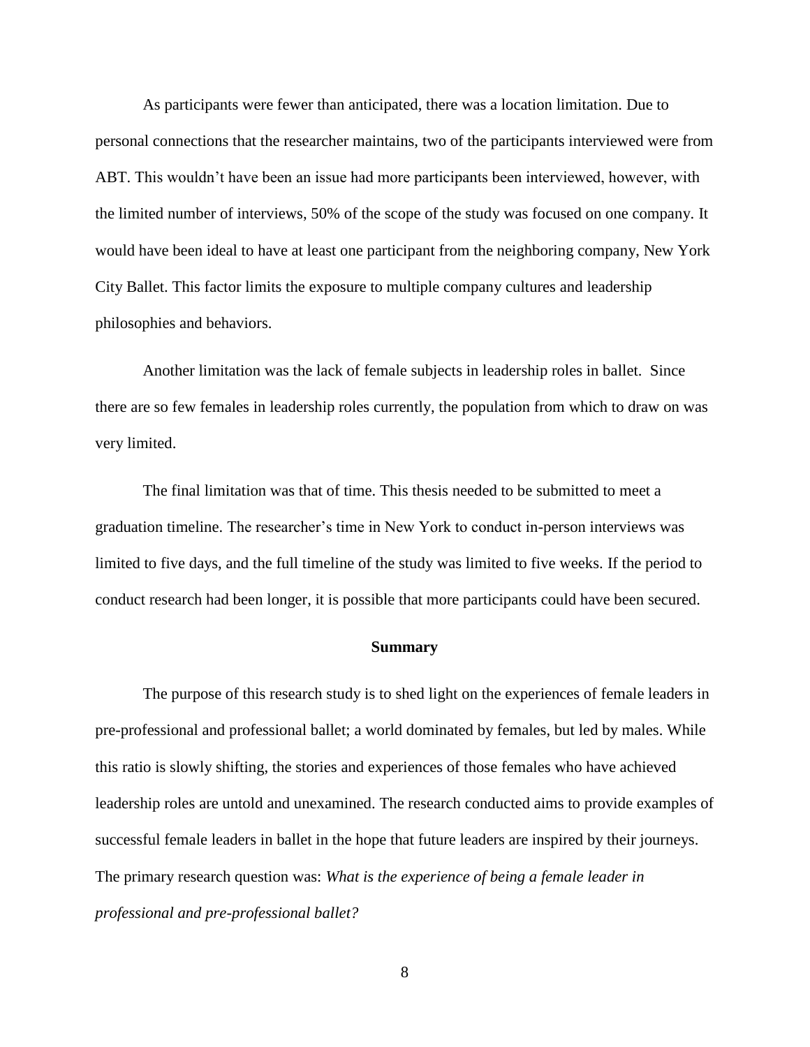As participants were fewer than anticipated, there was a location limitation. Due to personal connections that the researcher maintains, two of the participants interviewed were from ABT. This wouldn't have been an issue had more participants been interviewed, however, with the limited number of interviews, 50% of the scope of the study was focused on one company. It would have been ideal to have at least one participant from the neighboring company, New York City Ballet. This factor limits the exposure to multiple company cultures and leadership philosophies and behaviors.

Another limitation was the lack of female subjects in leadership roles in ballet. Since there are so few females in leadership roles currently, the population from which to draw on was very limited.

The final limitation was that of time. This thesis needed to be submitted to meet a graduation timeline. The researcher's time in New York to conduct in-person interviews was limited to five days, and the full timeline of the study was limited to five weeks. If the period to conduct research had been longer, it is possible that more participants could have been secured.

## Summary

The purpose of this research study is to shed light on the experiences of female leaders in pre-professional and professional ballet; a world dominated by females, but led by males. While this ratio is slowly shifting, the stories and experiences of those females who have achieved leadership roles are untold and unexamined. The research conducted aims to provide examples of successful female leaders in ballet in the hope that future leaders are inspired by their journeys. The primary research question was: ***What is the experience of being a female leader in professional and pre-professional ballet?***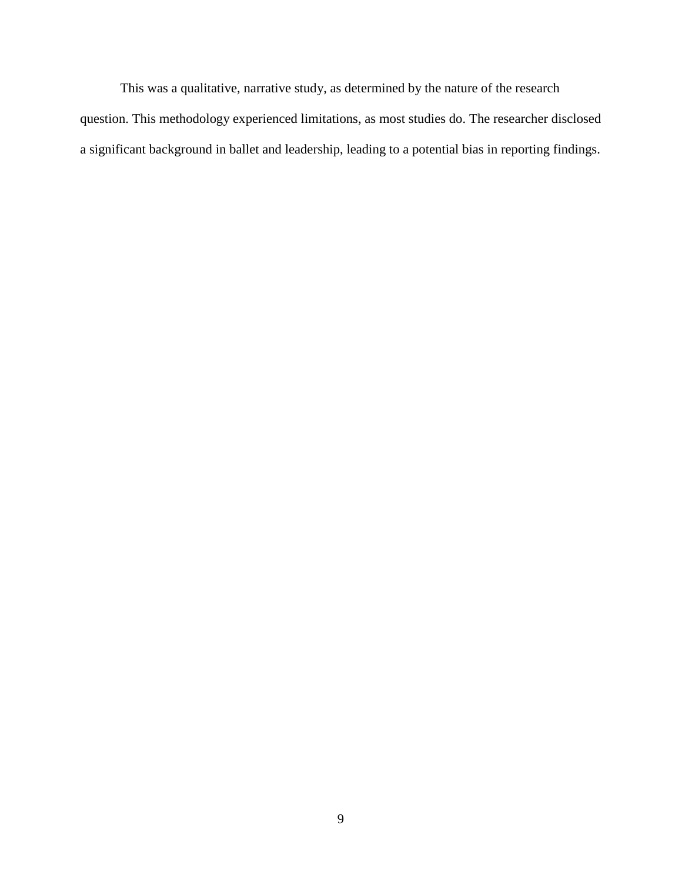This was a qualitative, narrative study, as determined by the nature of the research question. This methodology experienced limitations, as most studies do. The researcher disclosed a significant background in ballet and leadership, leading to a potential bias in reporting findings.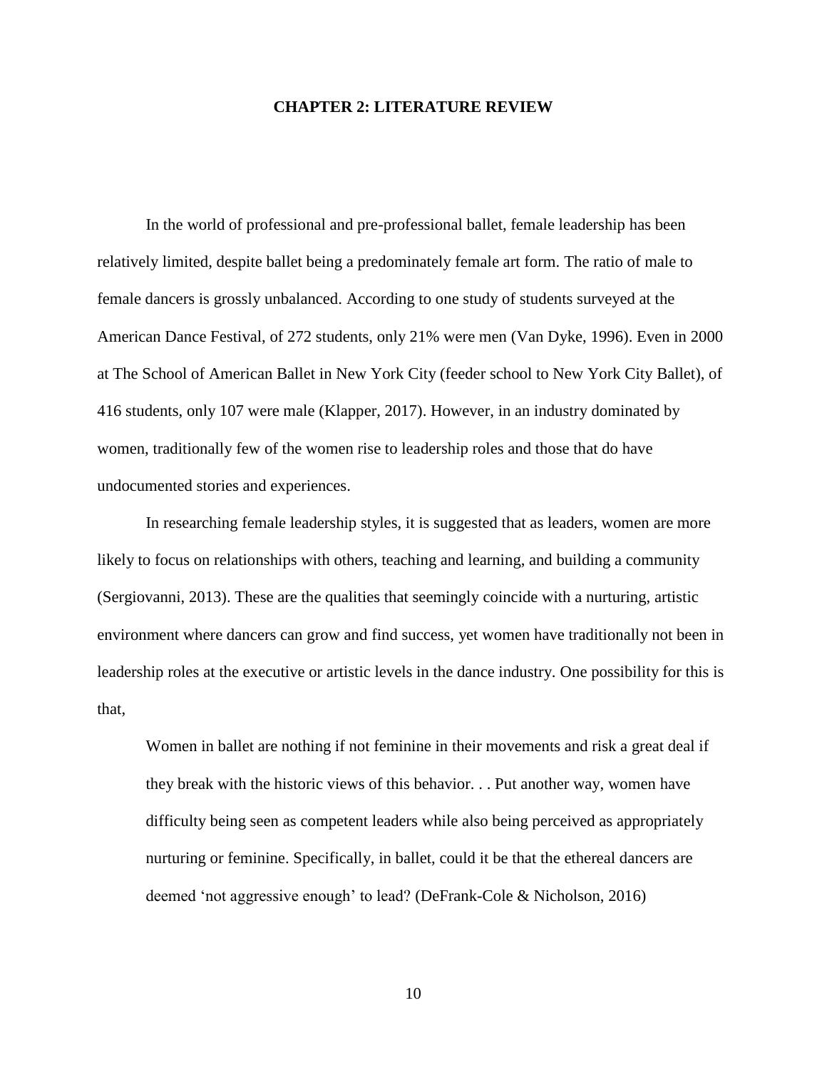# CHAPTER 2: LITERATURE REVIEW

In the world of professional and pre-professional ballet, female leadership has been relatively limited, despite ballet being a predominately female art form. The ratio of male to female dancers is grossly unbalanced. According to one study of students surveyed at the American Dance Festival, of 272 students, only 21% were men (Van Dyke, 1996). Even in 2000 at The School of American Ballet in New York City (feeder school to New York City Ballet), of 416 students, only 107 were male (Klapper, 2017). However, in an industry dominated by women, traditionally few of the women rise to leadership roles and those that do have undocumented stories and experiences.

In researching female leadership styles, it is suggested that as leaders, women are more likely to focus on relationships with others, teaching and learning, and building a community (Sergiovanni, 2013). These are the qualities that seemingly coincide with a nurturing, artistic environment where dancers can grow and find success, yet women have traditionally not been in leadership roles at the executive or artistic levels in the dance industry. One possibility for this is that,

> Women in ballet are nothing if not feminine in their movements and risk a great deal if they break with the historic views of this behavior. . . Put another way, women have difficulty being seen as competent leaders while also being perceived as appropriately nurturing or feminine. Specifically, in ballet, could it be that the ethereal dancers are deemed 'not aggressive enough' to lead? (DeFrank-Cole & Nicholson, 2016)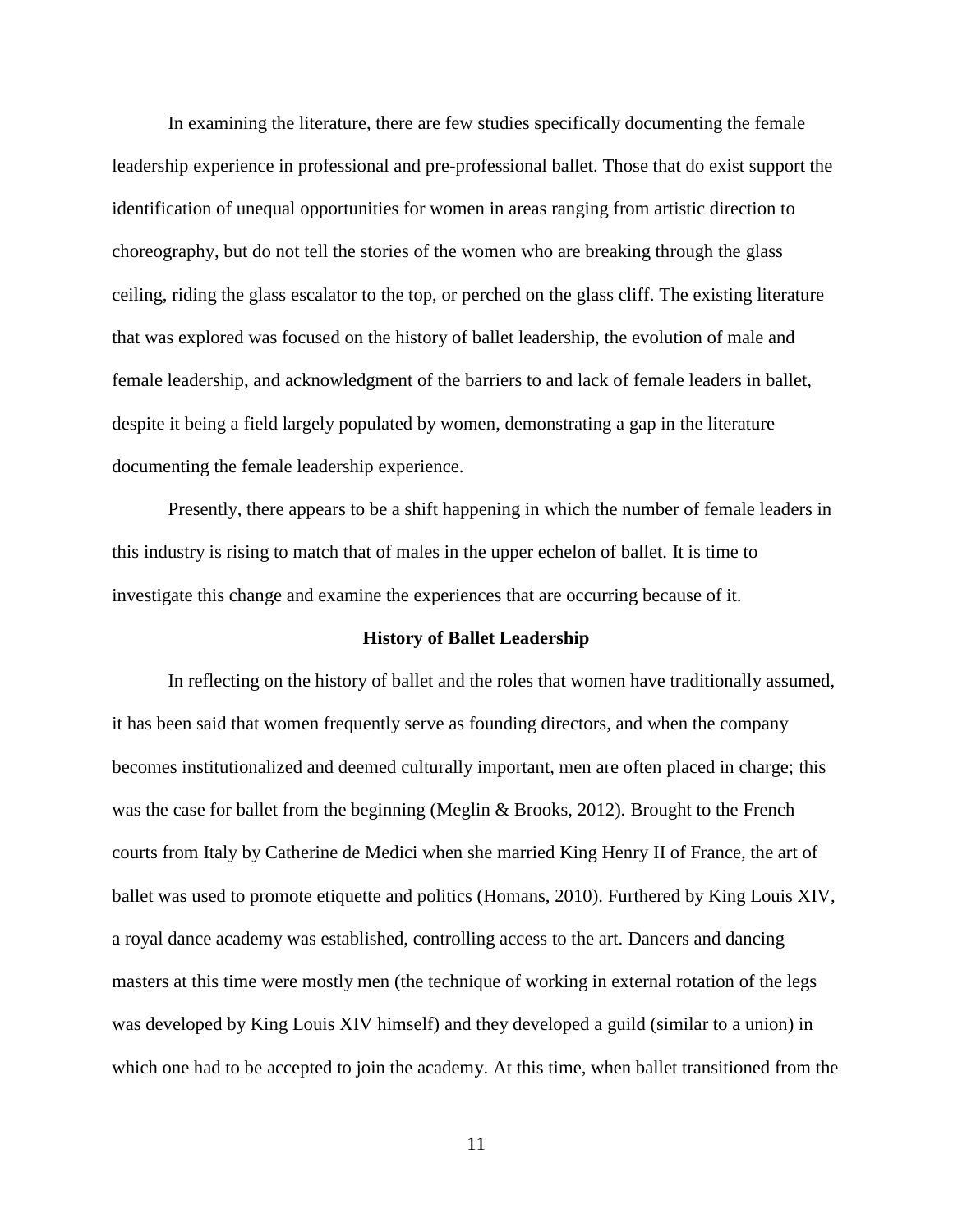In examining the literature, there are few studies specifically documenting the female leadership experience in professional and pre-professional ballet. Those that do exist support the identification of unequal opportunities for women in areas ranging from artistic direction to choreography, but do not tell the stories of the women who are breaking through the glass ceiling, riding the glass escalator to the top, or perched on the glass cliff. The existing literature that was explored was focused on the history of ballet leadership, the evolution of male and female leadership, and acknowledgment of the barriers to and lack of female leaders in ballet, despite it being a field largely populated by women, demonstrating a gap in the literature documenting the female leadership experience.

Presently, there appears to be a shift happening in which the number of female leaders in this industry is rising to match that of males in the upper echelon of ballet. It is time to investigate this change and examine the experiences that are occurring because of it.

## History of Ballet Leadership

In reflecting on the history of ballet and the roles that women have traditionally assumed, it has been said that women frequently serve as founding directors, and when the company becomes institutionalized and deemed culturally important, men are often placed in charge; this was the case for ballet from the beginning (Meglin & Brooks, 2012). Brought to the French courts from Italy by Catherine de Medici when she married King Henry II of France, the art of ballet was used to promote etiquette and politics (Homans, 2010). Furthered by King Louis XIV, a royal dance academy was established, controlling access to the art. Dancers and dancing masters at this time were mostly men (the technique of working in external rotation of the legs was developed by King Louis XIV himself) and they developed a guild (similar to a union) in which one had to be accepted to join the academy. At this time, when ballet transitioned from the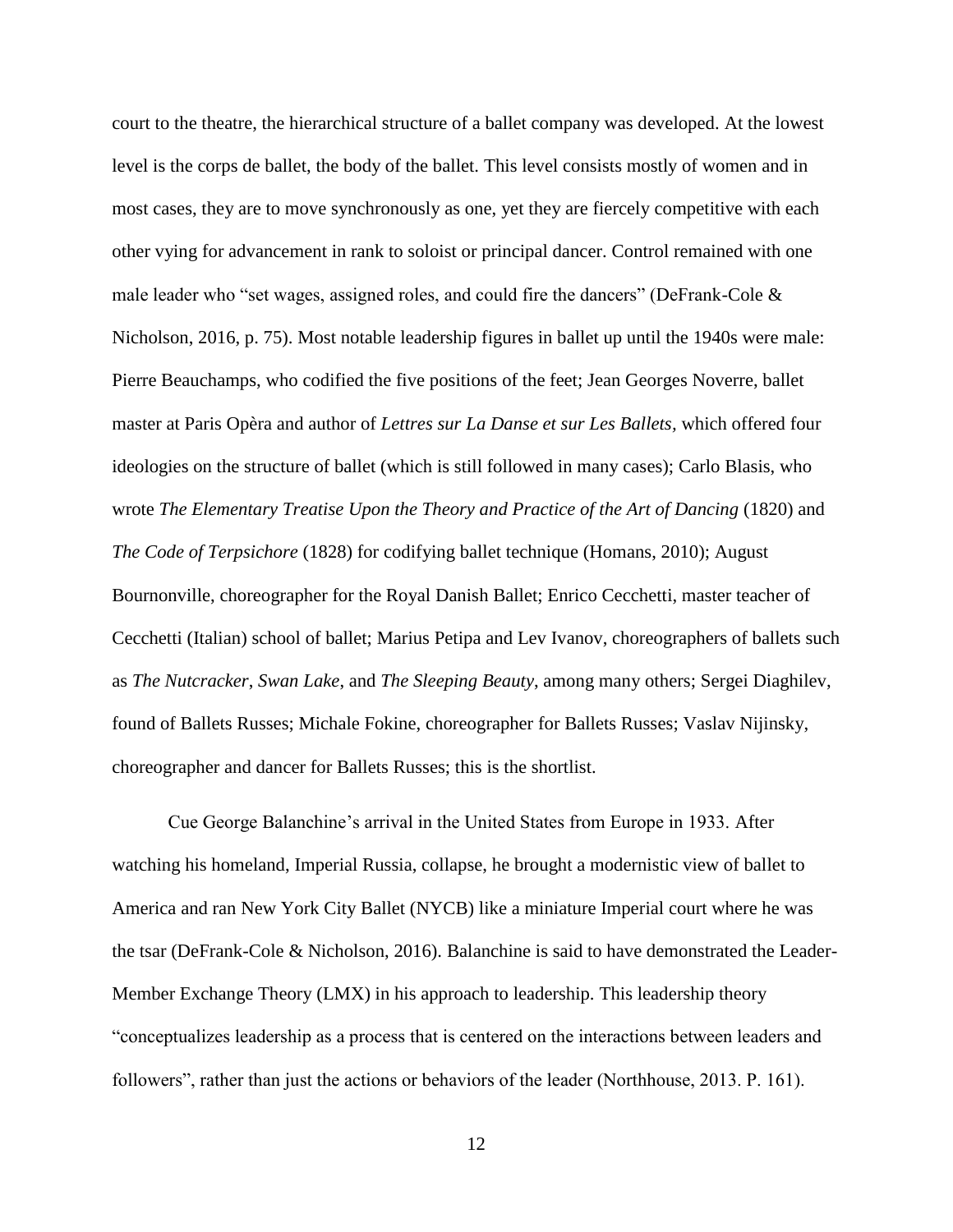court to the theatre, the hierarchical structure of a ballet company was developed. At the lowest level is the corps de ballet, the body of the ballet. This level consists mostly of women and in most cases, they are to move synchronously as one, yet they are fiercely competitive with each other vying for advancement in rank to soloist or principal dancer. Control remained with one male leader who "set wages, assigned roles, and could fire the dancers" (DeFrank-Cole & Nicholson, 2016, p. 75). Most notable leadership figures in ballet up until the 1940s were male: Pierre Beauchamps, who codified the five positions of the feet; Jean Georges Noverre, ballet master at Paris Opèra and author of *Lettres sur La Danse et sur Les Ballets,* which offered four ideologies on the structure of ballet (which is still followed in many cases); Carlo Blasis, who wrote *The Elementary Treatise Upon the Theory and Practice of the Art of Dancing* (1820) and *The Code of Terpsichore* (1828) for codifying ballet technique (Homans, 2010); August Bournonville, choreographer for the Royal Danish Ballet; Enrico Cecchetti, master teacher of Cecchetti (Italian) school of ballet; Marius Petipa and Lev Ivanov, choreographers of ballets such as *The Nutcracker*, *Swan Lake*, and *The Sleeping Beauty*, among many others; Sergei Diaghilev, found of Ballets Russes; Michale Fokine, choreographer for Ballets Russes; Vaslav Nijinsky, choreographer and dancer for Ballets Russes; this is the shortlist.

Cue George Balanchine's arrival in the United States from Europe in 1933. After watching his homeland, Imperial Russia, collapse, he brought a modernistic view of ballet to America and ran New York City Ballet (NYCB) like a miniature Imperial court where he was the tsar (DeFrank-Cole & Nicholson, 2016). Balanchine is said to have demonstrated the Leader-Member Exchange Theory (LMX) in his approach to leadership. This leadership theory "conceptualizes leadership as a process that is centered on the interactions between leaders and followers", rather than just the actions or behaviors of the leader (Northhouse, 2013. P. 161).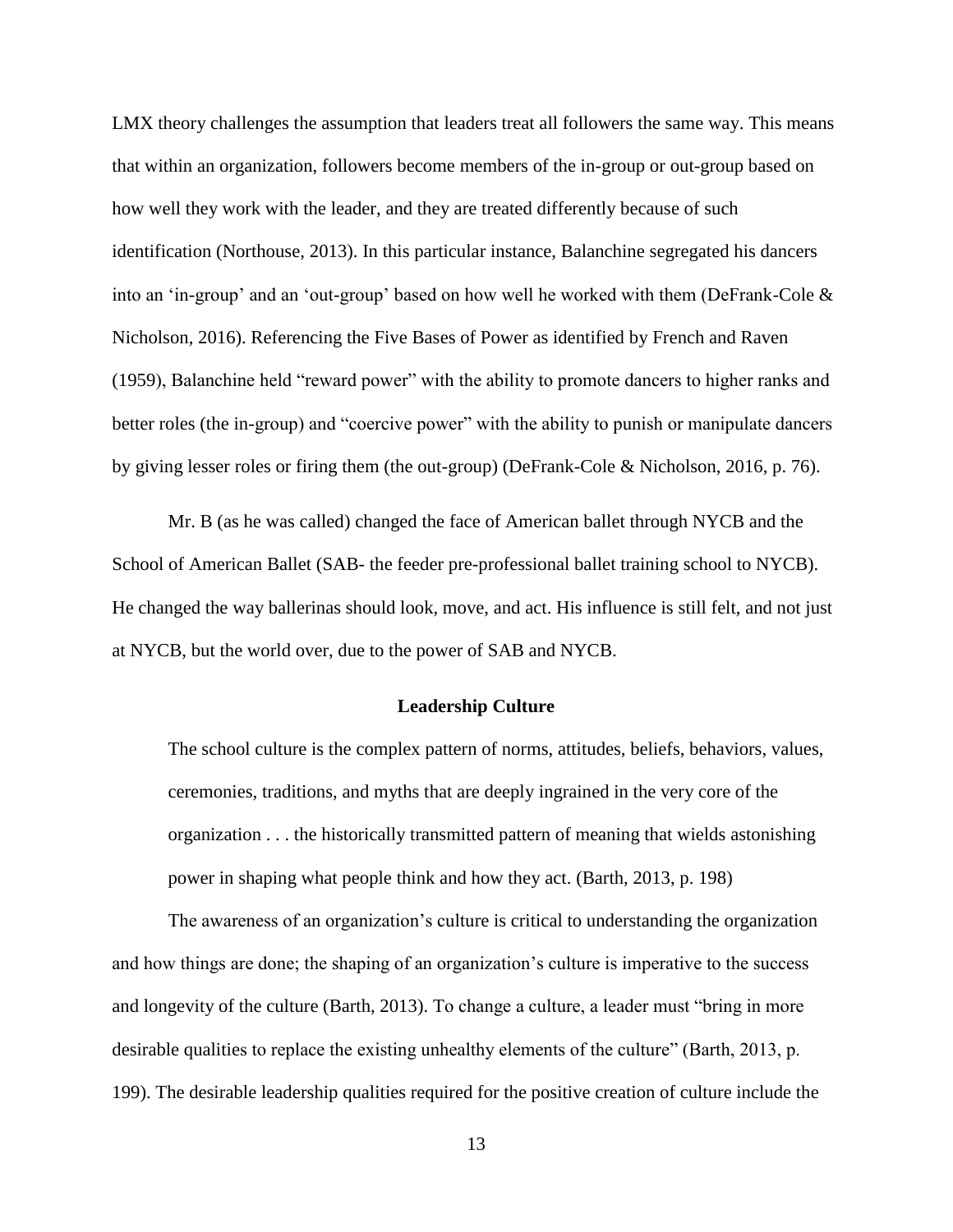LMX theory challenges the assumption that leaders treat all followers the same way. This means that within an organization, followers become members of the in-group or out-group based on how well they work with the leader, and they are treated differently because of such identification (Northouse, 2013). In this particular instance, Balanchine segregated his dancers into an 'in-group' and an 'out-group' based on how well he worked with them (DeFrank-Cole & Nicholson, 2016). Referencing the Five Bases of Power as identified by French and Raven (1959), Balanchine held "reward power" with the ability to promote dancers to higher ranks and better roles (the in-group) and "coercive power" with the ability to punish or manipulate dancers by giving lesser roles or firing them (the out-group) (DeFrank-Cole & Nicholson, 2016, p. 76).

Mr. B (as he was called) changed the face of American ballet through NYCB and the School of American Ballet (SAB- the feeder pre-professional ballet training school to NYCB). He changed the way ballerinas should look, move, and act. His influence is still felt, and not just at NYCB, but the world over, due to the power of SAB and NYCB.

## Leadership Culture

> The school culture is the complex pattern of norms, attitudes, beliefs, behaviors, values, ceremonies, traditions, and myths that are deeply ingrained in the very core of the organization . . . the historically transmitted pattern of meaning that wields astonishing power in shaping what people think and how they act. (Barth, 2013, p. 198)

The awareness of an organization's culture is critical to understanding the organization and how things are done; the shaping of an organization's culture is imperative to the success and longevity of the culture (Barth, 2013). To change a culture, a leader must "bring in more desirable qualities to replace the existing unhealthy elements of the culture" (Barth, 2013, p. 199). The desirable leadership qualities required for the positive creation of culture include the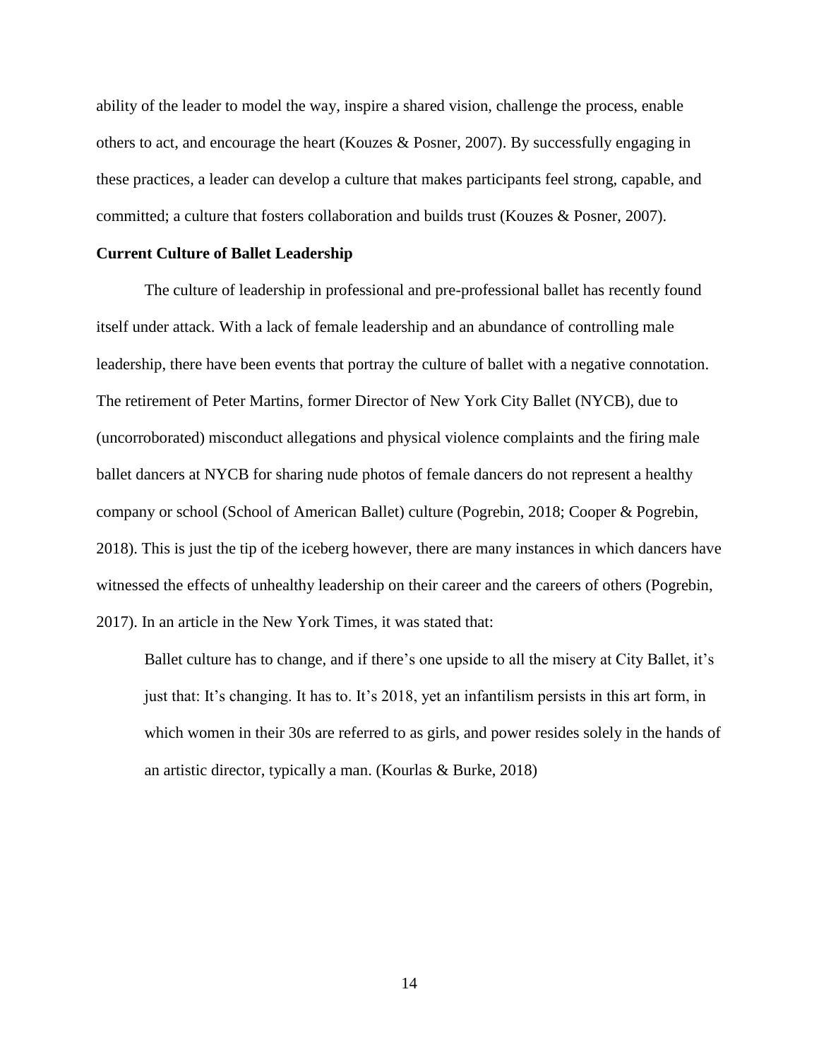ability of the leader to model the way, inspire a shared vision, challenge the process, enable others to act, and encourage the heart (Kouzes & Posner, 2007). By successfully engaging in these practices, a leader can develop a culture that makes participants feel strong, capable, and committed; a culture that fosters collaboration and builds trust (Kouzes & Posner, 2007).

**Current Culture of Ballet Leadership**

The culture of leadership in professional and pre-professional ballet has recently found itself under attack. With a lack of female leadership and an abundance of controlling male leadership, there have been events that portray the culture of ballet with a negative connotation. The retirement of Peter Martins, former Director of New York City Ballet (NYCB), due to (uncorroborated) misconduct allegations and physical violence complaints and the firing male ballet dancers at NYCB for sharing nude photos of female dancers do not represent a healthy company or school (School of American Ballet) culture (Pogrebin, 2018; Cooper & Pogrebin, 2018). This is just the tip of the iceberg however, there are many instances in which dancers have witnessed the effects of unhealthy leadership on their career and the careers of others (Pogrebin, 2017). In an article in the New York Times, it was stated that:

> Ballet culture has to change, and if there's one upside to all the misery at City Ballet, it's just that: It's changing. It has to. It's 2018, yet an infantilism persists in this art form, in which women in their 30s are referred to as girls, and power resides solely in the hands of an artistic director, typically a man. (Kourlas & Burke, 2018)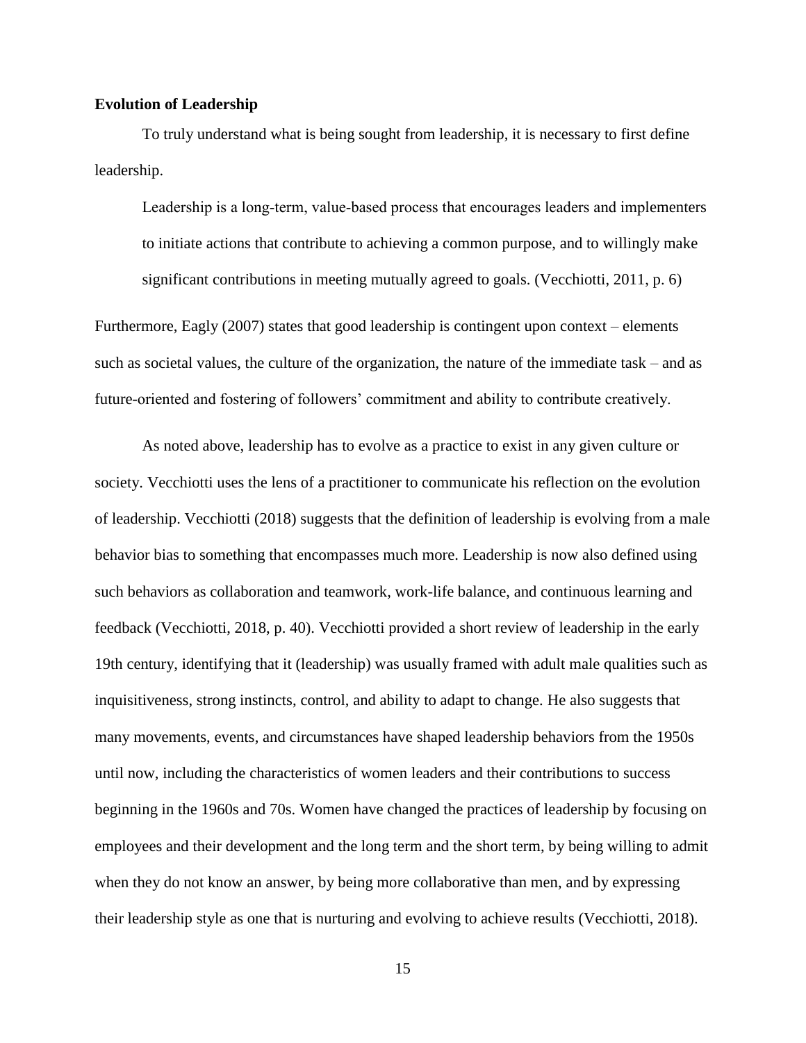**Evolution of Leadership**

To truly understand what is being sought from leadership, it is necessary to first define leadership.

> Leadership is a long-term, value-based process that encourages leaders and implementers to initiate actions that contribute to achieving a common purpose, and to willingly make significant contributions in meeting mutually agreed to goals. (Vecchiotti, 2011, p. 6)

Furthermore, Eagly (2007) states that good leadership is contingent upon context – elements such as societal values, the culture of the organization, the nature of the immediate task – and as future-oriented and fostering of followers' commitment and ability to contribute creatively.

As noted above, leadership has to evolve as a practice to exist in any given culture or society. Vecchiotti uses the lens of a practitioner to communicate his reflection on the evolution of leadership. Vecchiotti (2018) suggests that the definition of leadership is evolving from a male behavior bias to something that encompasses much more. Leadership is now also defined using such behaviors as collaboration and teamwork, work-life balance, and continuous learning and feedback (Vecchiotti, 2018, p. 40). Vecchiotti provided a short review of leadership in the early 19th century, identifying that it (leadership) was usually framed with adult male qualities such as inquisitiveness, strong instincts, control, and ability to adapt to change. He also suggests that many movements, events, and circumstances have shaped leadership behaviors from the 1950s until now, including the characteristics of women leaders and their contributions to success beginning in the 1960s and 70s. Women have changed the practices of leadership by focusing on employees and their development and the long term and the short term, by being willing to admit when they do not know an answer, by being more collaborative than men, and by expressing their leadership style as one that is nurturing and evolving to achieve results (Vecchiotti, 2018).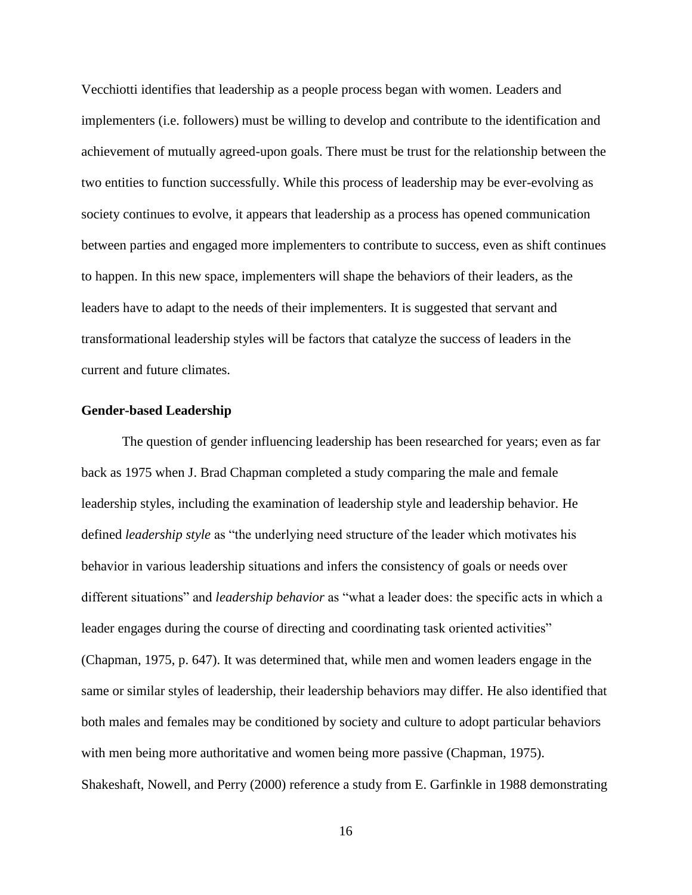Vecchiotti identifies that leadership as a people process began with women. Leaders and implementers (i.e. followers) must be willing to develop and contribute to the identification and achievement of mutually agreed-upon goals. There must be trust for the relationship between the two entities to function successfully. While this process of leadership may be ever-evolving as society continues to evolve, it appears that leadership as a process has opened communication between parties and engaged more implementers to contribute to success, even as shift continues to happen. In this new space, implementers will shape the behaviors of their leaders, as the leaders have to adapt to the needs of their implementers. It is suggested that servant and transformational leadership styles will be factors that catalyze the success of leaders in the current and future climates.

**Gender-based Leadership**

The question of gender influencing leadership has been researched for years; even as far back as 1975 when J. Brad Chapman completed a study comparing the male and female leadership styles, including the examination of leadership style and leadership behavior. He defined *leadership style* as "the underlying need structure of the leader which motivates his behavior in various leadership situations and infers the consistency of goals or needs over different situations" and *leadership behavior* as "what a leader does: the specific acts in which a leader engages during the course of directing and coordinating task oriented activities" (Chapman, 1975, p. 647). It was determined that, while men and women leaders engage in the same or similar styles of leadership, their leadership behaviors may differ. He also identified that both males and females may be conditioned by society and culture to adopt particular behaviors with men being more authoritative and women being more passive (Chapman, 1975). Shakeshaft, Nowell, and Perry (2000) reference a study from E. Garfinkle in 1988 demonstrating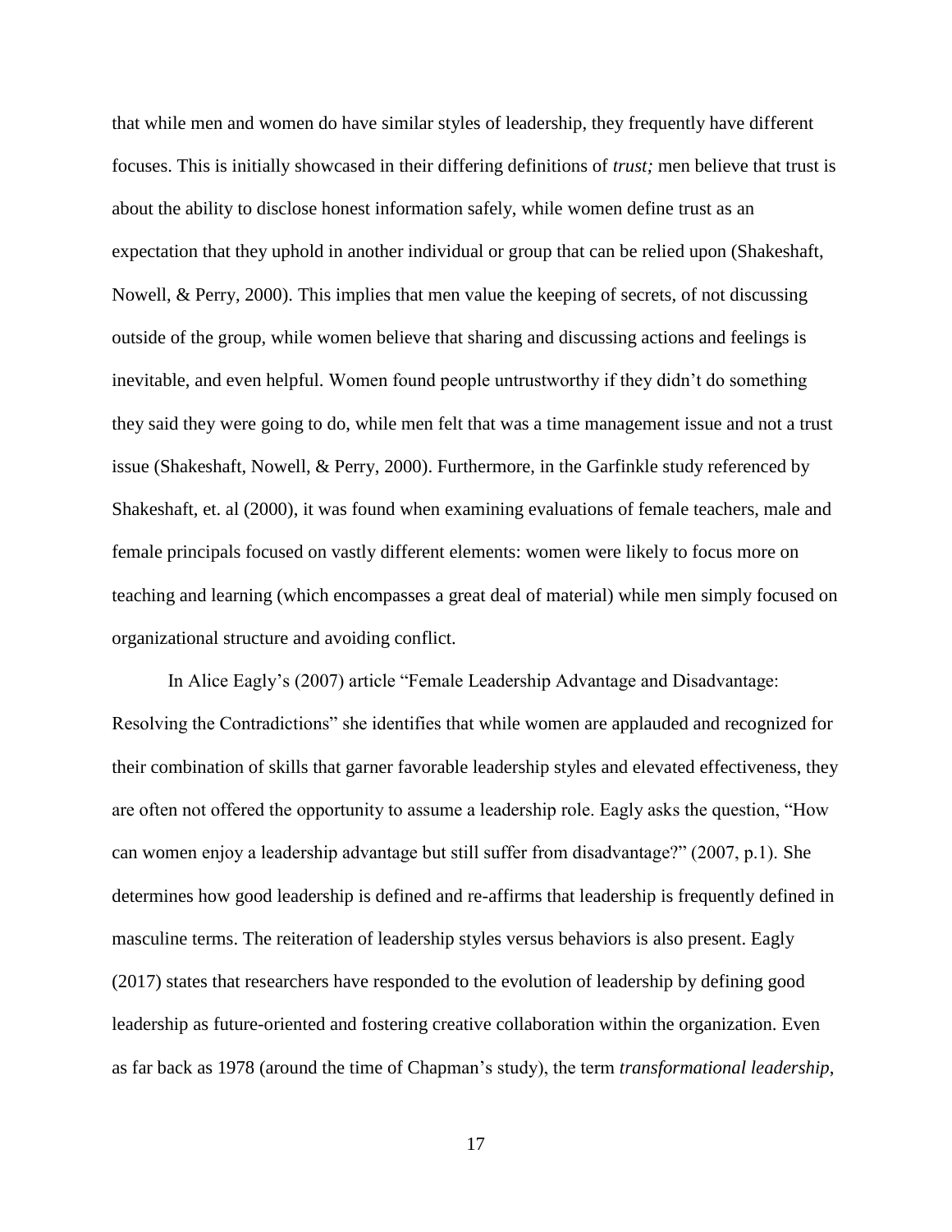that while men and women do have similar styles of leadership, they frequently have different focuses. This is initially showcased in their differing definitions of *trust;* men believe that trust is about the ability to disclose honest information safely, while women define trust as an expectation that they uphold in another individual or group that can be relied upon (Shakeshaft, Nowell, & Perry, 2000). This implies that men value the keeping of secrets, of not discussing outside of the group, while women believe that sharing and discussing actions and feelings is inevitable, and even helpful. Women found people untrustworthy if they didn't do something they said they were going to do, while men felt that was a time management issue and not a trust issue (Shakeshaft, Nowell, & Perry, 2000). Furthermore, in the Garfinkle study referenced by Shakeshaft, et. al (2000), it was found when examining evaluations of female teachers, male and female principals focused on vastly different elements: women were likely to focus more on teaching and learning (which encompasses a great deal of material) while men simply focused on organizational structure and avoiding conflict.

In Alice Eagly's (2007) article "Female Leadership Advantage and Disadvantage: Resolving the Contradictions" she identifies that while women are applauded and recognized for their combination of skills that garner favorable leadership styles and elevated effectiveness, they are often not offered the opportunity to assume a leadership role. Eagly asks the question, "How can women enjoy a leadership advantage but still suffer from disadvantage?" (2007, p.1). She determines how good leadership is defined and re-affirms that leadership is frequently defined in masculine terms. The reiteration of leadership styles versus behaviors is also present. Eagly (2017) states that researchers have responded to the evolution of leadership by defining good leadership as future-oriented and fostering creative collaboration within the organization. Even as far back as 1978 (around the time of Chapman's study), the term *transformational leadership*,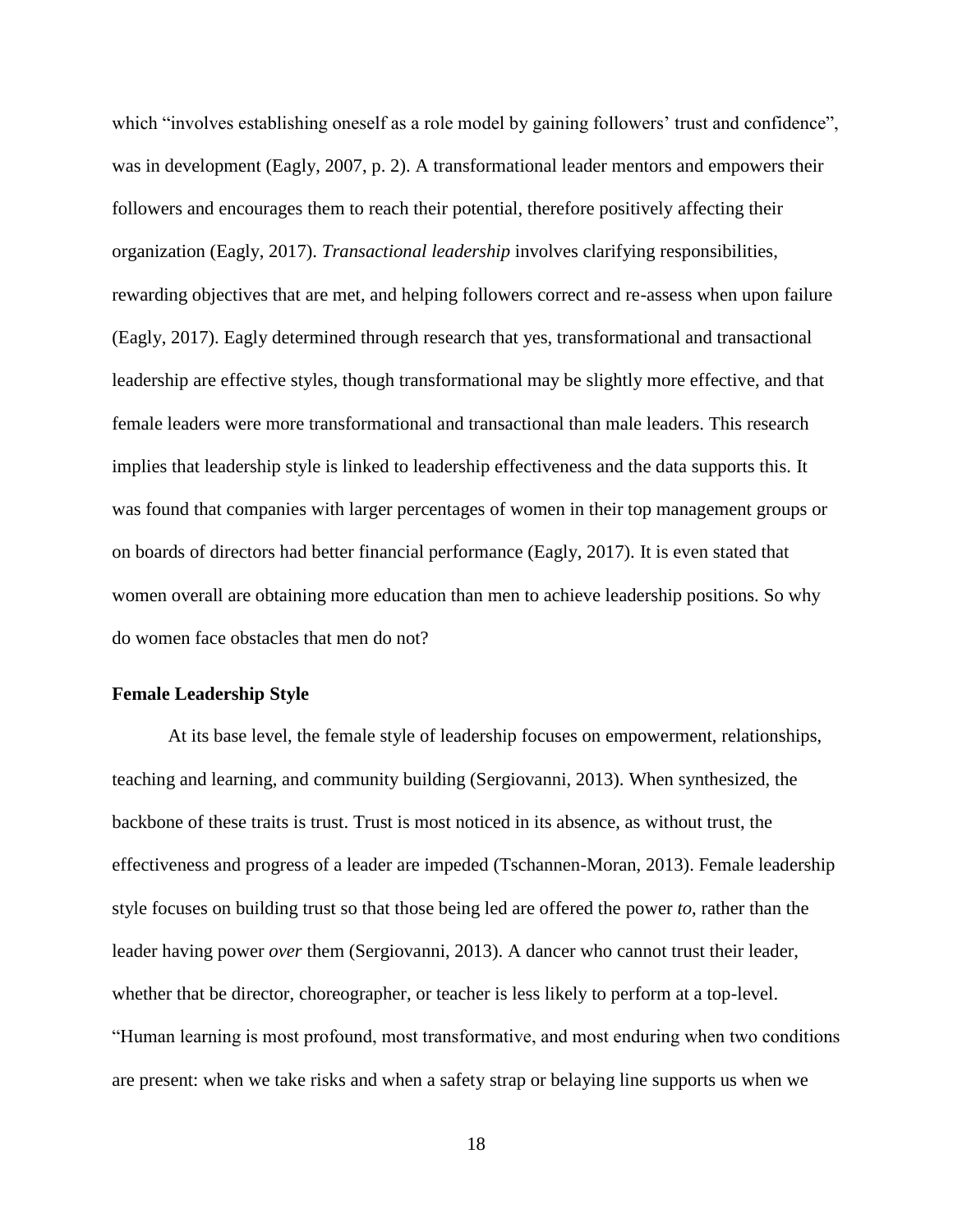which "involves establishing oneself as a role model by gaining followers' trust and confidence", was in development (Eagly, 2007, p. 2). A transformational leader mentors and empowers their followers and encourages them to reach their potential, therefore positively affecting their organization (Eagly, 2017). *Transactional leadership* involves clarifying responsibilities, rewarding objectives that are met, and helping followers correct and re-assess when upon failure (Eagly, 2017). Eagly determined through research that yes, transformational and transactional leadership are effective styles, though transformational may be slightly more effective, and that female leaders were more transformational and transactional than male leaders. This research implies that leadership style is linked to leadership effectiveness and the data supports this. It was found that companies with larger percentages of women in their top management groups or on boards of directors had better financial performance (Eagly, 2017). It is even stated that women overall are obtaining more education than men to achieve leadership positions. So why do women face obstacles that men do not?

**Female Leadership Style**

At its base level, the female style of leadership focuses on empowerment, relationships, teaching and learning, and community building (Sergiovanni, 2013). When synthesized, the backbone of these traits is trust. Trust is most noticed in its absence, as without trust, the effectiveness and progress of a leader are impeded (Tschannen-Moran, 2013). Female leadership style focuses on building trust so that those being led are offered the power *to*, rather than the leader having power *over* them (Sergiovanni, 2013). A dancer who cannot trust their leader, whether that be director, choreographer, or teacher is less likely to perform at a top-level. "Human learning is most profound, most transformative, and most enduring when two conditions are present: when we take risks and when a safety strap or belaying line supports us when we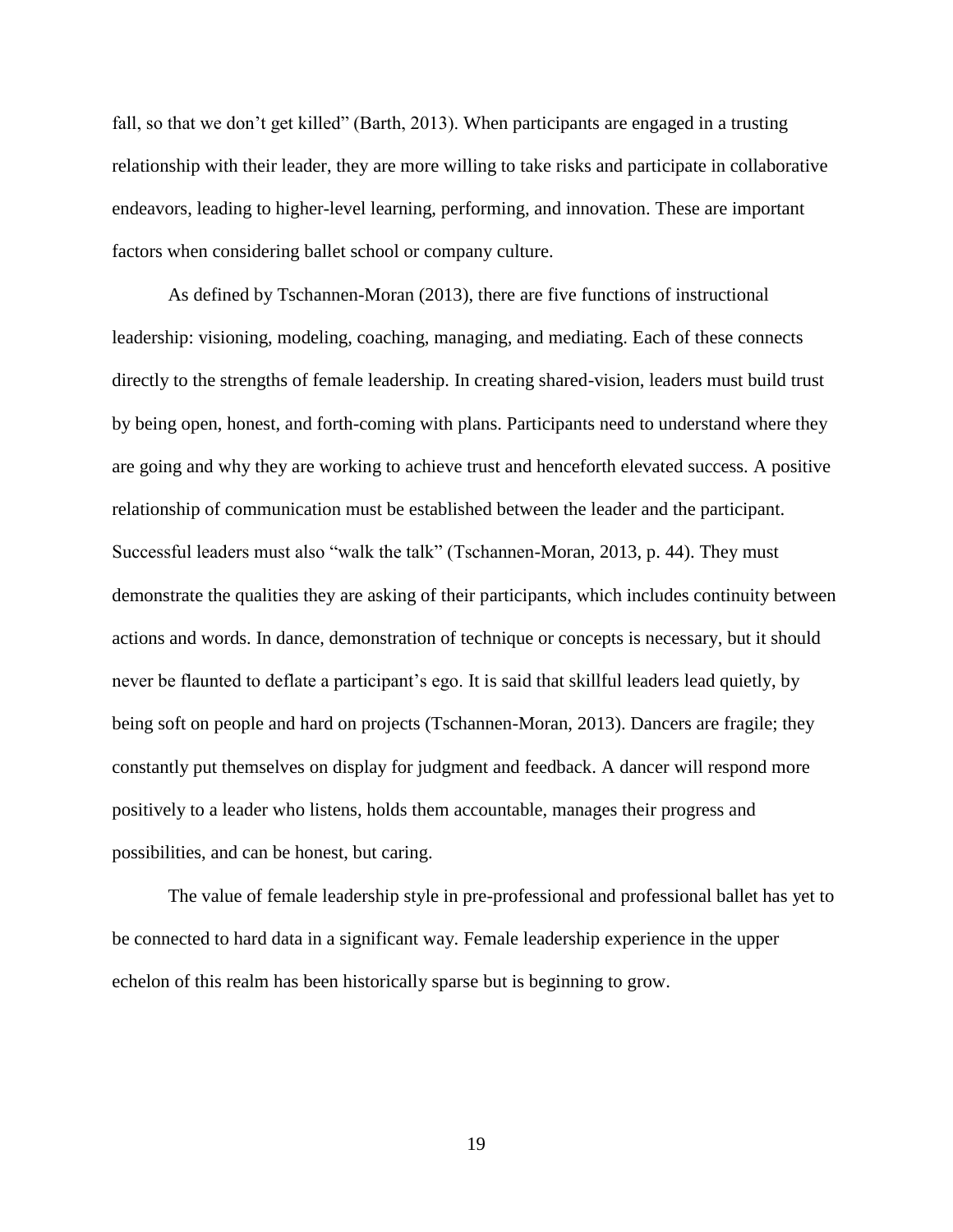fall, so that we don't get killed" (Barth, 2013). When participants are engaged in a trusting relationship with their leader, they are more willing to take risks and participate in collaborative endeavors, leading to higher-level learning, performing, and innovation. These are important factors when considering ballet school or company culture.

As defined by Tschannen-Moran (2013), there are five functions of instructional leadership: visioning, modeling, coaching, managing, and mediating. Each of these connects directly to the strengths of female leadership. In creating shared-vision, leaders must build trust by being open, honest, and forth-coming with plans. Participants need to understand where they are going and why they are working to achieve trust and henceforth elevated success. A positive relationship of communication must be established between the leader and the participant. Successful leaders must also "walk the talk" (Tschannen-Moran, 2013, p. 44). They must demonstrate the qualities they are asking of their participants, which includes continuity between actions and words. In dance, demonstration of technique or concepts is necessary, but it should never be flaunted to deflate a participant's ego. It is said that skillful leaders lead quietly, by being soft on people and hard on projects (Tschannen-Moran, 2013). Dancers are fragile; they constantly put themselves on display for judgment and feedback. A dancer will respond more positively to a leader who listens, holds them accountable, manages their progress and possibilities, and can be honest, but caring.

The value of female leadership style in pre-professional and professional ballet has yet to be connected to hard data in a significant way. Female leadership experience in the upper echelon of this realm has been historically sparse but is beginning to grow.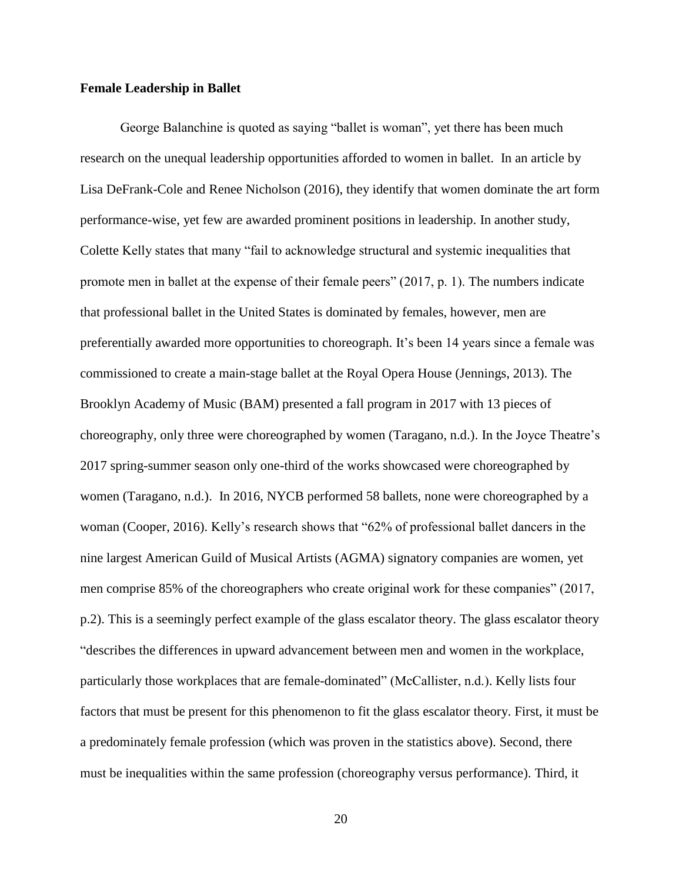**Female Leadership in Ballet**

George Balanchine is quoted as saying "ballet is woman", yet there has been much research on the unequal leadership opportunities afforded to women in ballet. In an article by Lisa DeFrank-Cole and Renee Nicholson (2016), they identify that women dominate the art form performance-wise, yet few are awarded prominent positions in leadership. In another study, Colette Kelly states that many "fail to acknowledge structural and systemic inequalities that promote men in ballet at the expense of their female peers" (2017, p. 1). The numbers indicate that professional ballet in the United States is dominated by females, however, men are preferentially awarded more opportunities to choreograph. It's been 14 years since a female was commissioned to create a main-stage ballet at the Royal Opera House (Jennings, 2013). The Brooklyn Academy of Music (BAM) presented a fall program in 2017 with 13 pieces of choreography, only three were choreographed by women (Taragano, n.d.). In the Joyce Theatre's 2017 spring-summer season only one-third of the works showcased were choreographed by women (Taragano, n.d.). In 2016, NYCB performed 58 ballets, none were choreographed by a woman (Cooper, 2016). Kelly's research shows that "62% of professional ballet dancers in the nine largest American Guild of Musical Artists (AGMA) signatory companies are women, yet men comprise 85% of the choreographers who create original work for these companies" (2017, p.2). This is a seemingly perfect example of the glass escalator theory. The glass escalator theory "describes the differences in upward advancement between men and women in the workplace, particularly those workplaces that are female-dominated" (McCallister, n.d.). Kelly lists four factors that must be present for this phenomenon to fit the glass escalator theory. First, it must be a predominately female profession (which was proven in the statistics above). Second, there must be inequalities within the same profession (choreography versus performance). Third, it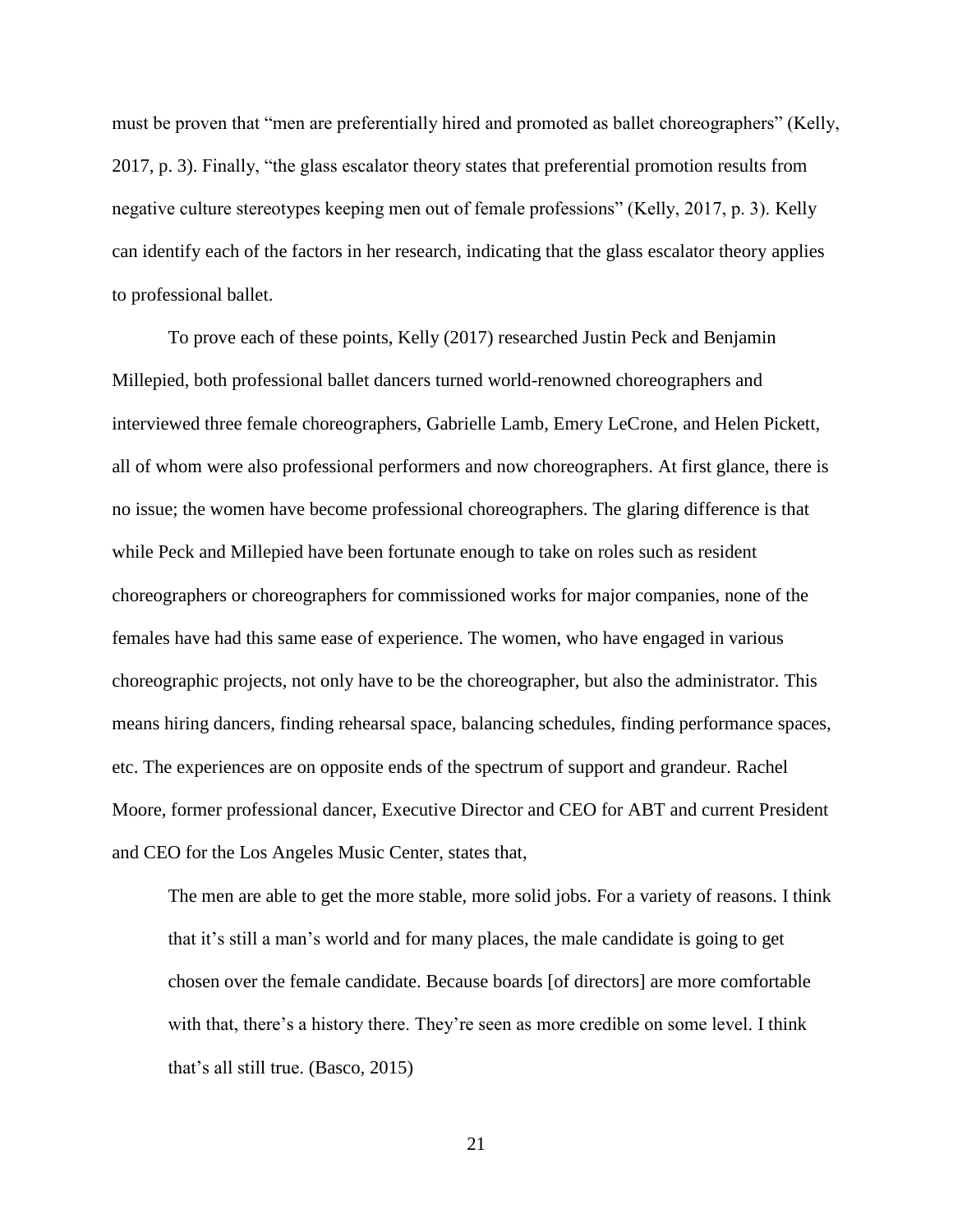must be proven that "men are preferentially hired and promoted as ballet choreographers" (Kelly, 2017, p. 3). Finally, "the glass escalator theory states that preferential promotion results from negative culture stereotypes keeping men out of female professions" (Kelly, 2017, p. 3). Kelly can identify each of the factors in her research, indicating that the glass escalator theory applies to professional ballet.

To prove each of these points, Kelly (2017) researched Justin Peck and Benjamin Millepied, both professional ballet dancers turned world-renowned choreographers and interviewed three female choreographers, Gabrielle Lamb, Emery LeCrone, and Helen Pickett, all of whom were also professional performers and now choreographers. At first glance, there is no issue; the women have become professional choreographers. The glaring difference is that while Peck and Millepied have been fortunate enough to take on roles such as resident choreographers or choreographers for commissioned works for major companies, none of the females have had this same ease of experience. The women, who have engaged in various choreographic projects, not only have to be the choreographer, but also the administrator. This means hiring dancers, finding rehearsal space, balancing schedules, finding performance spaces, etc. The experiences are on opposite ends of the spectrum of support and grandeur. Rachel Moore, former professional dancer, Executive Director and CEO for ABT and current President and CEO for the Los Angeles Music Center, states that,

> The men are able to get the more stable, more solid jobs. For a variety of reasons. I think that it's still a man's world and for many places, the male candidate is going to get chosen over the female candidate. Because boards [of directors] are more comfortable with that, there's a history there. They're seen as more credible on some level. I think that's all still true. (Basco, 2015)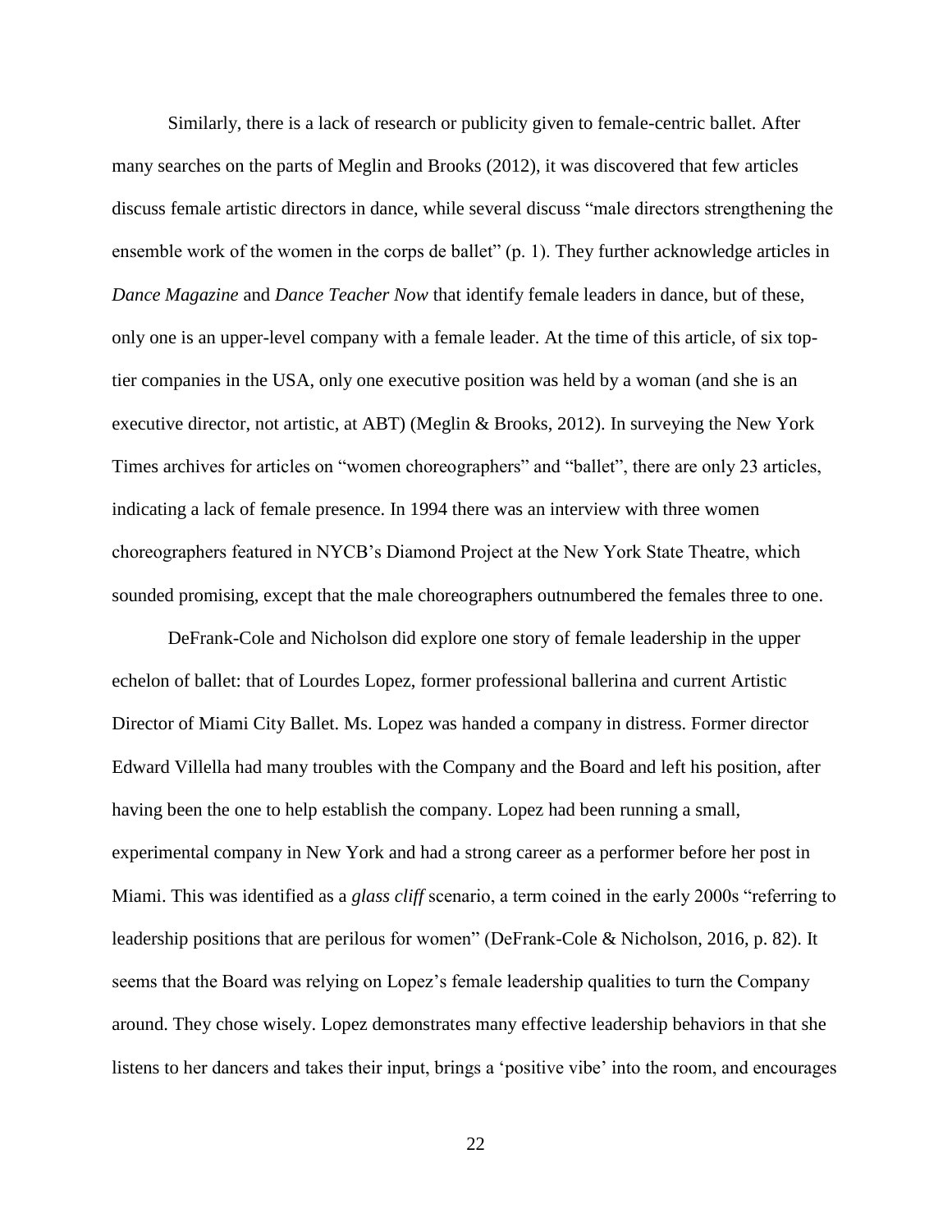Similarly, there is a lack of research or publicity given to female-centric ballet. After many searches on the parts of Meglin and Brooks (2012), it was discovered that few articles discuss female artistic directors in dance, while several discuss "male directors strengthening the ensemble work of the women in the corps de ballet" (p. 1). They further acknowledge articles in *Dance Magazine* and *Dance Teacher Now* that identify female leaders in dance, but of these, only one is an upper-level company with a female leader. At the time of this article, of six top-tier companies in the USA, only one executive position was held by a woman (and she is an executive director, not artistic, at ABT) (Meglin & Brooks, 2012). In surveying the New York Times archives for articles on "women choreographers" and "ballet", there are only 23 articles, indicating a lack of female presence. In 1994 there was an interview with three women choreographers featured in NYCB's Diamond Project at the New York State Theatre, which sounded promising, except that the male choreographers outnumbered the females three to one.

DeFrank-Cole and Nicholson did explore one story of female leadership in the upper echelon of ballet: that of Lourdes Lopez, former professional ballerina and current Artistic Director of Miami City Ballet. Ms. Lopez was handed a company in distress. Former director Edward Villella had many troubles with the Company and the Board and left his position, after having been the one to help establish the company. Lopez had been running a small, experimental company in New York and had a strong career as a performer before her post in Miami. This was identified as a *glass cliff* scenario, a term coined in the early 2000s "referring to leadership positions that are perilous for women" (DeFrank-Cole & Nicholson, 2016, p. 82). It seems that the Board was relying on Lopez's female leadership qualities to turn the Company around. They chose wisely. Lopez demonstrates many effective leadership behaviors in that she listens to her dancers and takes their input, brings a 'positive vibe' into the room, and encourages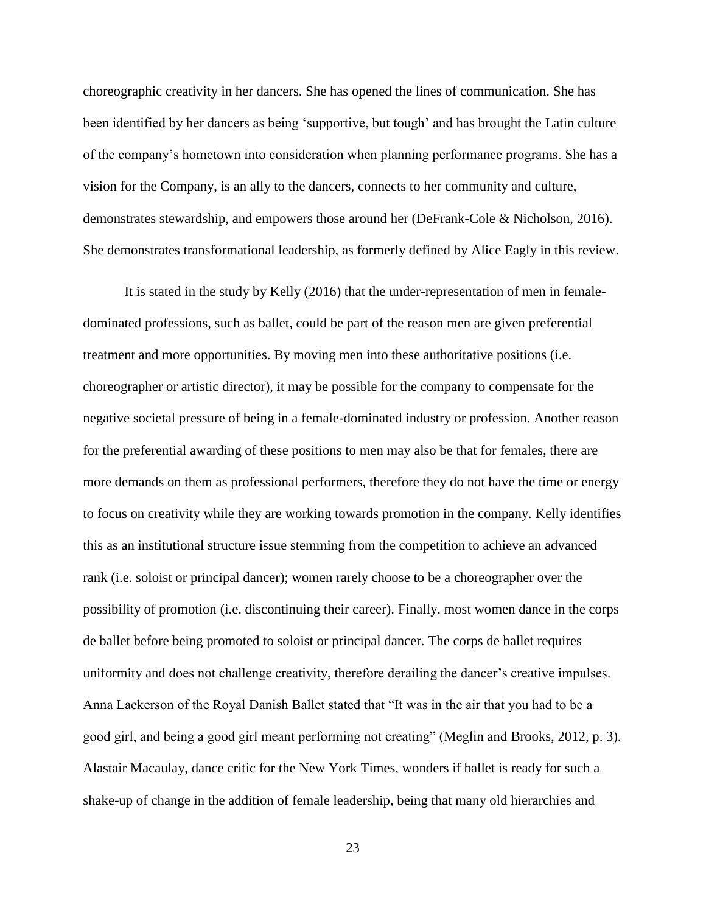choreographic creativity in her dancers. She has opened the lines of communication. She has been identified by her dancers as being 'supportive, but tough' and has brought the Latin culture of the company's hometown into consideration when planning performance programs. She has a vision for the Company, is an ally to the dancers, connects to her community and culture, demonstrates stewardship, and empowers those around her (DeFrank-Cole & Nicholson, 2016). She demonstrates transformational leadership, as formerly defined by Alice Eagly in this review.

It is stated in the study by Kelly (2016) that the under-representation of men in female-dominated professions, such as ballet, could be part of the reason men are given preferential treatment and more opportunities. By moving men into these authoritative positions (i.e. choreographer or artistic director), it may be possible for the company to compensate for the negative societal pressure of being in a female-dominated industry or profession. Another reason for the preferential awarding of these positions to men may also be that for females, there are more demands on them as professional performers, therefore they do not have the time or energy to focus on creativity while they are working towards promotion in the company. Kelly identifies this as an institutional structure issue stemming from the competition to achieve an advanced rank (i.e. soloist or principal dancer); women rarely choose to be a choreographer over the possibility of promotion (i.e. discontinuing their career). Finally, most women dance in the corps de ballet before being promoted to soloist or principal dancer. The corps de ballet requires uniformity and does not challenge creativity, therefore derailing the dancer's creative impulses. Anna Laekerson of the Royal Danish Ballet stated that "It was in the air that you had to be a good girl, and being a good girl meant performing not creating" (Meglin and Brooks, 2012, p. 3). Alastair Macaulay, dance critic for the New York Times, wonders if ballet is ready for such a shake-up of change in the addition of female leadership, being that many old hierarchies and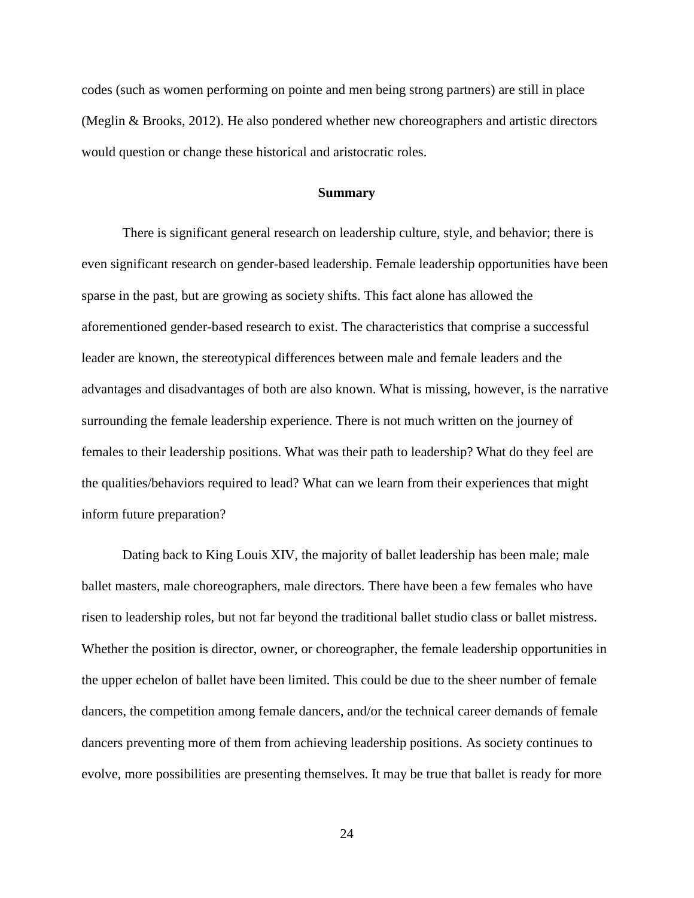codes (such as women performing on pointe and men being strong partners) are still in place (Meglin & Brooks, 2012). He also pondered whether new choreographers and artistic directors would question or change these historical and aristocratic roles.

## Summary

There is significant general research on leadership culture, style, and behavior; there is even significant research on gender-based leadership. Female leadership opportunities have been sparse in the past, but are growing as society shifts. This fact alone has allowed the aforementioned gender-based research to exist. The characteristics that comprise a successful leader are known, the stereotypical differences between male and female leaders and the advantages and disadvantages of both are also known. What is missing, however, is the narrative surrounding the female leadership experience. There is not much written on the journey of females to their leadership positions. What was their path to leadership? What do they feel are the qualities/behaviors required to lead? What can we learn from their experiences that might inform future preparation?

Dating back to King Louis XIV, the majority of ballet leadership has been male; male ballet masters, male choreographers, male directors. There have been a few females who have risen to leadership roles, but not far beyond the traditional ballet studio class or ballet mistress. Whether the position is director, owner, or choreographer, the female leadership opportunities in the upper echelon of ballet have been limited. This could be due to the sheer number of female dancers, the competition among female dancers, and/or the technical career demands of female dancers preventing more of them from achieving leadership positions. As society continues to evolve, more possibilities are presenting themselves. It may be true that ballet is ready for more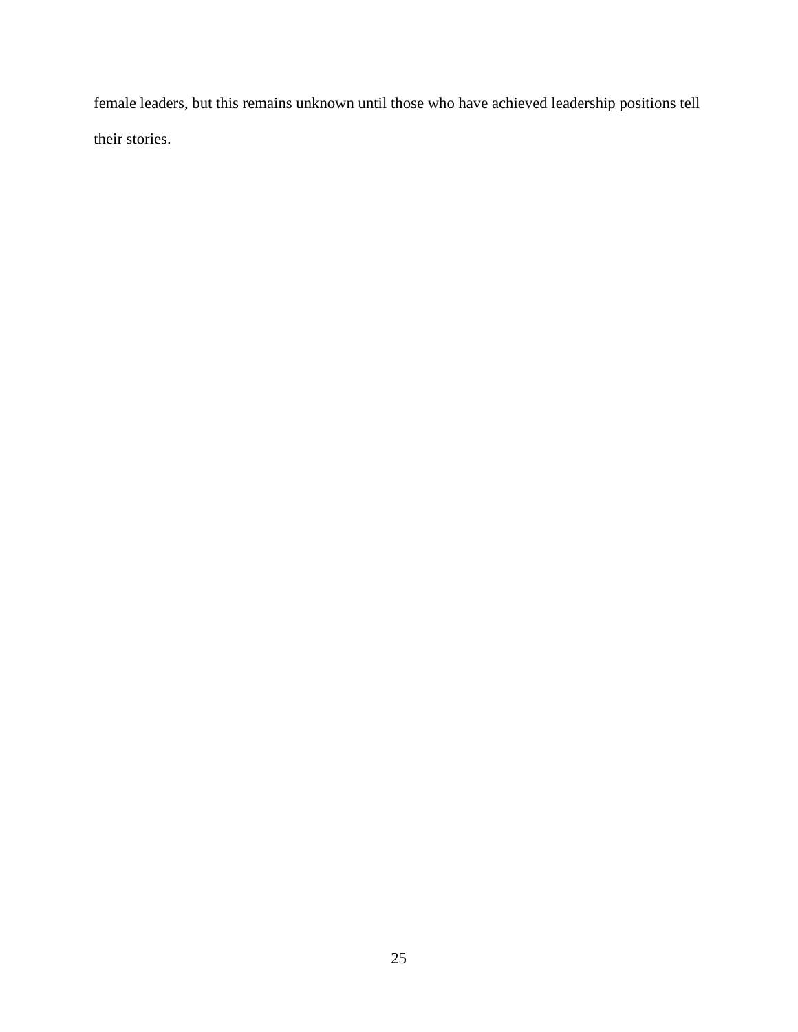female leaders, but this remains unknown until those who have achieved leadership positions tell their stories.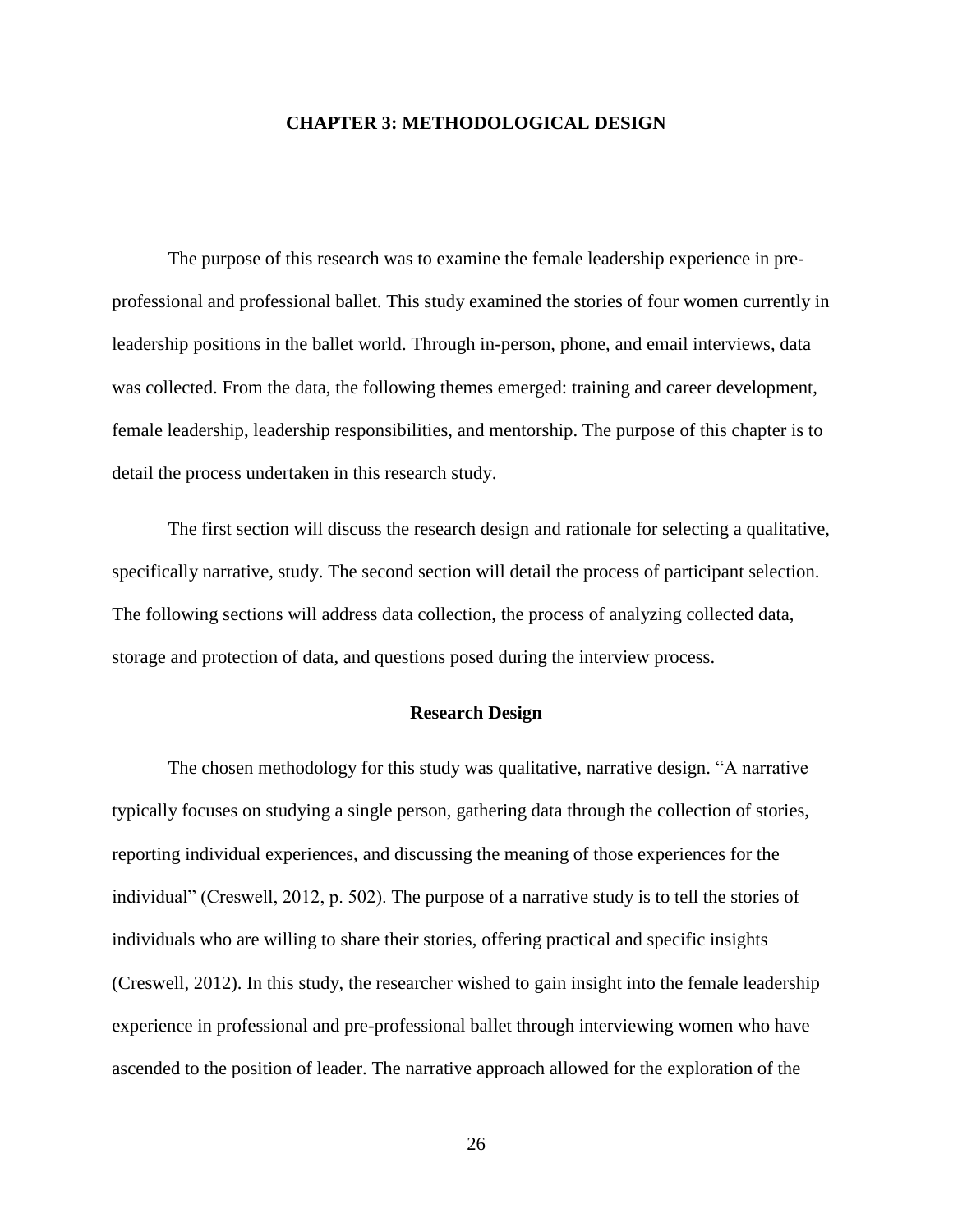# CHAPTER 3: METHODOLOGICAL DESIGN

The purpose of this research was to examine the female leadership experience in pre-professional and professional ballet. This study examined the stories of four women currently in leadership positions in the ballet world. Through in-person, phone, and email interviews, data was collected. From the data, the following themes emerged: training and career development, female leadership, leadership responsibilities, and mentorship. The purpose of this chapter is to detail the process undertaken in this research study.

The first section will discuss the research design and rationale for selecting a qualitative, specifically narrative, study. The second section will detail the process of participant selection. The following sections will address data collection, the process of analyzing collected data, storage and protection of data, and questions posed during the interview process.

## Research Design

The chosen methodology for this study was qualitative, narrative design. "A narrative typically focuses on studying a single person, gathering data through the collection of stories, reporting individual experiences, and discussing the meaning of those experiences for the individual" (Creswell, 2012, p. 502). The purpose of a narrative study is to tell the stories of individuals who are willing to share their stories, offering practical and specific insights (Creswell, 2012). In this study, the researcher wished to gain insight into the female leadership experience in professional and pre-professional ballet through interviewing women who have ascended to the position of leader. The narrative approach allowed for the exploration of the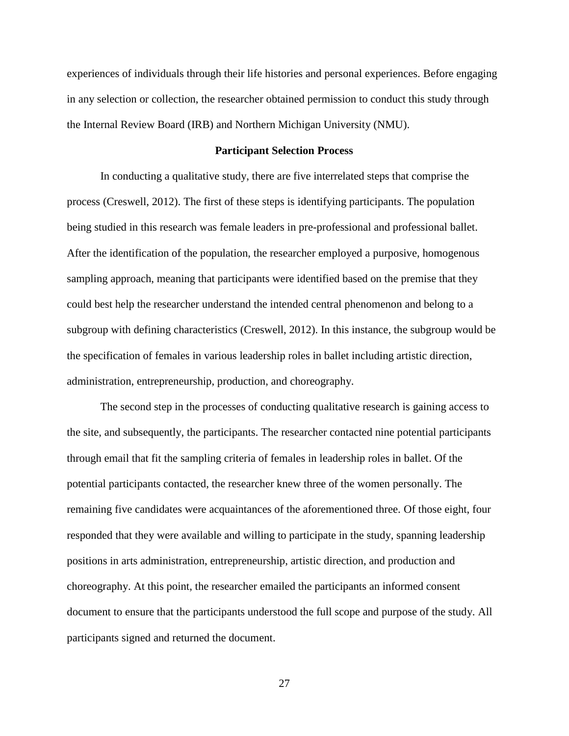experiences of individuals through their life histories and personal experiences. Before engaging in any selection or collection, the researcher obtained permission to conduct this study through the Internal Review Board (IRB) and Northern Michigan University (NMU).

### Participant Selection Process

In conducting a qualitative study, there are five interrelated steps that comprise the process (Creswell, 2012). The first of these steps is identifying participants. The population being studied in this research was female leaders in pre-professional and professional ballet. After the identification of the population, the researcher employed a purposive, homogenous sampling approach, meaning that participants were identified based on the premise that they could best help the researcher understand the intended central phenomenon and belong to a subgroup with defining characteristics (Creswell, 2012). In this instance, the subgroup would be the specification of females in various leadership roles in ballet including artistic direction, administration, entrepreneurship, production, and choreography.

The second step in the processes of conducting qualitative research is gaining access to the site, and subsequently, the participants. The researcher contacted nine potential participants through email that fit the sampling criteria of females in leadership roles in ballet. Of the potential participants contacted, the researcher knew three of the women personally. The remaining five candidates were acquaintances of the aforementioned three. Of those eight, four responded that they were available and willing to participate in the study, spanning leadership positions in arts administration, entrepreneurship, artistic direction, and production and choreography. At this point, the researcher emailed the participants an informed consent document to ensure that the participants understood the full scope and purpose of the study. All participants signed and returned the document.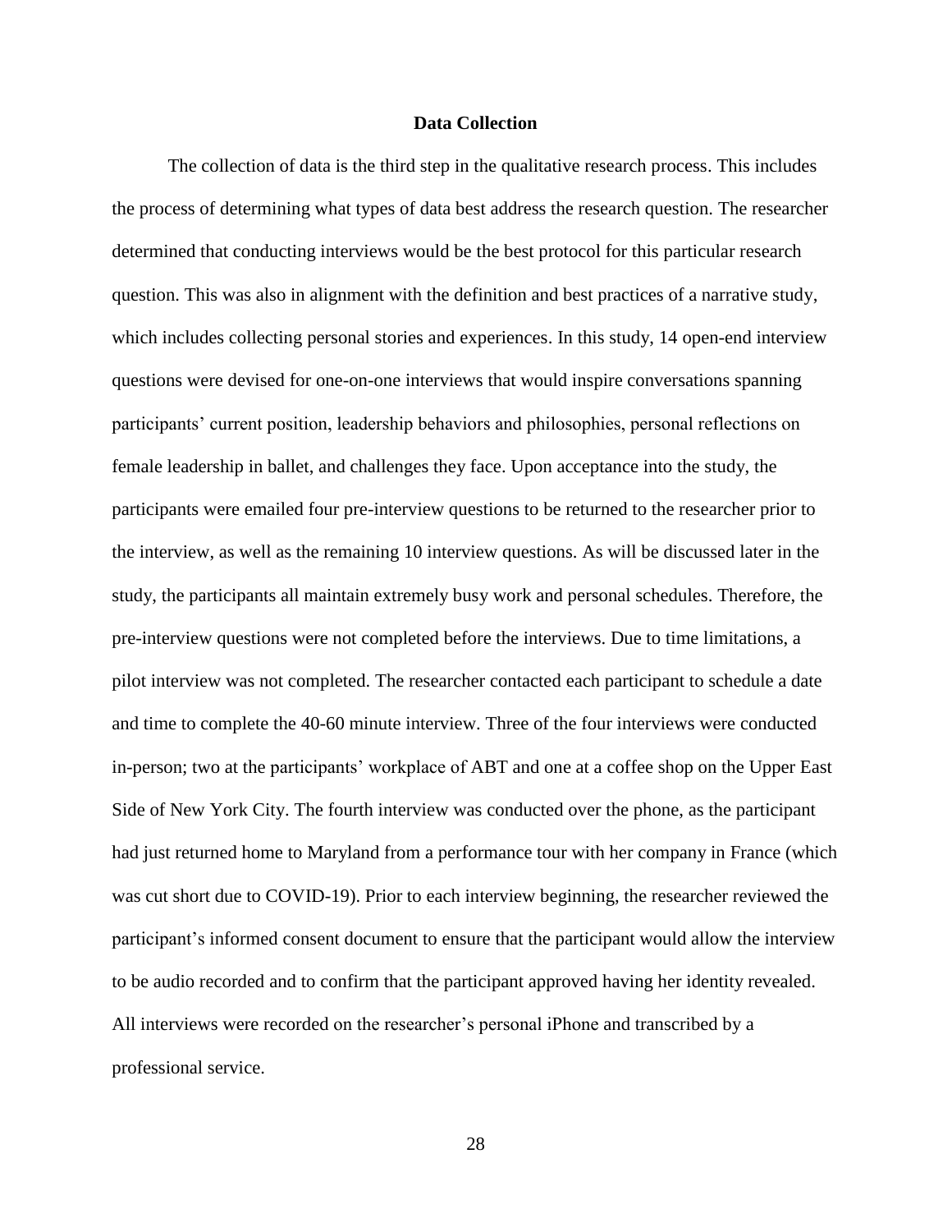## Data Collection

The collection of data is the third step in the qualitative research process. This includes the process of determining what types of data best address the research question. The researcher determined that conducting interviews would be the best protocol for this particular research question. This was also in alignment with the definition and best practices of a narrative study, which includes collecting personal stories and experiences. In this study, 14 open-end interview questions were devised for one-on-one interviews that would inspire conversations spanning participants' current position, leadership behaviors and philosophies, personal reflections on female leadership in ballet, and challenges they face. Upon acceptance into the study, the participants were emailed four pre-interview questions to be returned to the researcher prior to the interview, as well as the remaining 10 interview questions. As will be discussed later in the study, the participants all maintain extremely busy work and personal schedules. Therefore, the pre-interview questions were not completed before the interviews. Due to time limitations, a pilot interview was not completed. The researcher contacted each participant to schedule a date and time to complete the 40-60 minute interview. Three of the four interviews were conducted in-person; two at the participants' workplace of ABT and one at a coffee shop on the Upper East Side of New York City. The fourth interview was conducted over the phone, as the participant had just returned home to Maryland from a performance tour with her company in France (which was cut short due to COVID-19). Prior to each interview beginning, the researcher reviewed the participant's informed consent document to ensure that the participant would allow the interview to be audio recorded and to confirm that the participant approved having her identity revealed. All interviews were recorded on the researcher's personal iPhone and transcribed by a professional service.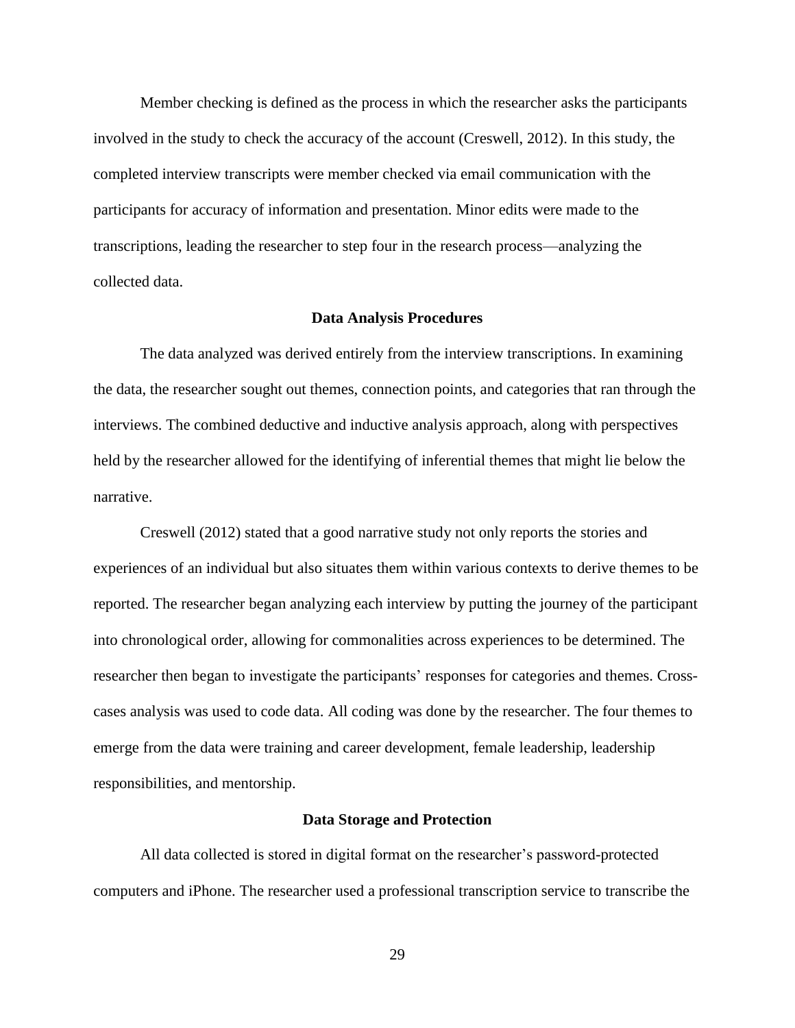Member checking is defined as the process in which the researcher asks the participants involved in the study to check the accuracy of the account (Creswell, 2012). In this study, the completed interview transcripts were member checked via email communication with the participants for accuracy of information and presentation. Minor edits were made to the transcriptions, leading the researcher to step four in the research process—analyzing the collected data.

## Data Analysis Procedures

The data analyzed was derived entirely from the interview transcriptions. In examining the data, the researcher sought out themes, connection points, and categories that ran through the interviews. The combined deductive and inductive analysis approach, along with perspectives held by the researcher allowed for the identifying of inferential themes that might lie below the narrative.

Creswell (2012) stated that a good narrative study not only reports the stories and experiences of an individual but also situates them within various contexts to derive themes to be reported. The researcher began analyzing each interview by putting the journey of the participant into chronological order, allowing for commonalities across experiences to be determined. The researcher then began to investigate the participants' responses for categories and themes. Cross-cases analysis was used to code data. All coding was done by the researcher. The four themes to emerge from the data were training and career development, female leadership, leadership responsibilities, and mentorship.

## Data Storage and Protection

All data collected is stored in digital format on the researcher's password-protected computers and iPhone. The researcher used a professional transcription service to transcribe the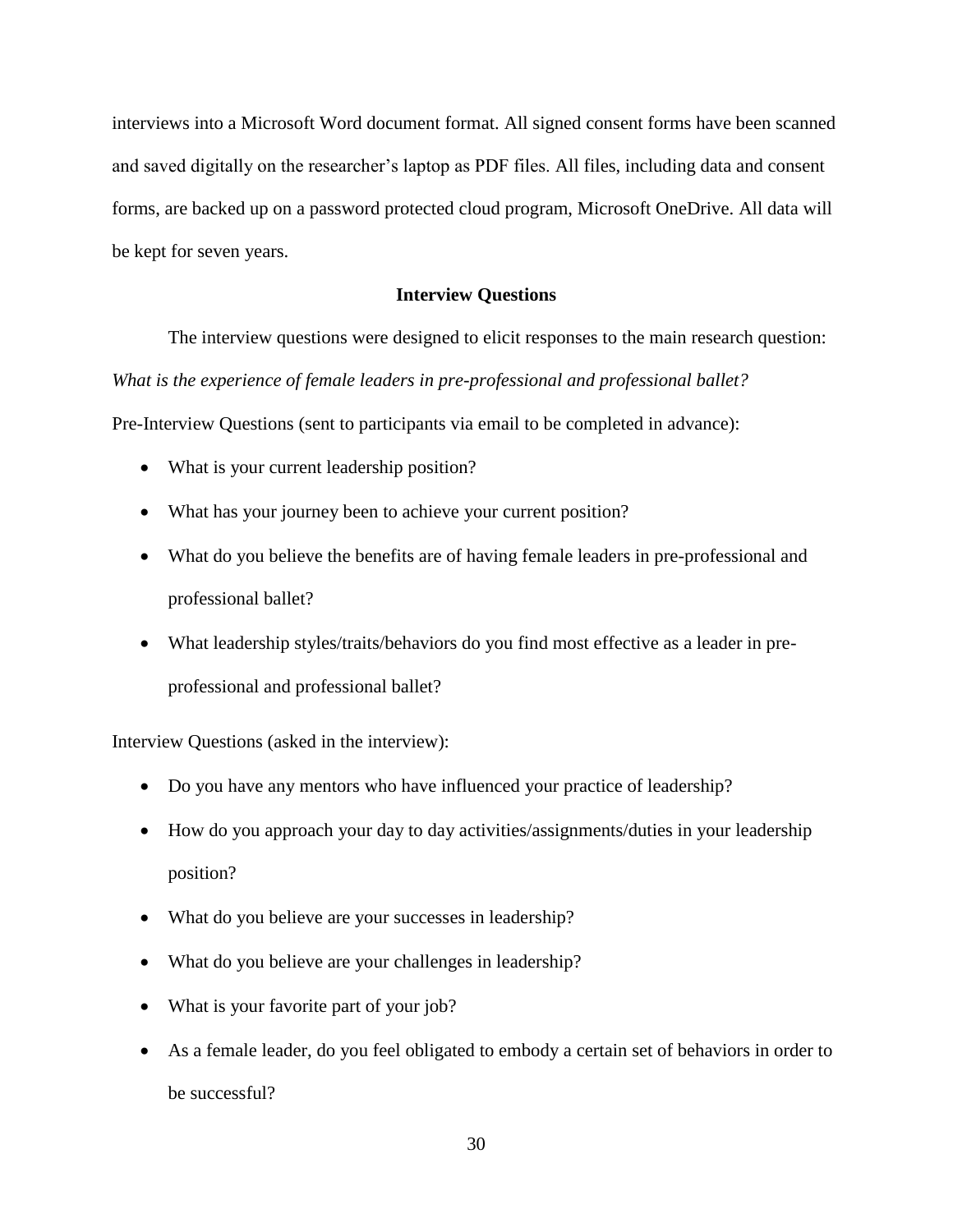interviews into a Microsoft Word document format. All signed consent forms have been scanned and saved digitally on the researcher's laptop as PDF files. All files, including data and consent forms, are backed up on a password protected cloud program, Microsoft OneDrive. All data will be kept for seven years.

## Interview Questions

The interview questions were designed to elicit responses to the main research question: *What is the experience of female leaders in pre-professional and professional ballet?*

Pre-Interview Questions (sent to participants via email to be completed in advance):

- What is your current leadership position?
- What has your journey been to achieve your current position?
- What do you believe the benefits are of having female leaders in pre-professional and professional ballet?
- What leadership styles/traits/behaviors do you find most effective as a leader in pre-professional and professional ballet?

Interview Questions (asked in the interview):

- Do you have any mentors who have influenced your practice of leadership?
- How do you approach your day to day activities/assignments/duties in your leadership position?
- What do you believe are your successes in leadership?
- What do you believe are your challenges in leadership?
- What is your favorite part of your job?
- As a female leader, do you feel obligated to embody a certain set of behaviors in order to be successful?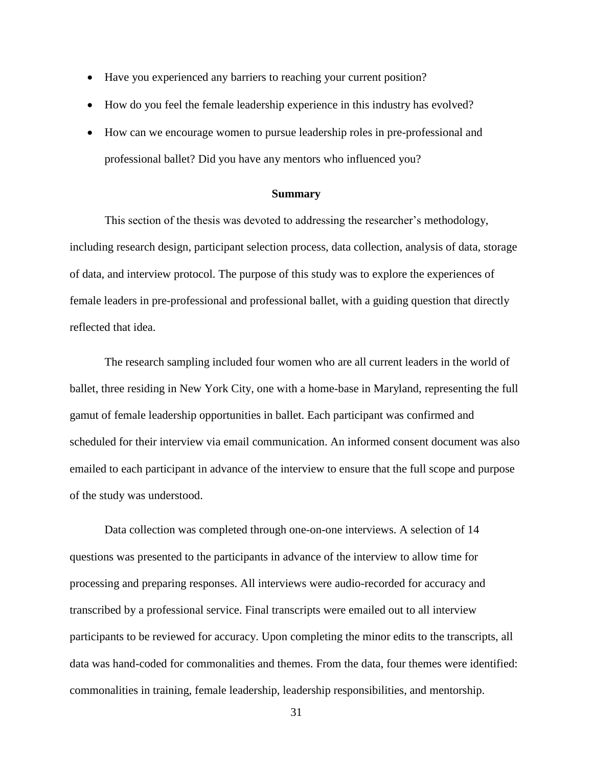- Have you experienced any barriers to reaching your current position?
- How do you feel the female leadership experience in this industry has evolved?
- How can we encourage women to pursue leadership roles in pre-professional and professional ballet? Did you have any mentors who influenced you?

## Summary

This section of the thesis was devoted to addressing the researcher's methodology, including research design, participant selection process, data collection, analysis of data, storage of data, and interview protocol. The purpose of this study was to explore the experiences of female leaders in pre-professional and professional ballet, with a guiding question that directly reflected that idea.

The research sampling included four women who are all current leaders in the world of ballet, three residing in New York City, one with a home-base in Maryland, representing the full gamut of female leadership opportunities in ballet. Each participant was confirmed and scheduled for their interview via email communication. An informed consent document was also emailed to each participant in advance of the interview to ensure that the full scope and purpose of the study was understood.

Data collection was completed through one-on-one interviews. A selection of 14 questions was presented to the participants in advance of the interview to allow time for processing and preparing responses. All interviews were audio-recorded for accuracy and transcribed by a professional service. Final transcripts were emailed out to all interview participants to be reviewed for accuracy. Upon completing the minor edits to the transcripts, all data was hand-coded for commonalities and themes. From the data, four themes were identified: commonalities in training, female leadership, leadership responsibilities, and mentorship.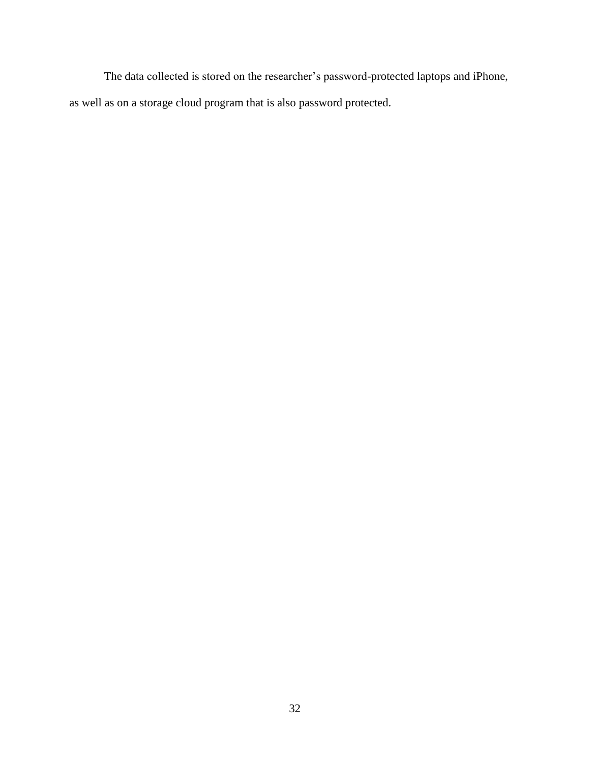The data collected is stored on the researcher’s password-protected laptops and iPhone, as well as on a storage cloud program that is also password protected.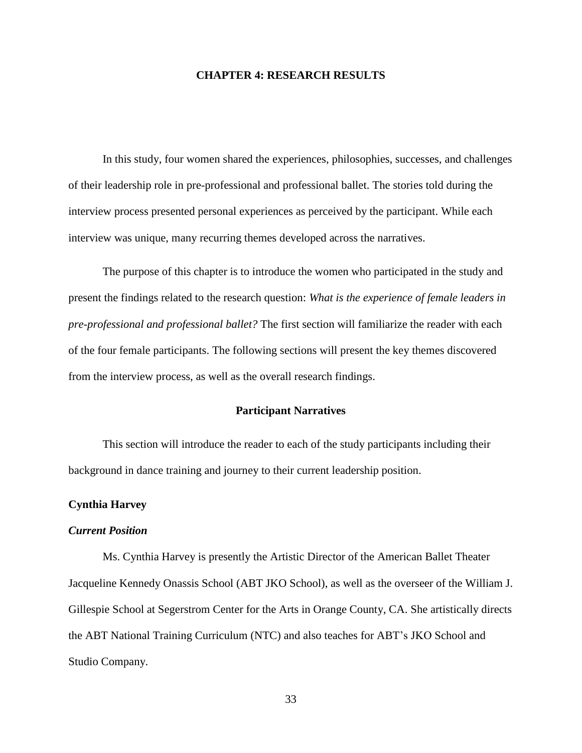# CHAPTER 4: RESEARCH RESULTS

In this study, four women shared the experiences, philosophies, successes, and challenges of their leadership role in pre-professional and professional ballet. The stories told during the interview process presented personal experiences as perceived by the participant. While each interview was unique, many recurring themes developed across the narratives.

The purpose of this chapter is to introduce the women who participated in the study and present the findings related to the research question: *What is the experience of female leaders in pre-professional and professional ballet?* The first section will familiarize the reader with each of the four female participants. The following sections will present the key themes discovered from the interview process, as well as the overall research findings.

## Participant Narratives

This section will introduce the reader to each of the study participants including their background in dance training and journey to their current leadership position.

### Cynthia Harvey

#### *Current Position*

Ms. Cynthia Harvey is presently the Artistic Director of the American Ballet Theater Jacqueline Kennedy Onassis School (ABT JKO School), as well as the overseer of the William J. Gillespie School at Segerstrom Center for the Arts in Orange County, CA. She artistically directs the ABT National Training Curriculum (NTC) and also teaches for ABT's JKO School and Studio Company.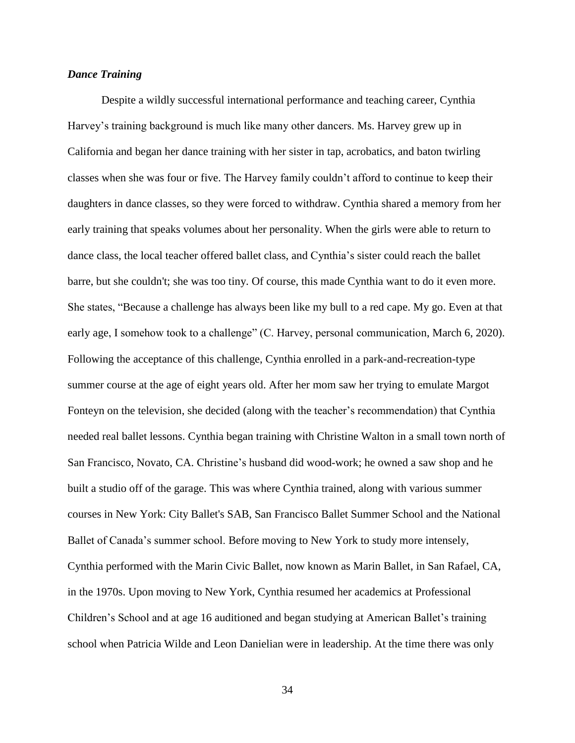### *Dance Training*

Despite a wildly successful international performance and teaching career, Cynthia Harvey's training background is much like many other dancers. Ms. Harvey grew up in California and began her dance training with her sister in tap, acrobatics, and baton twirling classes when she was four or five. The Harvey family couldn't afford to continue to keep their daughters in dance classes, so they were forced to withdraw. Cynthia shared a memory from her early training that speaks volumes about her personality. When the girls were able to return to dance class, the local teacher offered ballet class, and Cynthia's sister could reach the ballet barre, but she couldn't; she was too tiny. Of course, this made Cynthia want to do it even more. She states, "Because a challenge has always been like my bull to a red cape. My go. Even at that early age, I somehow took to a challenge" (C. Harvey, personal communication, March 6, 2020). Following the acceptance of this challenge, Cynthia enrolled in a park-and-recreation-type summer course at the age of eight years old. After her mom saw her trying to emulate Margot Fonteyn on the television, she decided (along with the teacher's recommendation) that Cynthia needed real ballet lessons. Cynthia began training with Christine Walton in a small town north of San Francisco, Novato, CA. Christine's husband did wood-work; he owned a saw shop and he built a studio off of the garage. This was where Cynthia trained, along with various summer courses in New York: City Ballet's SAB, San Francisco Ballet Summer School and the National Ballet of Canada's summer school. Before moving to New York to study more intensely, Cynthia performed with the Marin Civic Ballet, now known as Marin Ballet, in San Rafael, CA, in the 1970s. Upon moving to New York, Cynthia resumed her academics at Professional Children's School and at age 16 auditioned and began studying at American Ballet's training school when Patricia Wilde and Leon Danielian were in leadership. At the time there was only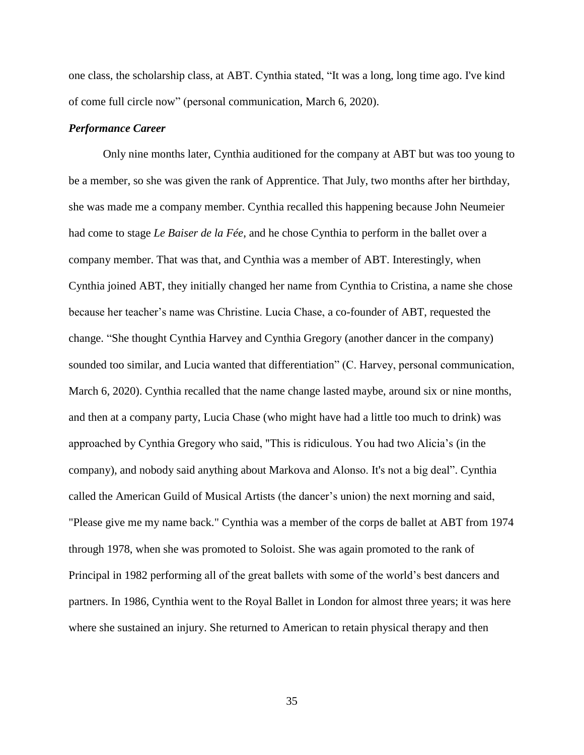one class, the scholarship class, at ABT. Cynthia stated, "It was a long, long time ago. I've kind of come full circle now" (personal communication, March 6, 2020).

### *Performance Career*

Only nine months later, Cynthia auditioned for the company at ABT but was too young to be a member, so she was given the rank of Apprentice. That July, two months after her birthday, she was made me a company member. Cynthia recalled this happening because John Neumeier had come to stage *Le Baiser de la Fée*, and he chose Cynthia to perform in the ballet over a company member. That was that, and Cynthia was a member of ABT. Interestingly, when Cynthia joined ABT, they initially changed her name from Cynthia to Cristina, a name she chose because her teacher's name was Christine. Lucia Chase, a co-founder of ABT, requested the change. "She thought Cynthia Harvey and Cynthia Gregory (another dancer in the company) sounded too similar, and Lucia wanted that differentiation" (C. Harvey, personal communication, March 6, 2020). Cynthia recalled that the name change lasted maybe, around six or nine months, and then at a company party, Lucia Chase (who might have had a little too much to drink) was approached by Cynthia Gregory who said, "This is ridiculous. You had two Alicia's (in the company), and nobody said anything about Markova and Alonso. It's not a big deal". Cynthia called the American Guild of Musical Artists (the dancer's union) the next morning and said, "Please give me my name back." Cynthia was a member of the corps de ballet at ABT from 1974 through 1978, when she was promoted to Soloist. She was again promoted to the rank of Principal in 1982 performing all of the great ballets with some of the world's best dancers and partners. In 1986, Cynthia went to the Royal Ballet in London for almost three years; it was here where she sustained an injury. She returned to American to retain physical therapy and then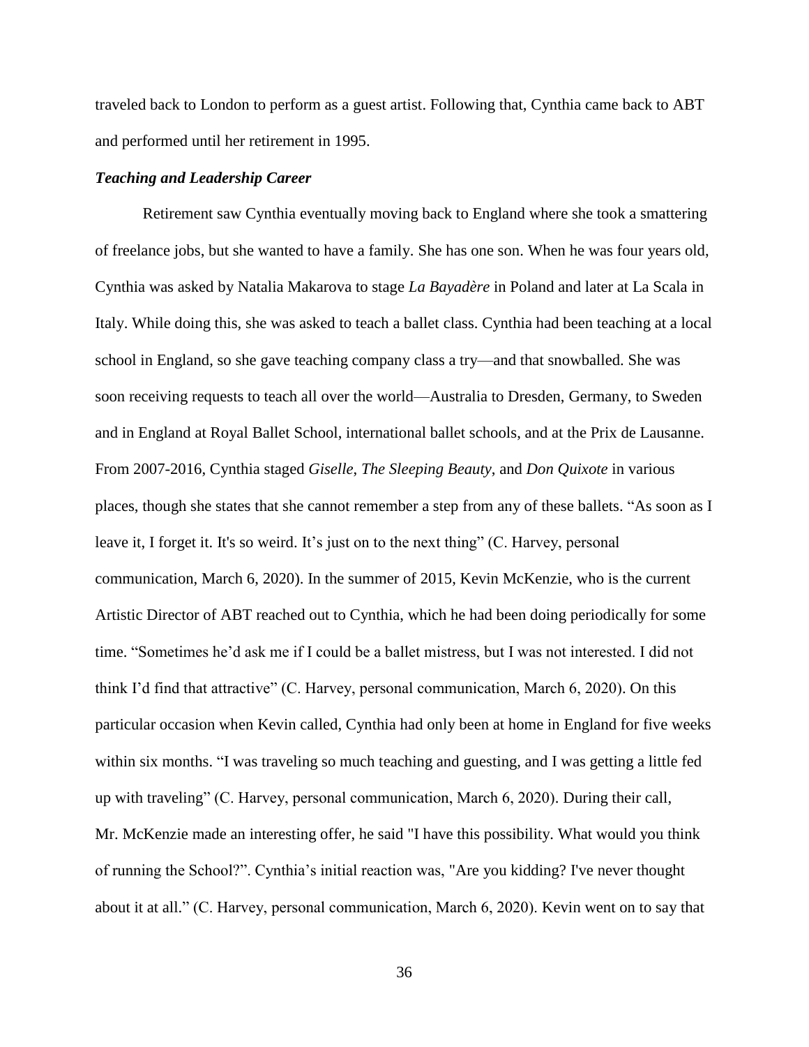traveled back to London to perform as a guest artist. Following that, Cynthia came back to ABT and performed until her retirement in 1995.

### *Teaching and Leadership Career*

Retirement saw Cynthia eventually moving back to England where she took a smattering of freelance jobs, but she wanted to have a family. She has one son. When he was four years old, Cynthia was asked by Natalia Makarova to stage *La Bayadère* in Poland and later at La Scala in Italy. While doing this, she was asked to teach a ballet class. Cynthia had been teaching at a local school in England, so she gave teaching company class a try—and that snowballed. She was soon receiving requests to teach all over the world—Australia to Dresden, Germany, to Sweden and in England at Royal Ballet School, international ballet schools, and at the Prix de Lausanne. From 2007-2016, Cynthia staged *Giselle*, *The Sleeping Beauty*, and *Don Quixote* in various places, though she states that she cannot remember a step from any of these ballets. "As soon as I leave it, I forget it. It's so weird. It's just on to the next thing" (C. Harvey, personal communication, March 6, 2020). In the summer of 2015, Kevin McKenzie, who is the current Artistic Director of ABT reached out to Cynthia, which he had been doing periodically for some time. "Sometimes he'd ask me if I could be a ballet mistress, but I was not interested. I did not think I'd find that attractive" (C. Harvey, personal communication, March 6, 2020). On this particular occasion when Kevin called, Cynthia had only been at home in England for five weeks within six months. "I was traveling so much teaching and guesting, and I was getting a little fed up with traveling" (C. Harvey, personal communication, March 6, 2020). During their call, Mr. McKenzie made an interesting offer, he said "I have this possibility. What would you think of running the School?". Cynthia's initial reaction was, "Are you kidding? I've never thought about it at all." (C. Harvey, personal communication, March 6, 2020). Kevin went on to say that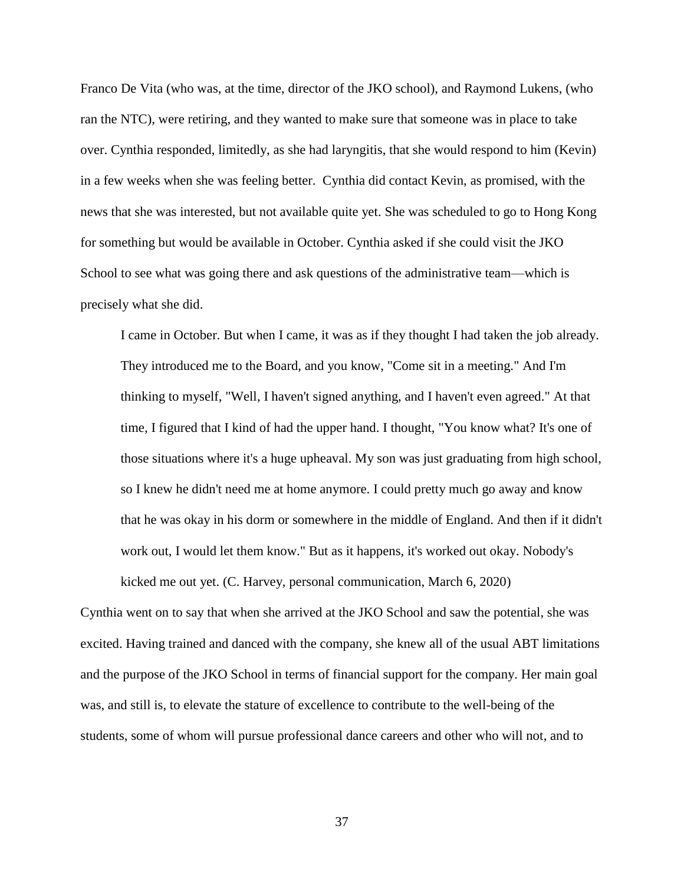Franco De Vita (who was, at the time, director of the JKO school), and Raymond Lukens, (who ran the NTC), were retiring, and they wanted to make sure that someone was in place to take over. Cynthia responded, limitedly, as she had laryngitis, that she would respond to him (Kevin) in a few weeks when she was feeling better. Cynthia did contact Kevin, as promised, with the news that she was interested, but not available quite yet. She was scheduled to go to Hong Kong for something but would be available in October. Cynthia asked if she could visit the JKO School to see what was going there and ask questions of the administrative team—which is precisely what she did.

> I came in October. But when I came, it was as if they thought I had taken the job already. They introduced me to the Board, and you know, "Come sit in a meeting." And I'm thinking to myself, "Well, I haven't signed anything, and I haven't even agreed." At that time, I figured that I kind of had the upper hand. I thought, "You know what? It's one of those situations where it's a huge upheaval. My son was just graduating from high school, so I knew he didn't need me at home anymore. I could pretty much go away and know that he was okay in his dorm or somewhere in the middle of England. And then if it didn't work out, I would let them know." But as it happens, it's worked out okay. Nobody's kicked me out yet. (C. Harvey, personal communication, March 6, 2020)

Cynthia went on to say that when she arrived at the JKO School and saw the potential, she was excited. Having trained and danced with the company, she knew all of the usual ABT limitations and the purpose of the JKO School in terms of financial support for the company. Her main goal was, and still is, to elevate the stature of excellence to contribute to the well-being of the students, some of whom will pursue professional dance careers and other who will not, and to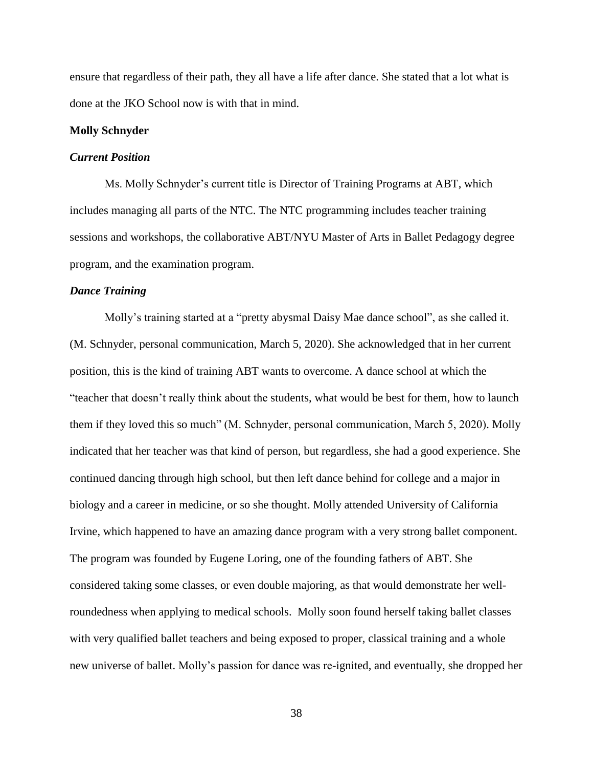ensure that regardless of their path, they all have a life after dance. She stated that a lot what is done at the JKO School now is with that in mind.

**Molly Schnyder**

***Current Position***

Ms. Molly Schnyder's current title is Director of Training Programs at ABT, which includes managing all parts of the NTC. The NTC programming includes teacher training sessions and workshops, the collaborative ABT/NYU Master of Arts in Ballet Pedagogy degree program, and the examination program.

***Dance Training***

Molly's training started at a "pretty abysmal Daisy Mae dance school", as she called it. (M. Schnyder, personal communication, March 5, 2020). She acknowledged that in her current position, this is the kind of training ABT wants to overcome. A dance school at which the "teacher that doesn't really think about the students, what would be best for them, how to launch them if they loved this so much" (M. Schnyder, personal communication, March 5, 2020). Molly indicated that her teacher was that kind of person, but regardless, she had a good experience. She continued dancing through high school, but then left dance behind for college and a major in biology and a career in medicine, or so she thought. Molly attended University of California Irvine, which happened to have an amazing dance program with a very strong ballet component. The program was founded by Eugene Loring, one of the founding fathers of ABT. She considered taking some classes, or even double majoring, as that would demonstrate her well-roundedness when applying to medical schools. Molly soon found herself taking ballet classes with very qualified ballet teachers and being exposed to proper, classical training and a whole new universe of ballet. Molly's passion for dance was re-ignited, and eventually, she dropped her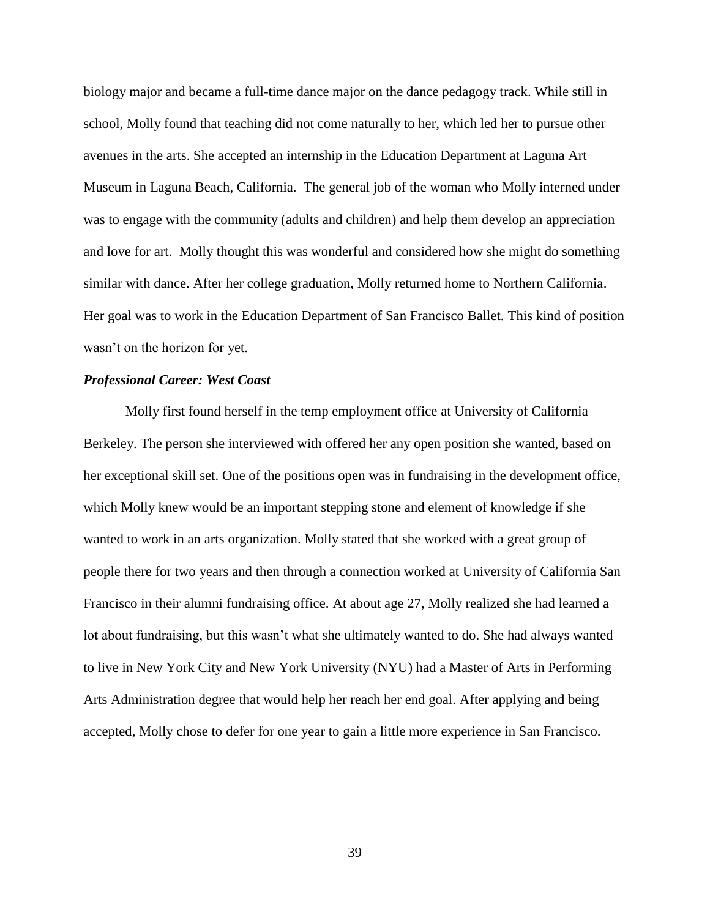biology major and became a full-time dance major on the dance pedagogy track. While still in school, Molly found that teaching did not come naturally to her, which led her to pursue other avenues in the arts. She accepted an internship in the Education Department at Laguna Art Museum in Laguna Beach, California. The general job of the woman who Molly interned under was to engage with the community (adults and children) and help them develop an appreciation and love for art. Molly thought this was wonderful and considered how she might do something similar with dance. After her college graduation, Molly returned home to Northern California. Her goal was to work in the Education Department of San Francisco Ballet. This kind of position wasn't on the horizon for yet.

***Professional Career: West Coast***

Molly first found herself in the temp employment office at University of California Berkeley. The person she interviewed with offered her any open position she wanted, based on her exceptional skill set. One of the positions open was in fundraising in the development office, which Molly knew would be an important stepping stone and element of knowledge if she wanted to work in an arts organization. Molly stated that she worked with a great group of people there for two years and then through a connection worked at University of California San Francisco in their alumni fundraising office. At about age 27, Molly realized she had learned a lot about fundraising, but this wasn't what she ultimately wanted to do. She had always wanted to live in New York City and New York University (NYU) had a Master of Arts in Performing Arts Administration degree that would help her reach her end goal. After applying and being accepted, Molly chose to defer for one year to gain a little more experience in San Francisco.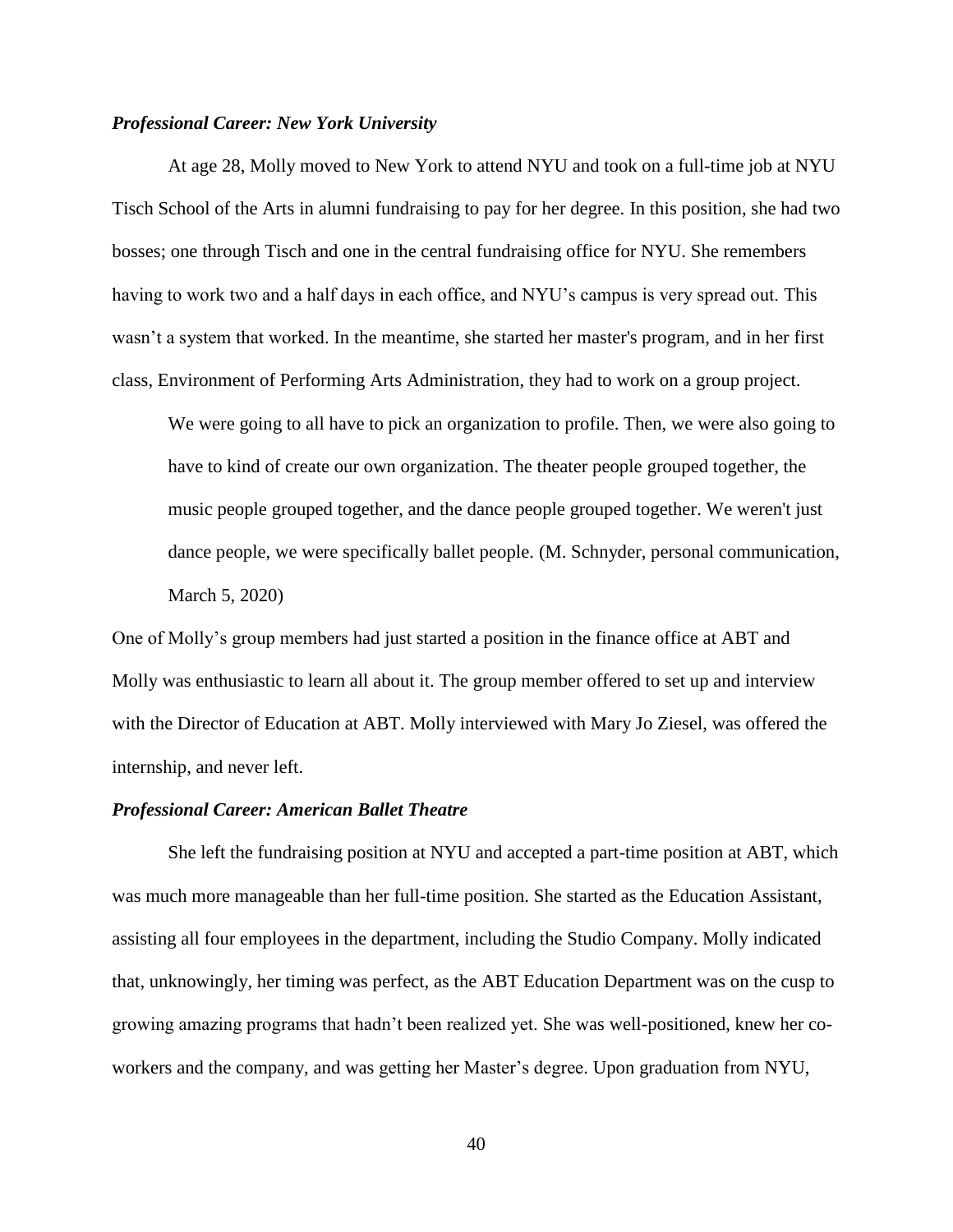### *Professional Career: New York University*

At age 28, Molly moved to New York to attend NYU and took on a full-time job at NYU Tisch School of the Arts in alumni fundraising to pay for her degree. In this position, she had two bosses; one through Tisch and one in the central fundraising office for NYU. She remembers having to work two and a half days in each office, and NYU's campus is very spread out. This wasn't a system that worked. In the meantime, she started her master's program, and in her first class, Environment of Performing Arts Administration, they had to work on a group project.

> We were going to all have to pick an organization to profile. Then, we were also going to have to kind of create our own organization. The theater people grouped together, the music people grouped together, and the dance people grouped together. We weren't just dance people, we were specifically ballet people. (M. Schnyder, personal communication, March 5, 2020)

One of Molly's group members had just started a position in the finance office at ABT and Molly was enthusiastic to learn all about it. The group member offered to set up and interview with the Director of Education at ABT. Molly interviewed with Mary Jo Ziesel, was offered the internship, and never left.

### *Professional Career: American Ballet Theatre*

She left the fundraising position at NYU and accepted a part-time position at ABT, which was much more manageable than her full-time position. She started as the Education Assistant, assisting all four employees in the department, including the Studio Company. Molly indicated that, unknowingly, her timing was perfect, as the ABT Education Department was on the cusp to growing amazing programs that hadn't been realized yet. She was well-positioned, knew her co-workers and the company, and was getting her Master's degree. Upon graduation from NYU,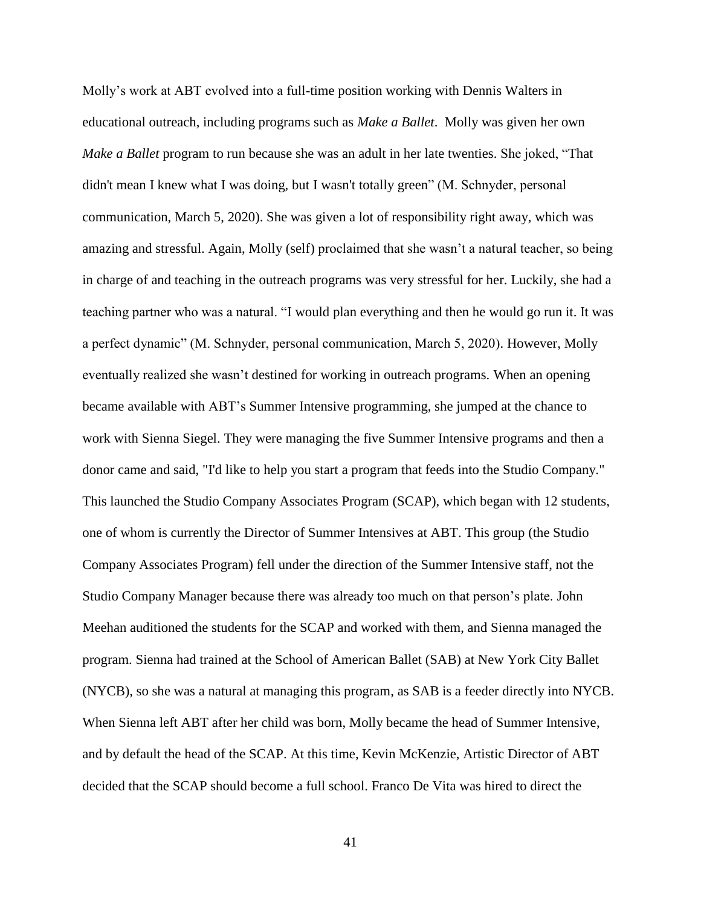Molly's work at ABT evolved into a full-time position working with Dennis Walters in educational outreach, including programs such as *Make a Ballet*. Molly was given her own *Make a Ballet* program to run because she was an adult in her late twenties. She joked, "That didn't mean I knew what I was doing, but I wasn't totally green" (M. Schnyder, personal communication, March 5, 2020). She was given a lot of responsibility right away, which was amazing and stressful. Again, Molly (self) proclaimed that she wasn't a natural teacher, so being in charge of and teaching in the outreach programs was very stressful for her. Luckily, she had a teaching partner who was a natural. "I would plan everything and then he would go run it. It was a perfect dynamic" (M. Schnyder, personal communication, March 5, 2020). However, Molly eventually realized she wasn't destined for working in outreach programs. When an opening became available with ABT's Summer Intensive programming, she jumped at the chance to work with Sienna Siegel. They were managing the five Summer Intensive programs and then a donor came and said, "I'd like to help you start a program that feeds into the Studio Company." This launched the Studio Company Associates Program (SCAP), which began with 12 students, one of whom is currently the Director of Summer Intensives at ABT. This group (the Studio Company Associates Program) fell under the direction of the Summer Intensive staff, not the Studio Company Manager because there was already too much on that person's plate. John Meehan auditioned the students for the SCAP and worked with them, and Sienna managed the program. Sienna had trained at the School of American Ballet (SAB) at New York City Ballet (NYCB), so she was a natural at managing this program, as SAB is a feeder directly into NYCB. When Sienna left ABT after her child was born, Molly became the head of Summer Intensive, and by default the head of the SCAP. At this time, Kevin McKenzie, Artistic Director of ABT decided that the SCAP should become a full school. Franco De Vita was hired to direct the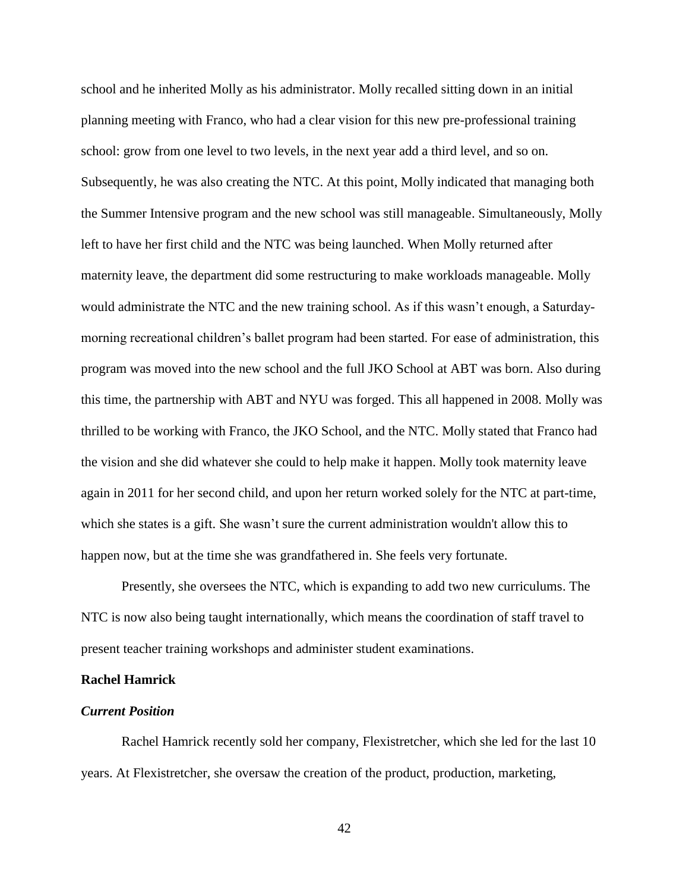school and he inherited Molly as his administrator. Molly recalled sitting down in an initial planning meeting with Franco, who had a clear vision for this new pre-professional training school: grow from one level to two levels, in the next year add a third level, and so on. Subsequently, he was also creating the NTC. At this point, Molly indicated that managing both the Summer Intensive program and the new school was still manageable. Simultaneously, Molly left to have her first child and the NTC was being launched. When Molly returned after maternity leave, the department did some restructuring to make workloads manageable. Molly would administrate the NTC and the new training school. As if this wasn't enough, a Saturday-morning recreational children's ballet program had been started. For ease of administration, this program was moved into the new school and the full JKO School at ABT was born. Also during this time, the partnership with ABT and NYU was forged. This all happened in 2008. Molly was thrilled to be working with Franco, the JKO School, and the NTC. Molly stated that Franco had the vision and she did whatever she could to help make it happen. Molly took maternity leave again in 2011 for her second child, and upon her return worked solely for the NTC at part-time, which she states is a gift. She wasn't sure the current administration wouldn't allow this to happen now, but at the time she was grandfathered in. She feels very fortunate.

Presently, she oversees the NTC, which is expanding to add two new curriculums. The NTC is now also being taught internationally, which means the coordination of staff travel to present teacher training workshops and administer student examinations.

**Rachel Hamrick**

***Current Position***

Rachel Hamrick recently sold her company, Flexistretcher, which she led for the last 10 years. At Flexistretcher, she oversaw the creation of the product, production, marketing,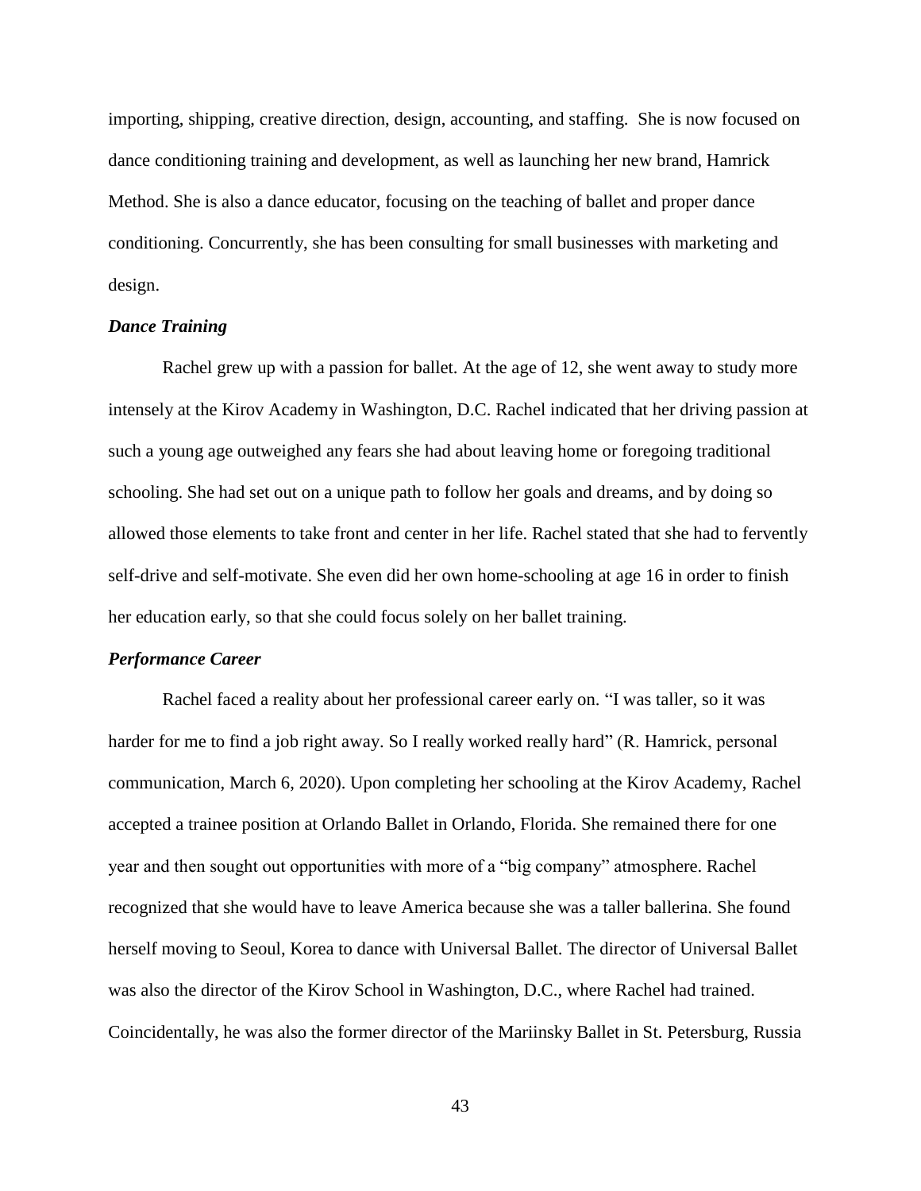importing, shipping, creative direction, design, accounting, and staffing. She is now focused on dance conditioning training and development, as well as launching her new brand, Hamrick Method. She is also a dance educator, focusing on the teaching of ballet and proper dance conditioning. Concurrently, she has been consulting for small businesses with marketing and design.

### *Dance Training*

Rachel grew up with a passion for ballet. At the age of 12, she went away to study more intensely at the Kirov Academy in Washington, D.C. Rachel indicated that her driving passion at such a young age outweighed any fears she had about leaving home or foregoing traditional schooling. She had set out on a unique path to follow her goals and dreams, and by doing so allowed those elements to take front and center in her life. Rachel stated that she had to fervently self-drive and self-motivate. She even did her own home-schooling at age 16 in order to finish her education early, so that she could focus solely on her ballet training.

### *Performance Career*

Rachel faced a reality about her professional career early on. "I was taller, so it was harder for me to find a job right away. So I really worked really hard" (R. Hamrick, personal communication, March 6, 2020). Upon completing her schooling at the Kirov Academy, Rachel accepted a trainee position at Orlando Ballet in Orlando, Florida. She remained there for one year and then sought out opportunities with more of a "big company" atmosphere. Rachel recognized that she would have to leave America because she was a taller ballerina. She found herself moving to Seoul, Korea to dance with Universal Ballet. The director of Universal Ballet was also the director of the Kirov School in Washington, D.C., where Rachel had trained. Coincidentally, he was also the former director of the Mariinsky Ballet in St. Petersburg, Russia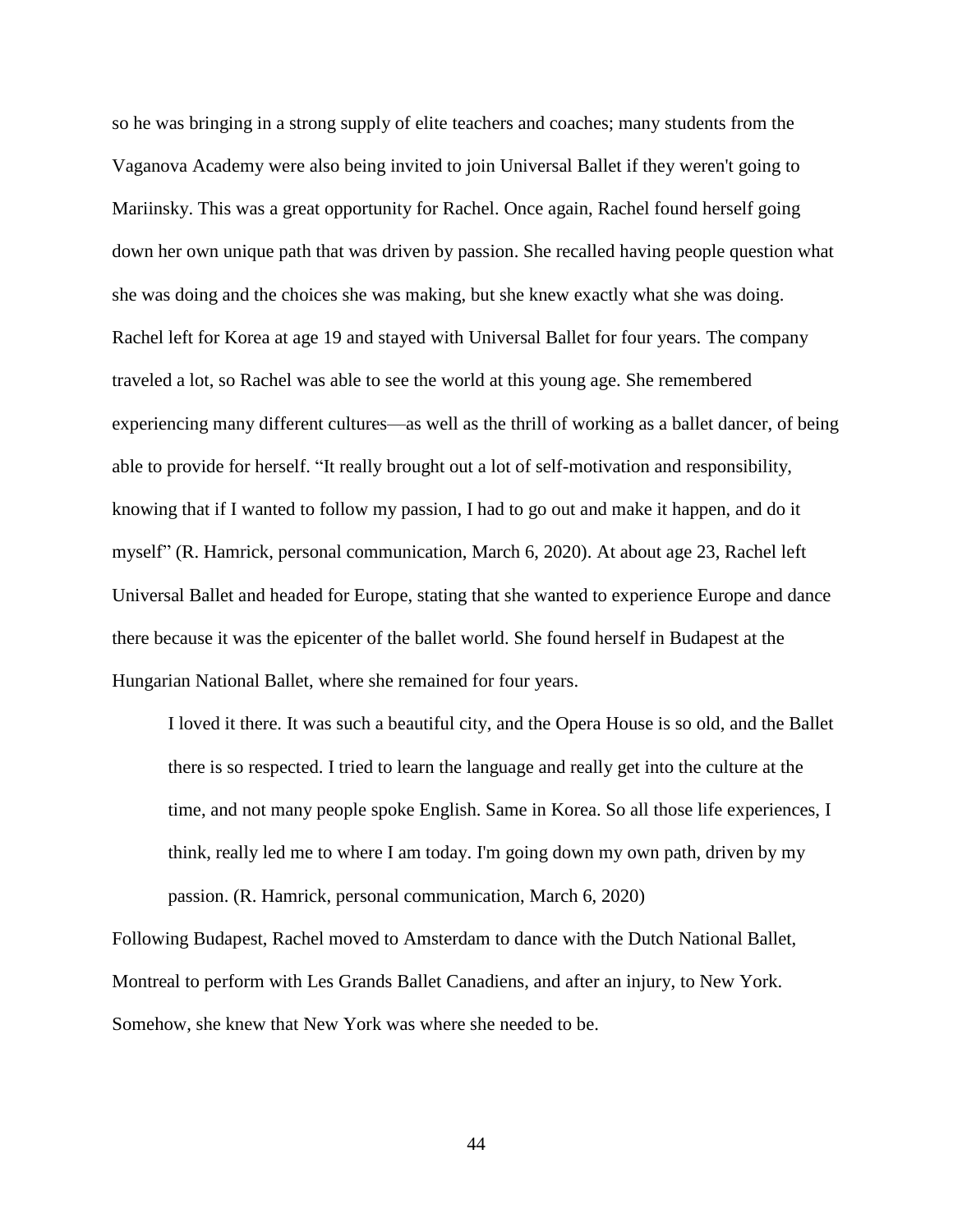so he was bringing in a strong supply of elite teachers and coaches; many students from the Vaganova Academy were also being invited to join Universal Ballet if they weren't going to Mariinsky. This was a great opportunity for Rachel. Once again, Rachel found herself going down her own unique path that was driven by passion. She recalled having people question what she was doing and the choices she was making, but she knew exactly what she was doing. Rachel left for Korea at age 19 and stayed with Universal Ballet for four years. The company traveled a lot, so Rachel was able to see the world at this young age. She remembered experiencing many different cultures—as well as the thrill of working as a ballet dancer, of being able to provide for herself. "It really brought out a lot of self-motivation and responsibility, knowing that if I wanted to follow my passion, I had to go out and make it happen, and do it myself" (R. Hamrick, personal communication, March 6, 2020). At about age 23, Rachel left Universal Ballet and headed for Europe, stating that she wanted to experience Europe and dance there because it was the epicenter of the ballet world. She found herself in Budapest at the Hungarian National Ballet, where she remained for four years.

> I loved it there. It was such a beautiful city, and the Opera House is so old, and the Ballet there is so respected. I tried to learn the language and really get into the culture at the time, and not many people spoke English. Same in Korea. So all those life experiences, I think, really led me to where I am today. I'm going down my own path, driven by my passion. (R. Hamrick, personal communication, March 6, 2020)

Following Budapest, Rachel moved to Amsterdam to dance with the Dutch National Ballet, Montreal to perform with Les Grands Ballet Canadiens, and after an injury, to New York. Somehow, she knew that New York was where she needed to be.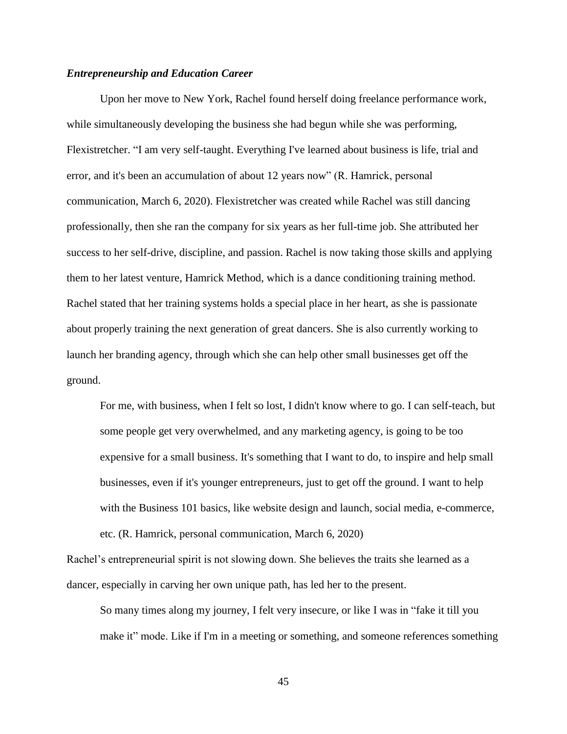### *Entrepreneurship and Education Career*

Upon her move to New York, Rachel found herself doing freelance performance work, while simultaneously developing the business she had begun while she was performing, Flexistretcher. "I am very self-taught. Everything I've learned about business is life, trial and error, and it's been an accumulation of about 12 years now" (R. Hamrick, personal communication, March 6, 2020). Flexistretcher was created while Rachel was still dancing professionally, then she ran the company for six years as her full-time job. She attributed her success to her self-drive, discipline, and passion. Rachel is now taking those skills and applying them to her latest venture, Hamrick Method, which is a dance conditioning training method. Rachel stated that her training systems holds a special place in her heart, as she is passionate about properly training the next generation of great dancers. She is also currently working to launch her branding agency, through which she can help other small businesses get off the ground.

> For me, with business, when I felt so lost, I didn't know where to go. I can self-teach, but some people get very overwhelmed, and any marketing agency, is going to be too expensive for a small business. It's something that I want to do, to inspire and help small businesses, even if it's younger entrepreneurs, just to get off the ground. I want to help with the Business 101 basics, like website design and launch, social media, e-commerce, etc. (R. Hamrick, personal communication, March 6, 2020)

Rachel's entrepreneurial spirit is not slowing down. She believes the traits she learned as a dancer, especially in carving her own unique path, has led her to the present.

> So many times along my journey, I felt very insecure, or like I was in "fake it till you make it" mode. Like if I'm in a meeting or something, and someone references something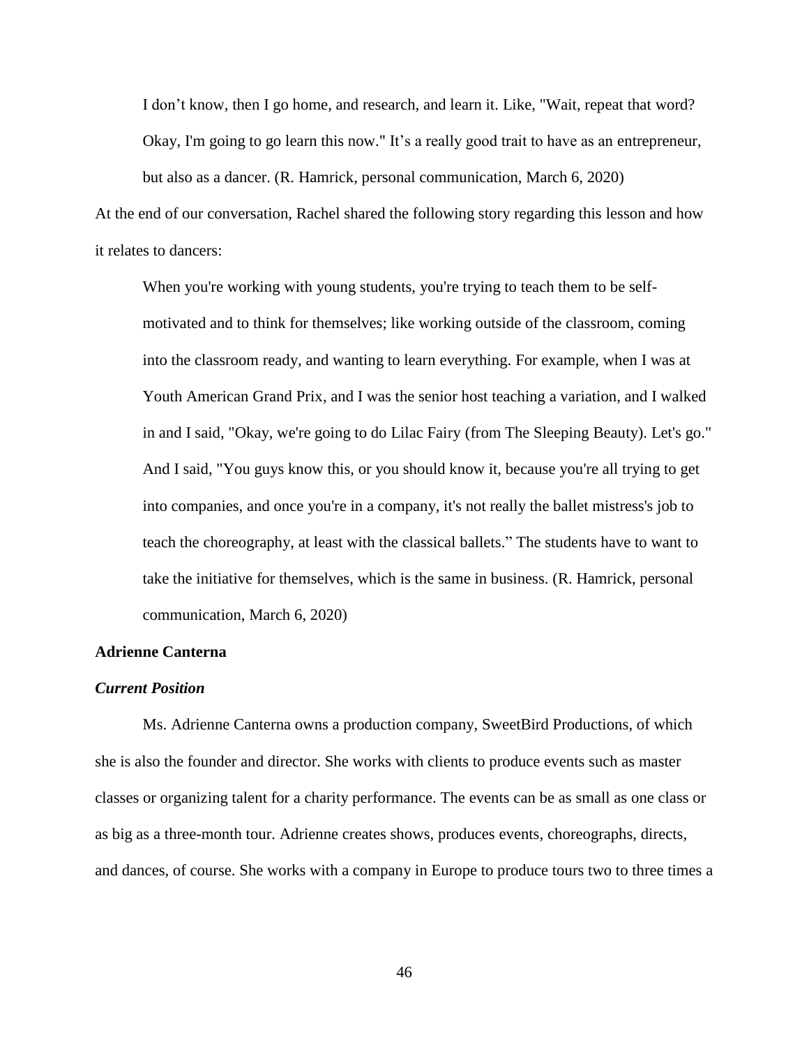> I don't know, then I go home, and research, and learn it. Like, "Wait, repeat that word? Okay, I'm going to go learn this now." It's a really good trait to have as an entrepreneur, but also as a dancer. (R. Hamrick, personal communication, March 6, 2020)

At the end of our conversation, Rachel shared the following story regarding this lesson and how it relates to dancers:

> When you're working with young students, you're trying to teach them to be self-motivated and to think for themselves; like working outside of the classroom, coming into the classroom ready, and wanting to learn everything. For example, when I was at Youth American Grand Prix, and I was the senior host teaching a variation, and I walked in and I said, "Okay, we're going to do Lilac Fairy (from The Sleeping Beauty). Let's go." And I said, "You guys know this, or you should know it, because you're all trying to get into companies, and once you're in a company, it's not really the ballet mistress's job to teach the choreography, at least with the classical ballets." The students have to want to take the initiative for themselves, which is the same in business. (R. Hamrick, personal communication, March 6, 2020)

## Adrienne Canterna

### *Current Position*

Ms. Adrienne Canterna owns a production company, SweetBird Productions, of which she is also the founder and director. She works with clients to produce events such as master classes or organizing talent for a charity performance. The events can be as small as one class or as big as a three-month tour. Adrienne creates shows, produces events, choreographs, directs, and dances, of course. She works with a company in Europe to produce tours two to three times a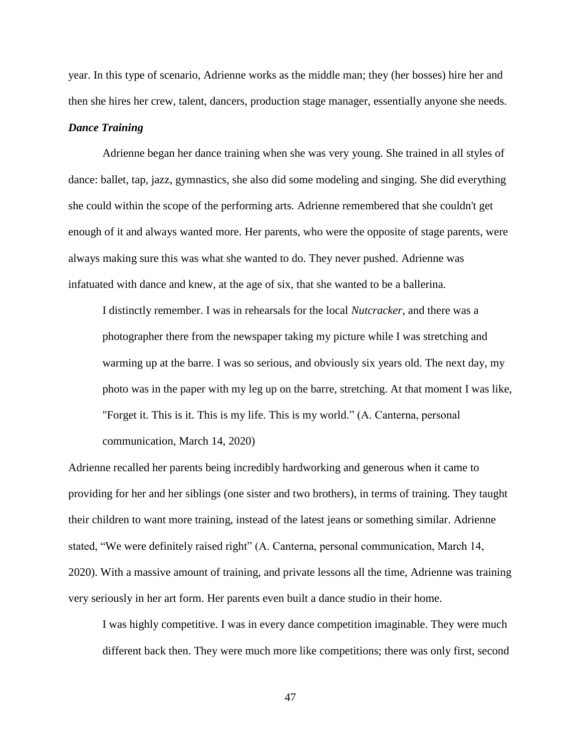year. In this type of scenario, Adrienne works as the middle man; they (her bosses) hire her and then she hires her crew, talent, dancers, production stage manager, essentially anyone she needs.

***Dance Training***

Adrienne began her dance training when she was very young. She trained in all styles of dance: ballet, tap, jazz, gymnastics, she also did some modeling and singing. She did everything she could within the scope of the performing arts. Adrienne remembered that she couldn't get enough of it and always wanted more. Her parents, who were the opposite of stage parents, were always making sure this was what she wanted to do. They never pushed. Adrienne was infatuated with dance and knew, at the age of six, that she wanted to be a ballerina.

> I distinctly remember. I was in rehearsals for the local *Nutcracker*, and there was a photographer there from the newspaper taking my picture while I was stretching and warming up at the barre. I was so serious, and obviously six years old. The next day, my photo was in the paper with my leg up on the barre, stretching. At that moment I was like, "Forget it. This is it. This is my life. This is my world." (A. Canterna, personal communication, March 14, 2020)

Adrienne recalled her parents being incredibly hardworking and generous when it came to providing for her and her siblings (one sister and two brothers), in terms of training. They taught their children to want more training, instead of the latest jeans or something similar. Adrienne stated, "We were definitely raised right" (A. Canterna, personal communication, March 14, 2020). With a massive amount of training, and private lessons all the time, Adrienne was training very seriously in her art form. Her parents even built a dance studio in their home.

> I was highly competitive. I was in every dance competition imaginable. They were much different back then. They were much more like competitions; there was only first, second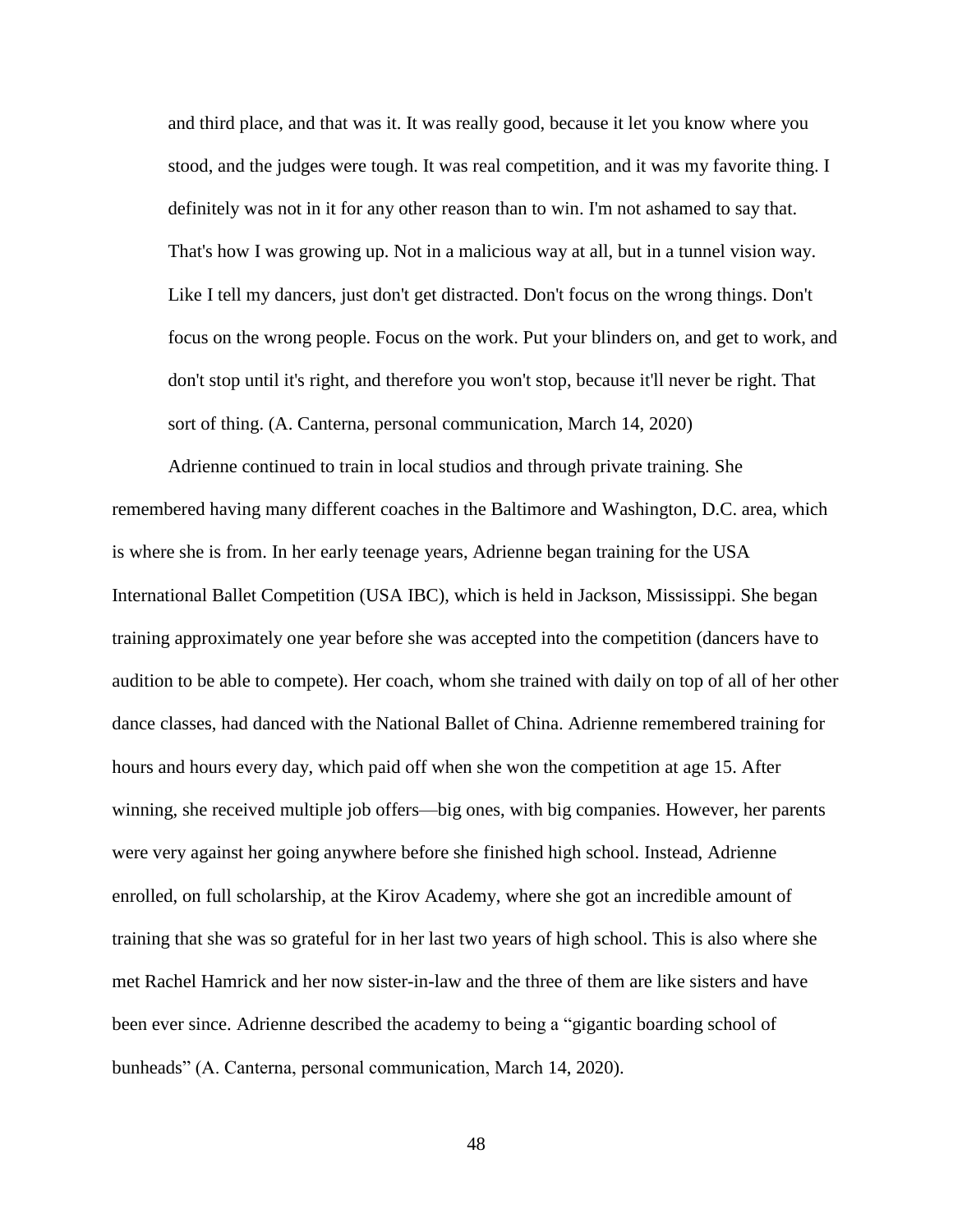> and third place, and that was it. It was really good, because it let you know where you stood, and the judges were tough. It was real competition, and it was my favorite thing. I definitely was not in it for any other reason than to win. I'm not ashamed to say that. That's how I was growing up. Not in a malicious way at all, but in a tunnel vision way. Like I tell my dancers, just don't get distracted. Don't focus on the wrong things. Don't focus on the wrong people. Focus on the work. Put your blinders on, and get to work, and don't stop until it's right, and therefore you won't stop, because it'll never be right. That sort of thing. (A. Canterna, personal communication, March 14, 2020)

Adrienne continued to train in local studios and through private training. She remembered having many different coaches in the Baltimore and Washington, D.C. area, which is where she is from. In her early teenage years, Adrienne began training for the USA International Ballet Competition (USA IBC), which is held in Jackson, Mississippi. She began training approximately one year before she was accepted into the competition (dancers have to audition to be able to compete). Her coach, whom she trained with daily on top of all of her other dance classes, had danced with the National Ballet of China. Adrienne remembered training for hours and hours every day, which paid off when she won the competition at age 15. After winning, she received multiple job offers—big ones, with big companies. However, her parents were very against her going anywhere before she finished high school. Instead, Adrienne enrolled, on full scholarship, at the Kirov Academy, where she got an incredible amount of training that she was so grateful for in her last two years of high school. This is also where she met Rachel Hamrick and her now sister-in-law and the three of them are like sisters and have been ever since. Adrienne described the academy to being a "gigantic boarding school of bunheads" (A. Canterna, personal communication, March 14, 2020).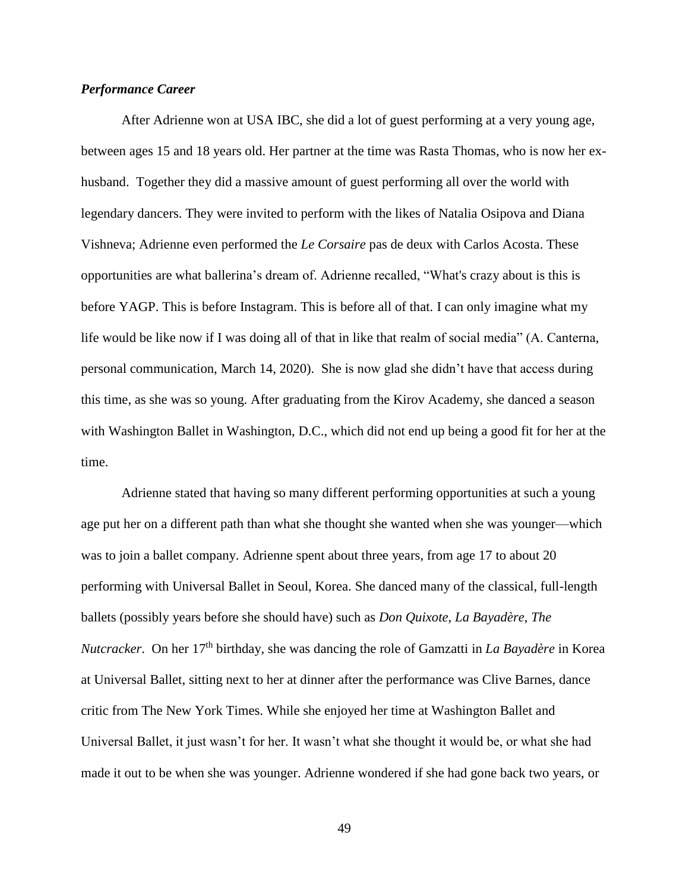### *Performance Career*

After Adrienne won at USA IBC, she did a lot of guest performing at a very young age, between ages 15 and 18 years old. Her partner at the time was Rasta Thomas, who is now her ex-husband. Together they did a massive amount of guest performing all over the world with legendary dancers. They were invited to perform with the likes of Natalia Osipova and Diana Vishneva; Adrienne even performed the *Le Corsaire* pas de deux with Carlos Acosta. These opportunities are what ballerina's dream of. Adrienne recalled, "What's crazy about is this is before YAGP. This is before Instagram. This is before all of that. I can only imagine what my life would be like now if I was doing all of that in like that realm of social media" (A. Canterna, personal communication, March 14, 2020). She is now glad she didn't have that access during this time, as she was so young. After graduating from the Kirov Academy, she danced a season with Washington Ballet in Washington, D.C., which did not end up being a good fit for her at the time.

Adrienne stated that having so many different performing opportunities at such a young age put her on a different path than what she thought she wanted when she was younger—which was to join a ballet company. Adrienne spent about three years, from age 17 to about 20 performing with Universal Ballet in Seoul, Korea. She danced many of the classical, full-length ballets (possibly years before she should have) such as *Don Quixote*, *La Bayadère*, *The Nutcracker*. On her 17th birthday, she was dancing the role of Gamzatti in *La Bayadère* in Korea at Universal Ballet, sitting next to her at dinner after the performance was Clive Barnes, dance critic from The New York Times. While she enjoyed her time at Washington Ballet and Universal Ballet, it just wasn't for her. It wasn't what she thought it would be, or what she had made it out to be when she was younger. Adrienne wondered if she had gone back two years, or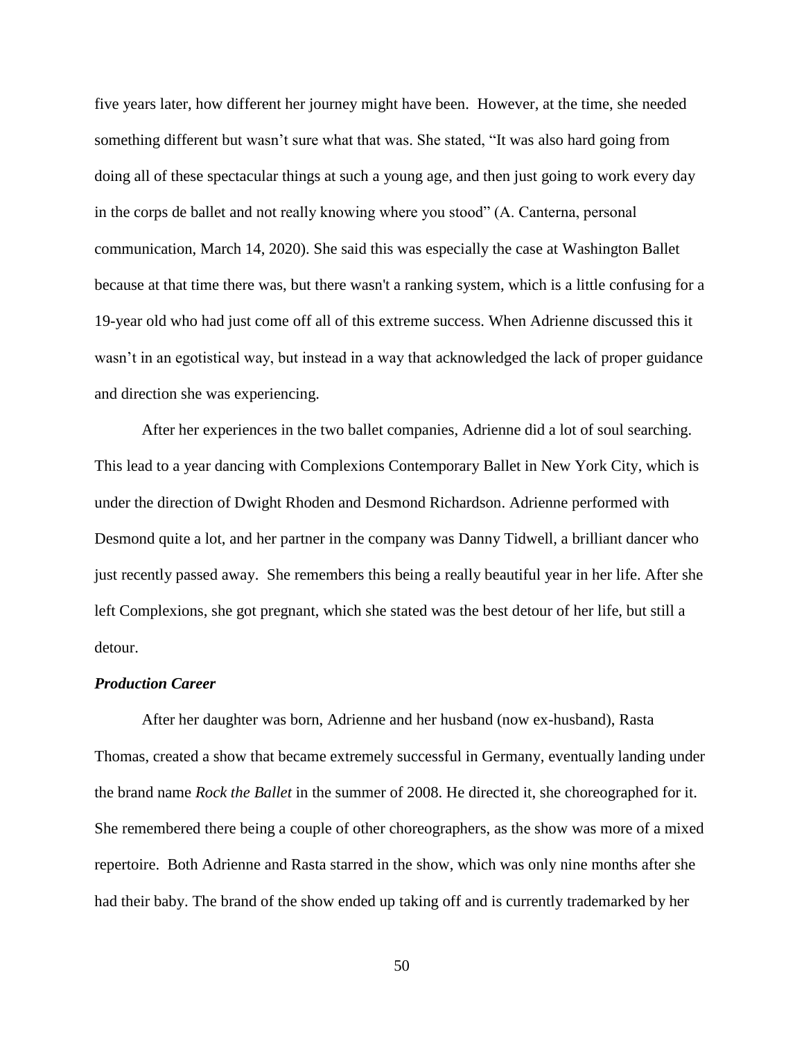five years later, how different her journey might have been. However, at the time, she needed something different but wasn't sure what that was. She stated, "It was also hard going from doing all of these spectacular things at such a young age, and then just going to work every day in the corps de ballet and not really knowing where you stood" (A. Canterna, personal communication, March 14, 2020). She said this was especially the case at Washington Ballet because at that time there was, but there wasn't a ranking system, which is a little confusing for a 19-year old who had just come off all of this extreme success. When Adrienne discussed this it wasn't in an egotistical way, but instead in a way that acknowledged the lack of proper guidance and direction she was experiencing.

After her experiences in the two ballet companies, Adrienne did a lot of soul searching. This lead to a year dancing with Complexions Contemporary Ballet in New York City, which is under the direction of Dwight Rhoden and Desmond Richardson. Adrienne performed with Desmond quite a lot, and her partner in the company was Danny Tidwell, a brilliant dancer who just recently passed away. She remembers this being a really beautiful year in her life. After she left Complexions, she got pregnant, which she stated was the best detour of her life, but still a detour.

### ***Production Career***

After her daughter was born, Adrienne and her husband (now ex-husband), Rasta Thomas, created a show that became extremely successful in Germany, eventually landing under the brand name *Rock the Ballet* in the summer of 2008. He directed it, she choreographed for it. She remembered there being a couple of other choreographers, as the show was more of a mixed repertoire. Both Adrienne and Rasta starred in the show, which was only nine months after she had their baby. The brand of the show ended up taking off and is currently trademarked by her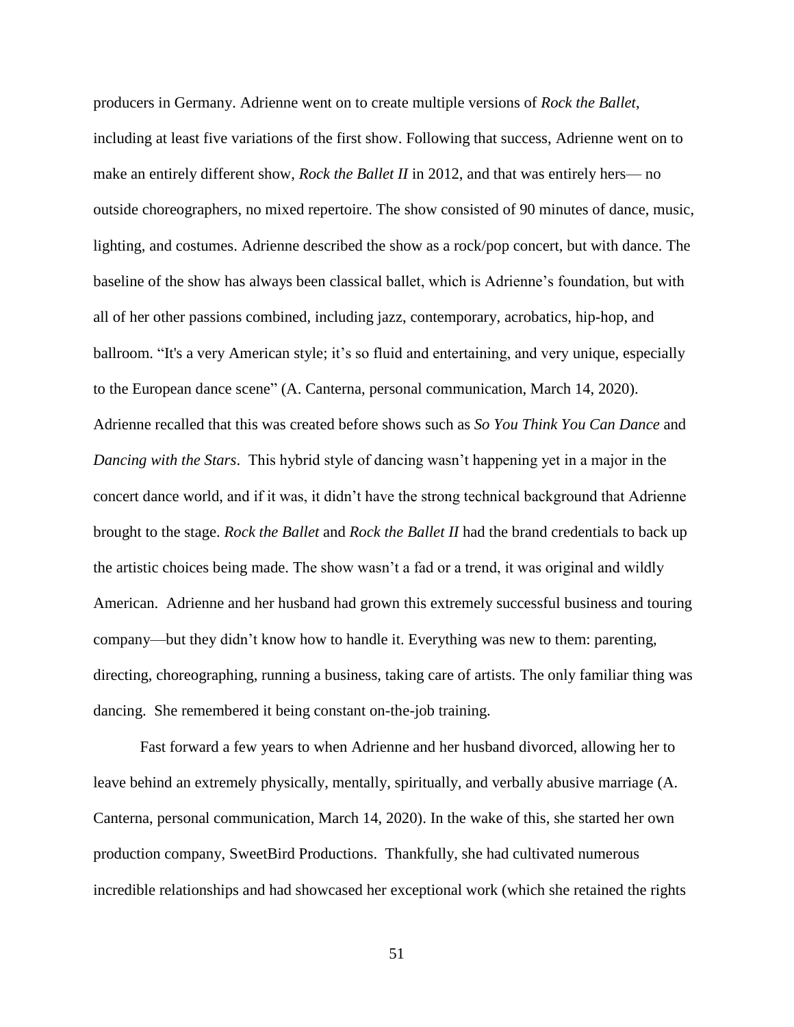producers in Germany. Adrienne went on to create multiple versions of *Rock the Ballet*, including at least five variations of the first show. Following that success, Adrienne went on to make an entirely different show, *Rock the Ballet II* in 2012, and that was entirely hers— no outside choreographers, no mixed repertoire. The show consisted of 90 minutes of dance, music, lighting, and costumes. Adrienne described the show as a rock/pop concert, but with dance. The baseline of the show has always been classical ballet, which is Adrienne's foundation, but with all of her other passions combined, including jazz, contemporary, acrobatics, hip-hop, and ballroom. "It's a very American style; it's so fluid and entertaining, and very unique, especially to the European dance scene" (A. Canterna, personal communication, March 14, 2020). Adrienne recalled that this was created before shows such as *So You Think You Can Dance* and *Dancing with the Stars*. This hybrid style of dancing wasn't happening yet in a major in the concert dance world, and if it was, it didn't have the strong technical background that Adrienne brought to the stage. *Rock the Ballet* and *Rock the Ballet II* had the brand credentials to back up the artistic choices being made. The show wasn't a fad or a trend, it was original and wildly American. Adrienne and her husband had grown this extremely successful business and touring company—but they didn't know how to handle it. Everything was new to them: parenting, directing, choreographing, running a business, taking care of artists. The only familiar thing was dancing. She remembered it being constant on-the-job training.

Fast forward a few years to when Adrienne and her husband divorced, allowing her to leave behind an extremely physically, mentally, spiritually, and verbally abusive marriage (A. Canterna, personal communication, March 14, 2020). In the wake of this, she started her own production company, SweetBird Productions. Thankfully, she had cultivated numerous incredible relationships and had showcased her exceptional work (which she retained the rights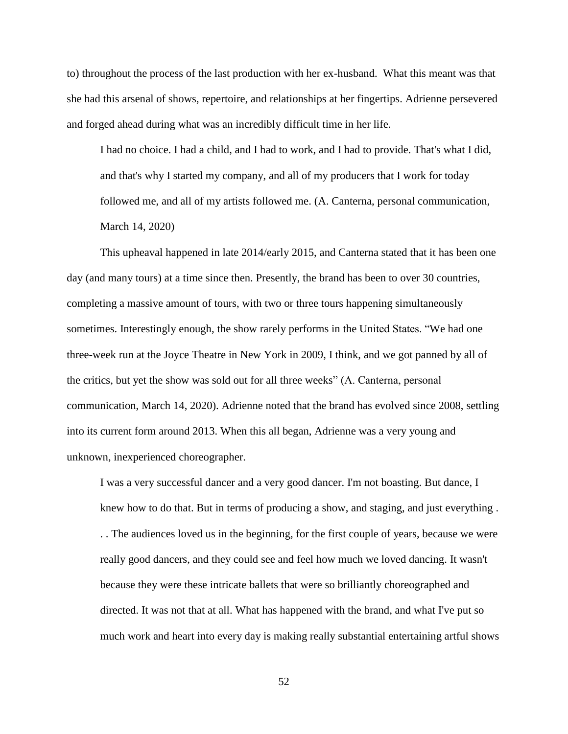to) throughout the process of the last production with her ex-husband. What this meant was that she had this arsenal of shows, repertoire, and relationships at her fingertips. Adrienne persevered and forged ahead during what was an incredibly difficult time in her life.

> I had no choice. I had a child, and I had to work, and I had to provide. That's what I did, and that's why I started my company, and all of my producers that I work for today followed me, and all of my artists followed me. (A. Canterna, personal communication, March 14, 2020)

This upheaval happened in late 2014/early 2015, and Canterna stated that it has been one day (and many tours) at a time since then. Presently, the brand has been to over 30 countries, completing a massive amount of tours, with two or three tours happening simultaneously sometimes. Interestingly enough, the show rarely performs in the United States. "We had one three-week run at the Joyce Theatre in New York in 2009, I think, and we got panned by all of the critics, but yet the show was sold out for all three weeks" (A. Canterna, personal communication, March 14, 2020). Adrienne noted that the brand has evolved since 2008, settling into its current form around 2013. When this all began, Adrienne was a very young and unknown, inexperienced choreographer.

> I was a very successful dancer and a very good dancer. I'm not boasting. But dance, I knew how to do that. But in terms of producing a show, and staging, and just everything . . . The audiences loved us in the beginning, for the first couple of years, because we were really good dancers, and they could see and feel how much we loved dancing. It wasn't because they were these intricate ballets that were so brilliantly choreographed and directed. It was not that at all. What has happened with the brand, and what I've put so much work and heart into every day is making really substantial entertaining artful shows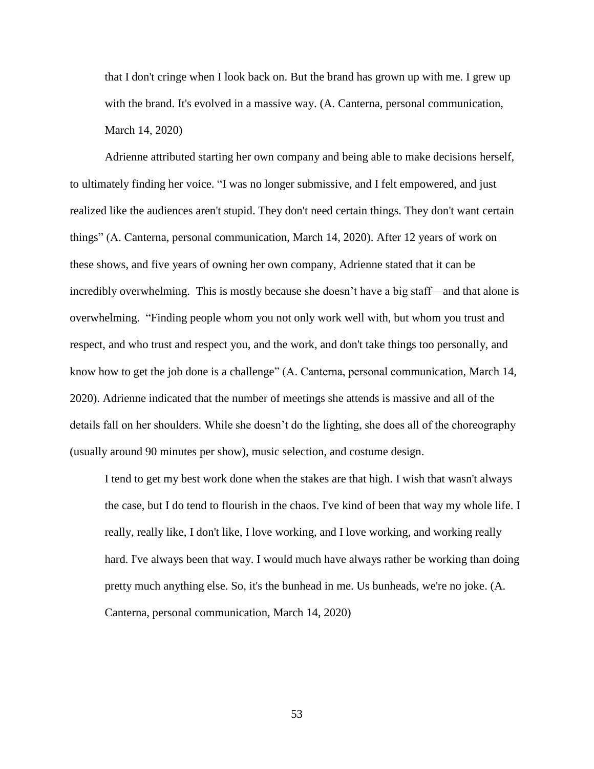> that I don't cringe when I look back on. But the brand has grown up with me. I grew up with the brand. It's evolved in a massive way. (A. Canterna, personal communication, March 14, 2020)

Adrienne attributed starting her own company and being able to make decisions herself, to ultimately finding her voice. "I was no longer submissive, and I felt empowered, and just realized like the audiences aren't stupid. They don't need certain things. They don't want certain things" (A. Canterna, personal communication, March 14, 2020). After 12 years of work on these shows, and five years of owning her own company, Adrienne stated that it can be incredibly overwhelming. This is mostly because she doesn't have a big staff—and that alone is overwhelming. "Finding people whom you not only work well with, but whom you trust and respect, and who trust and respect you, and the work, and don't take things too personally, and know how to get the job done is a challenge" (A. Canterna, personal communication, March 14, 2020). Adrienne indicated that the number of meetings she attends is massive and all of the details fall on her shoulders. While she doesn't do the lighting, she does all of the choreography (usually around 90 minutes per show), music selection, and costume design.

> I tend to get my best work done when the stakes are that high. I wish that wasn't always the case, but I do tend to flourish in the chaos. I've kind of been that way my whole life. I really, really like, I don't like, I love working, and I love working, and working really hard. I've always been that way. I would much have always rather be working than doing pretty much anything else. So, it's the bunhead in me. Us bunheads, we're no joke. (A. Canterna, personal communication, March 14, 2020)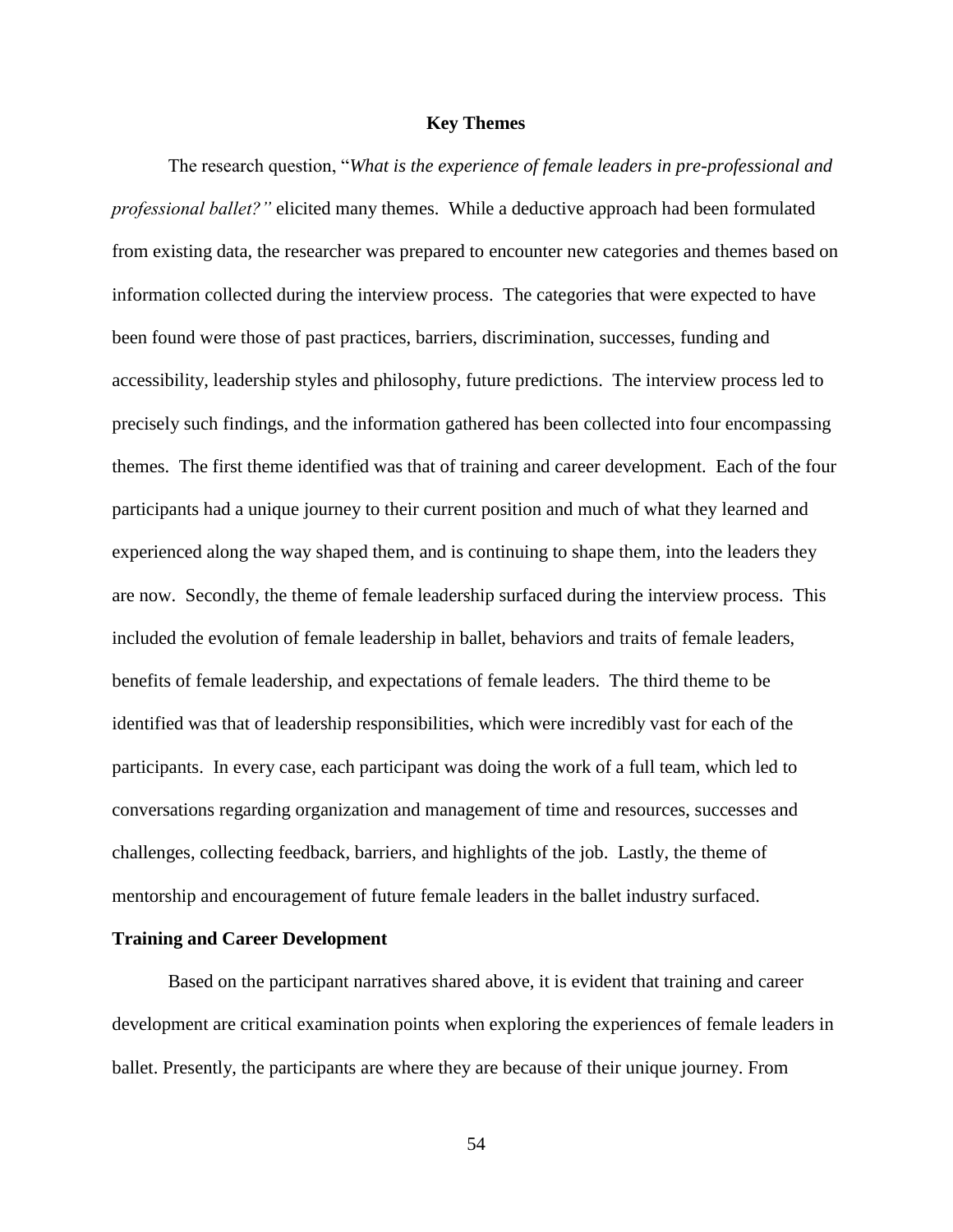## Key Themes

The research question, "*What is the experience of female leaders in pre-professional and professional ballet?"* elicited many themes. While a deductive approach had been formulated from existing data, the researcher was prepared to encounter new categories and themes based on information collected during the interview process. The categories that were expected to have been found were those of past practices, barriers, discrimination, successes, funding and accessibility, leadership styles and philosophy, future predictions. The interview process led to precisely such findings, and the information gathered has been collected into four encompassing themes. The first theme identified was that of training and career development. Each of the four participants had a unique journey to their current position and much of what they learned and experienced along the way shaped them, and is continuing to shape them, into the leaders they are now. Secondly, the theme of female leadership surfaced during the interview process. This included the evolution of female leadership in ballet, behaviors and traits of female leaders, benefits of female leadership, and expectations of female leaders. The third theme to be identified was that of leadership responsibilities, which were incredibly vast for each of the participants. In every case, each participant was doing the work of a full team, which led to conversations regarding organization and management of time and resources, successes and challenges, collecting feedback, barriers, and highlights of the job. Lastly, the theme of mentorship and encouragement of future female leaders in the ballet industry surfaced.

### Training and Career Development

Based on the participant narratives shared above, it is evident that training and career development are critical examination points when exploring the experiences of female leaders in ballet. Presently, the participants are where they are because of their unique journey. From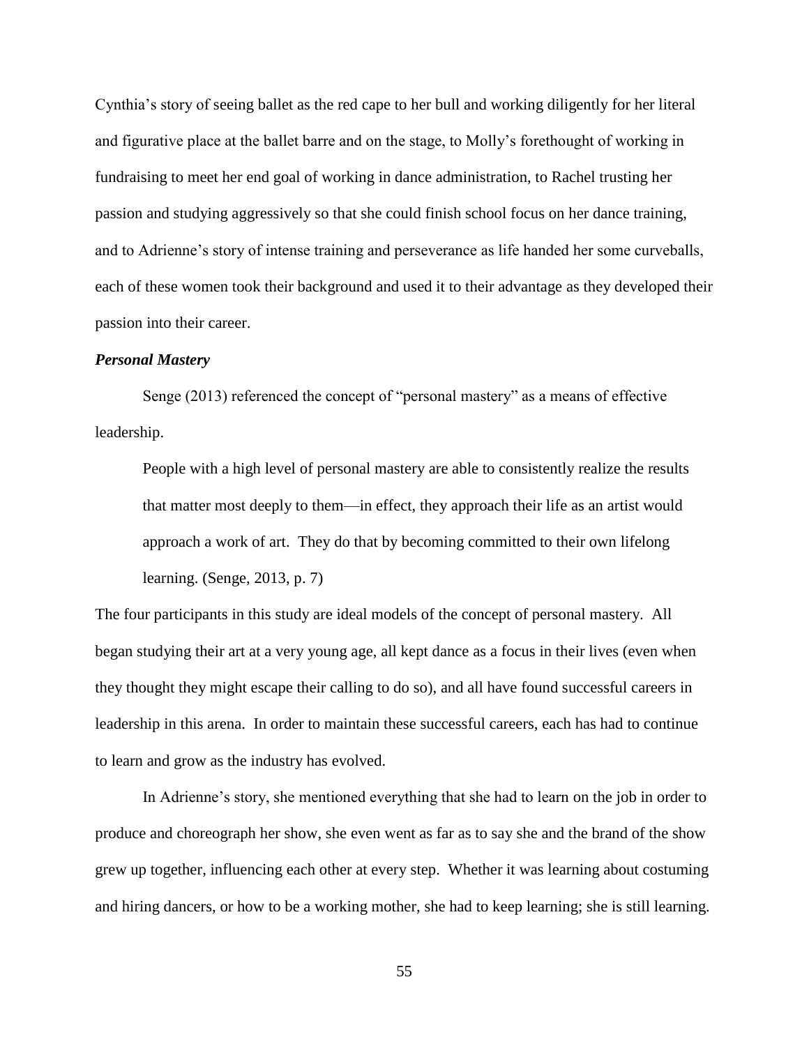Cynthia's story of seeing ballet as the red cape to her bull and working diligently for her literal and figurative place at the ballet barre and on the stage, to Molly's forethought of working in fundraising to meet her end goal of working in dance administration, to Rachel trusting her passion and studying aggressively so that she could finish school focus on her dance training, and to Adrienne's story of intense training and perseverance as life handed her some curveballs, each of these women took their background and used it to their advantage as they developed their passion into their career.

### *Personal Mastery*

Senge (2013) referenced the concept of "personal mastery" as a means of effective leadership.

> People with a high level of personal mastery are able to consistently realize the results that matter most deeply to them—in effect, they approach their life as an artist would approach a work of art. They do that by becoming committed to their own lifelong learning. (Senge, 2013, p. 7)

The four participants in this study are ideal models of the concept of personal mastery. All began studying their art at a very young age, all kept dance as a focus in their lives (even when they thought they might escape their calling to do so), and all have found successful careers in leadership in this arena. In order to maintain these successful careers, each has had to continue to learn and grow as the industry has evolved.

In Adrienne's story, she mentioned everything that she had to learn on the job in order to produce and choreograph her show, she even went as far as to say she and the brand of the show grew up together, influencing each other at every step. Whether it was learning about costuming and hiring dancers, or how to be a working mother, she had to keep learning; she is still learning.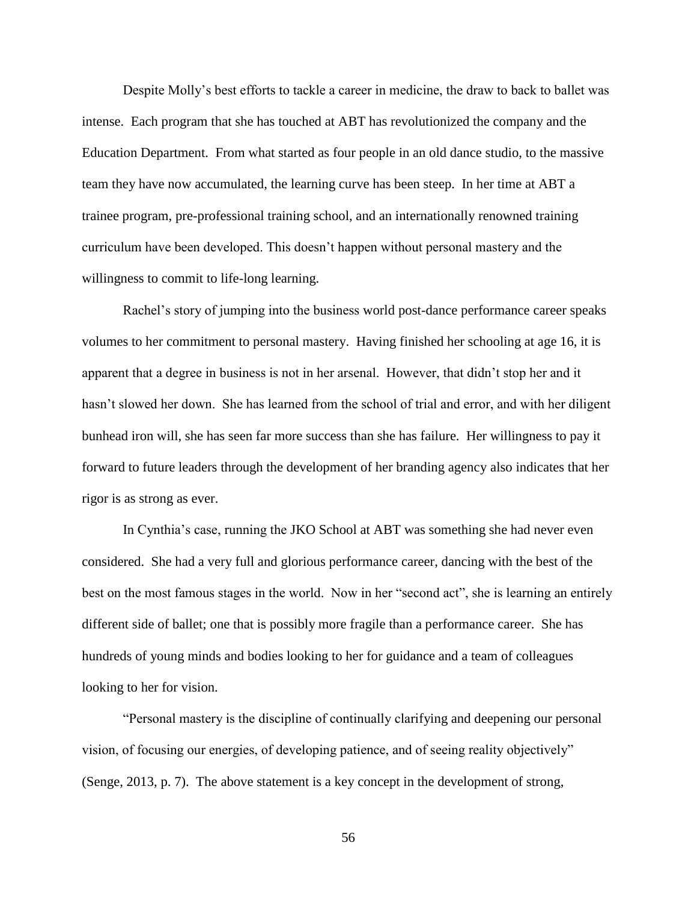Despite Molly's best efforts to tackle a career in medicine, the draw to back to ballet was intense. Each program that she has touched at ABT has revolutionized the company and the Education Department. From what started as four people in an old dance studio, to the massive team they have now accumulated, the learning curve has been steep. In her time at ABT a trainee program, pre-professional training school, and an internationally renowned training curriculum have been developed. This doesn't happen without personal mastery and the willingness to commit to life-long learning.

Rachel's story of jumping into the business world post-dance performance career speaks volumes to her commitment to personal mastery. Having finished her schooling at age 16, it is apparent that a degree in business is not in her arsenal. However, that didn't stop her and it hasn't slowed her down. She has learned from the school of trial and error, and with her diligent bunhead iron will, she has seen far more success than she has failure. Her willingness to pay it forward to future leaders through the development of her branding agency also indicates that her rigor is as strong as ever.

In Cynthia's case, running the JKO School at ABT was something she had never even considered. She had a very full and glorious performance career, dancing with the best of the best on the most famous stages in the world. Now in her "second act", she is learning an entirely different side of ballet; one that is possibly more fragile than a performance career. She has hundreds of young minds and bodies looking to her for guidance and a team of colleagues looking to her for vision.

"Personal mastery is the discipline of continually clarifying and deepening our personal vision, of focusing our energies, of developing patience, and of seeing reality objectively" (Senge, 2013, p. 7). The above statement is a key concept in the development of strong,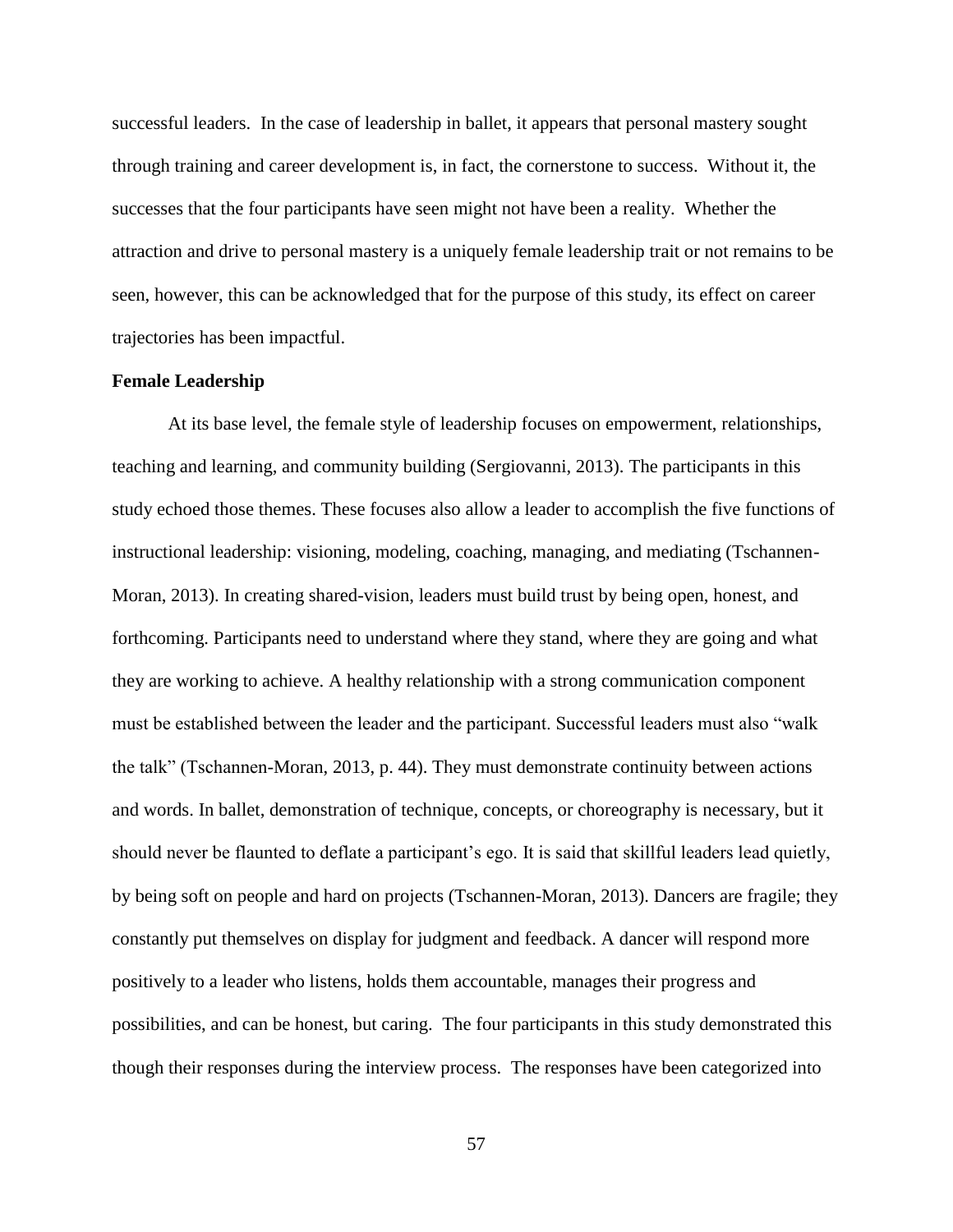successful leaders. In the case of leadership in ballet, it appears that personal mastery sought through training and career development is, in fact, the cornerstone to success. Without it, the successes that the four participants have seen might not have been a reality. Whether the attraction and drive to personal mastery is a uniquely female leadership trait or not remains to be seen, however, this can be acknowledged that for the purpose of this study, its effect on career trajectories has been impactful.

**Female Leadership**

At its base level, the female style of leadership focuses on empowerment, relationships, teaching and learning, and community building (Sergiovanni, 2013). The participants in this study echoed those themes. These focuses also allow a leader to accomplish the five functions of instructional leadership: visioning, modeling, coaching, managing, and mediating (Tschannen-Moran, 2013). In creating shared-vision, leaders must build trust by being open, honest, and forthcoming. Participants need to understand where they stand, where they are going and what they are working to achieve. A healthy relationship with a strong communication component must be established between the leader and the participant. Successful leaders must also "walk the talk" (Tschannen-Moran, 2013, p. 44). They must demonstrate continuity between actions and words. In ballet, demonstration of technique, concepts, or choreography is necessary, but it should never be flaunted to deflate a participant's ego. It is said that skillful leaders lead quietly, by being soft on people and hard on projects (Tschannen-Moran, 2013). Dancers are fragile; they constantly put themselves on display for judgment and feedback. A dancer will respond more positively to a leader who listens, holds them accountable, manages their progress and possibilities, and can be honest, but caring. The four participants in this study demonstrated this though their responses during the interview process. The responses have been categorized into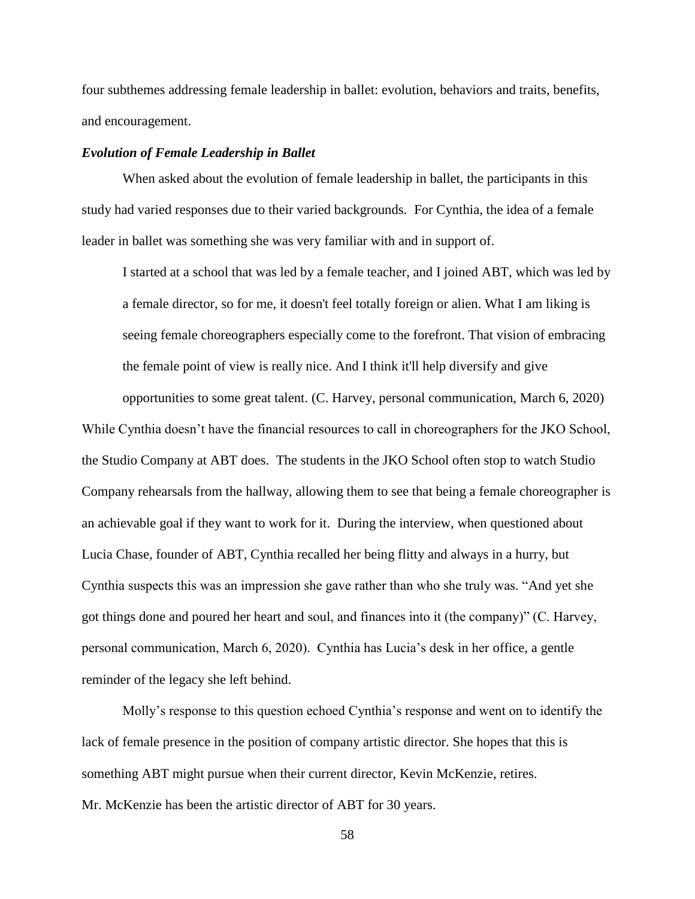four subthemes addressing female leadership in ballet: evolution, behaviors and traits, benefits, and encouragement.

### *Evolution of Female Leadership in Ballet*

When asked about the evolution of female leadership in ballet, the participants in this study had varied responses due to their varied backgrounds. For Cynthia, the idea of a female leader in ballet was something she was very familiar with and in support of.

> I started at a school that was led by a female teacher, and I joined ABT, which was led by a female director, so for me, it doesn't feel totally foreign or alien. What I am liking is seeing female choreographers especially come to the forefront. That vision of embracing the female point of view is really nice. And I think it'll help diversify and give opportunities to some great talent. (C. Harvey, personal communication, March 6, 2020)

While Cynthia doesn't have the financial resources to call in choreographers for the JKO School, the Studio Company at ABT does. The students in the JKO School often stop to watch Studio Company rehearsals from the hallway, allowing them to see that being a female choreographer is an achievable goal if they want to work for it. During the interview, when questioned about Lucia Chase, founder of ABT, Cynthia recalled her being flitty and always in a hurry, but Cynthia suspects this was an impression she gave rather than who she truly was. "And yet she got things done and poured her heart and soul, and finances into it (the company)" (C. Harvey, personal communication, March 6, 2020). Cynthia has Lucia's desk in her office, a gentle reminder of the legacy she left behind.

Molly's response to this question echoed Cynthia's response and went on to identify the lack of female presence in the position of company artistic director. She hopes that this is something ABT might pursue when their current director, Kevin McKenzie, retires. Mr. McKenzie has been the artistic director of ABT for 30 years.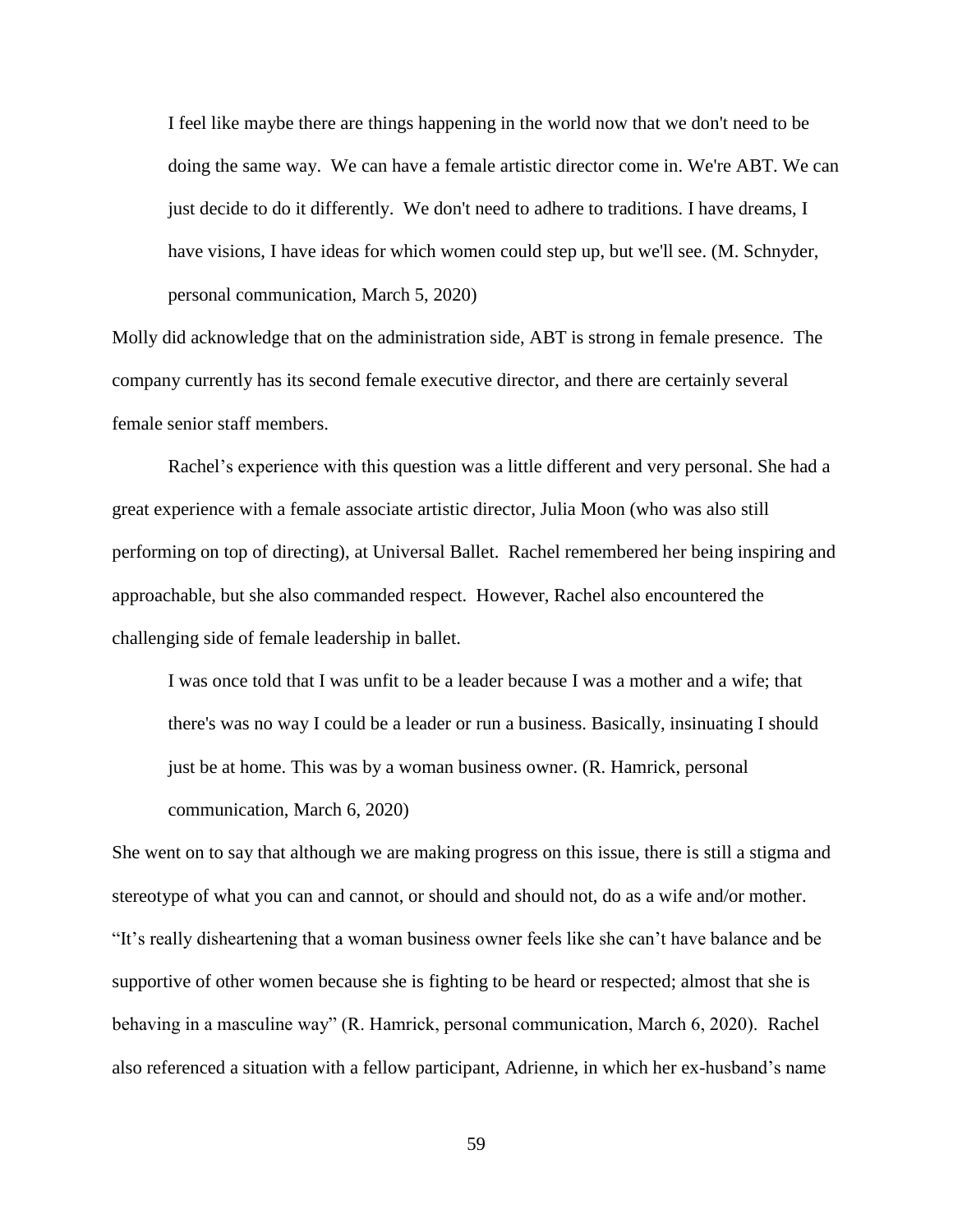> I feel like maybe there are things happening in the world now that we don't need to be doing the same way. We can have a female artistic director come in. We're ABT. We can just decide to do it differently. We don't need to adhere to traditions. I have dreams, I have visions, I have ideas for which women could step up, but we'll see. (M. Schnyder, personal communication, March 5, 2020)

Molly did acknowledge that on the administration side, ABT is strong in female presence. The company currently has its second female executive director, and there are certainly several female senior staff members.

Rachel's experience with this question was a little different and very personal. She had a great experience with a female associate artistic director, Julia Moon (who was also still performing on top of directing), at Universal Ballet. Rachel remembered her being inspiring and approachable, but she also commanded respect. However, Rachel also encountered the challenging side of female leadership in ballet.

> I was once told that I was unfit to be a leader because I was a mother and a wife; that there's was no way I could be a leader or run a business. Basically, insinuating I should just be at home. This was by a woman business owner. (R. Hamrick, personal communication, March 6, 2020)

She went on to say that although we are making progress on this issue, there is still a stigma and stereotype of what you can and cannot, or should and should not, do as a wife and/or mother. "It's really disheartening that a woman business owner feels like she can't have balance and be supportive of other women because she is fighting to be heard or respected; almost that she is behaving in a masculine way" (R. Hamrick, personal communication, March 6, 2020). Rachel also referenced a situation with a fellow participant, Adrienne, in which her ex-husband's name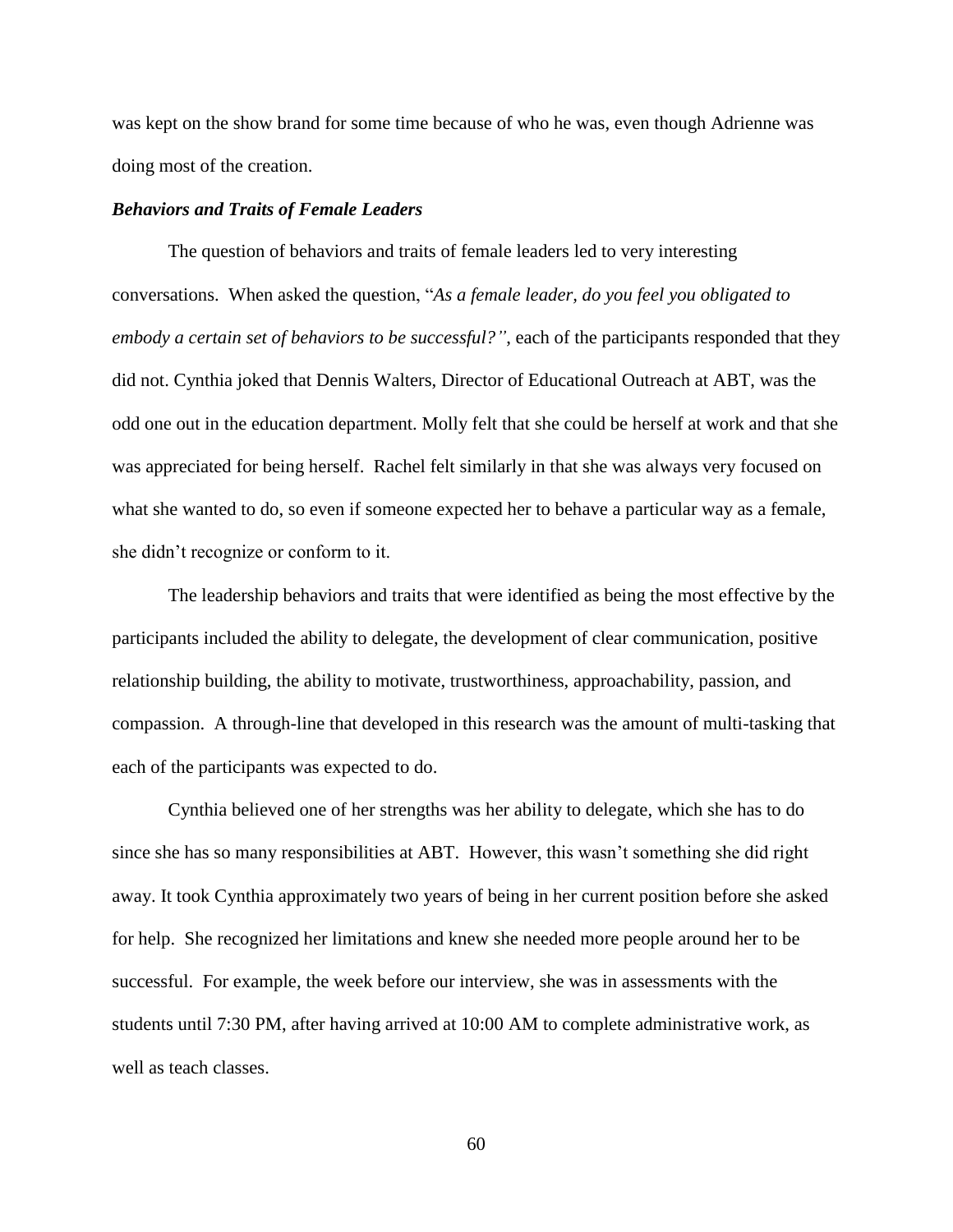was kept on the show brand for some time because of who he was, even though Adrienne was doing most of the creation.

### ***Behaviors and Traits of Female Leaders***

The question of behaviors and traits of female leaders led to very interesting conversations. When asked the question, "*As a female leader, do you feel you obligated to embody a certain set of behaviors to be successful?"*, each of the participants responded that they did not. Cynthia joked that Dennis Walters, Director of Educational Outreach at ABT, was the odd one out in the education department. Molly felt that she could be herself at work and that she was appreciated for being herself. Rachel felt similarly in that she was always very focused on what she wanted to do, so even if someone expected her to behave a particular way as a female, she didn't recognize or conform to it.

The leadership behaviors and traits that were identified as being the most effective by the participants included the ability to delegate, the development of clear communication, positive relationship building, the ability to motivate, trustworthiness, approachability, passion, and compassion. A through-line that developed in this research was the amount of multi-tasking that each of the participants was expected to do.

Cynthia believed one of her strengths was her ability to delegate, which she has to do since she has so many responsibilities at ABT. However, this wasn't something she did right away. It took Cynthia approximately two years of being in her current position before she asked for help. She recognized her limitations and knew she needed more people around her to be successful. For example, the week before our interview, she was in assessments with the students until 7:30 PM, after having arrived at 10:00 AM to complete administrative work, as well as teach classes.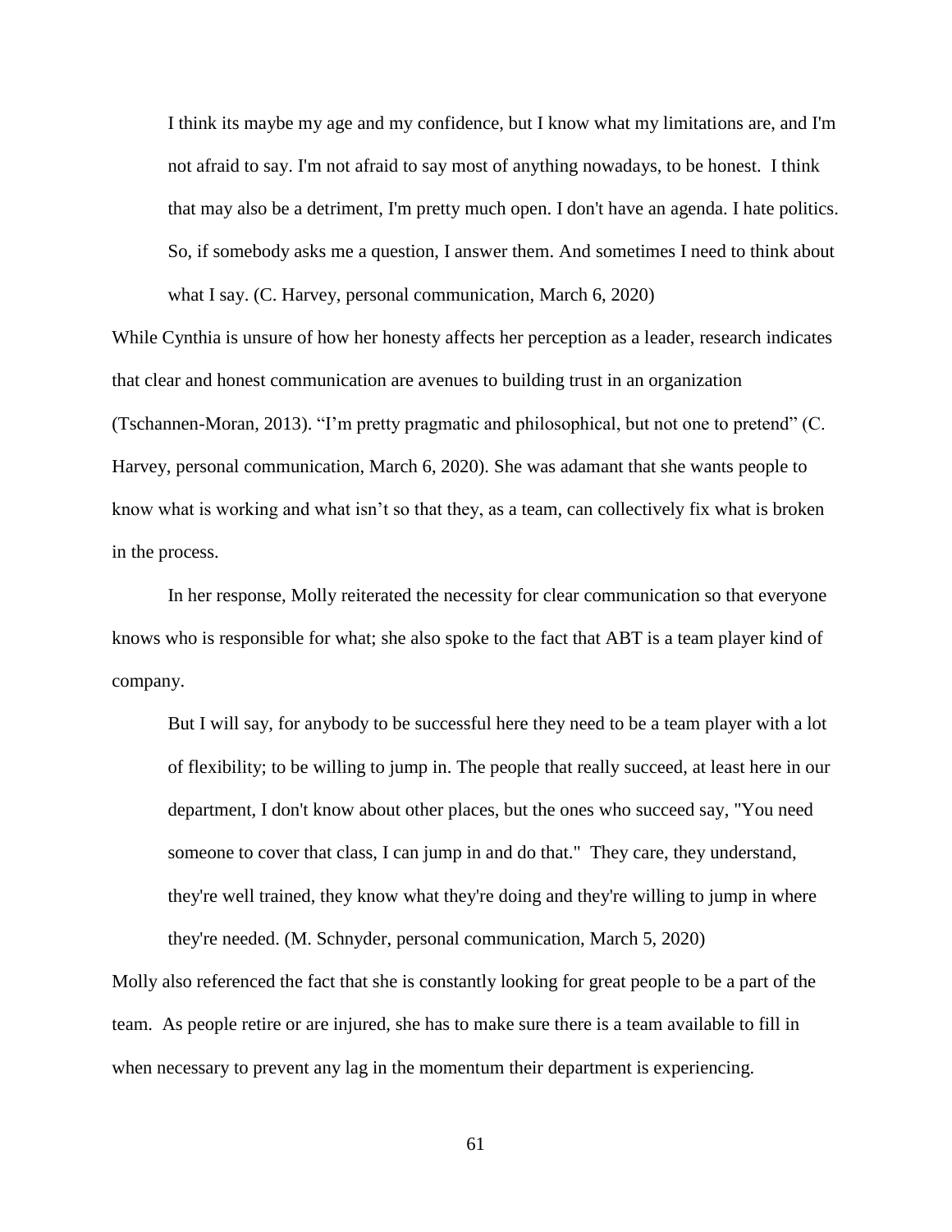> I think its maybe my age and my confidence, but I know what my limitations are, and I'm not afraid to say. I'm not afraid to say most of anything nowadays, to be honest. I think that may also be a detriment, I'm pretty much open. I don't have an agenda. I hate politics. So, if somebody asks me a question, I answer them. And sometimes I need to think about what I say. (C. Harvey, personal communication, March 6, 2020)

While Cynthia is unsure of how her honesty affects her perception as a leader, research indicates that clear and honest communication are avenues to building trust in an organization (Tschannen-Moran, 2013). "I'm pretty pragmatic and philosophical, but not one to pretend" (C. Harvey, personal communication, March 6, 2020). She was adamant that she wants people to know what is working and what isn't so that they, as a team, can collectively fix what is broken in the process.

In her response, Molly reiterated the necessity for clear communication so that everyone knows who is responsible for what; she also spoke to the fact that ABT is a team player kind of company.

> But I will say, for anybody to be successful here they need to be a team player with a lot of flexibility; to be willing to jump in. The people that really succeed, at least here in our department, I don't know about other places, but the ones who succeed say, "You need someone to cover that class, I can jump in and do that." They care, they understand, they're well trained, they know what they're doing and they're willing to jump in where they're needed. (M. Schnyder, personal communication, March 5, 2020)

Molly also referenced the fact that she is constantly looking for great people to be a part of the team. As people retire or are injured, she has to make sure there is a team available to fill in when necessary to prevent any lag in the momentum their department is experiencing.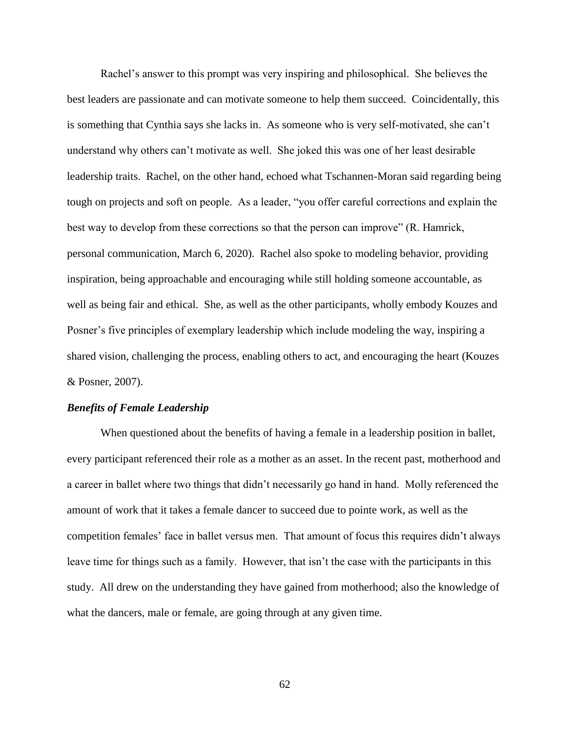Rachel's answer to this prompt was very inspiring and philosophical. She believes the best leaders are passionate and can motivate someone to help them succeed. Coincidentally, this is something that Cynthia says she lacks in. As someone who is very self-motivated, she can't understand why others can't motivate as well. She joked this was one of her least desirable leadership traits. Rachel, on the other hand, echoed what Tschannen-Moran said regarding being tough on projects and soft on people. As a leader, "you offer careful corrections and explain the best way to develop from these corrections so that the person can improve" (R. Hamrick, personal communication, March 6, 2020). Rachel also spoke to modeling behavior, providing inspiration, being approachable and encouraging while still holding someone accountable, as well as being fair and ethical. She, as well as the other participants, wholly embody Kouzes and Posner's five principles of exemplary leadership which include modeling the way, inspiring a shared vision, challenging the process, enabling others to act, and encouraging the heart (Kouzes & Posner, 2007).

### *Benefits of Female Leadership*

When questioned about the benefits of having a female in a leadership position in ballet, every participant referenced their role as a mother as an asset. In the recent past, motherhood and a career in ballet where two things that didn't necessarily go hand in hand. Molly referenced the amount of work that it takes a female dancer to succeed due to pointe work, as well as the competition females' face in ballet versus men. That amount of focus this requires didn't always leave time for things such as a family. However, that isn't the case with the participants in this study. All drew on the understanding they have gained from motherhood; also the knowledge of what the dancers, male or female, are going through at any given time.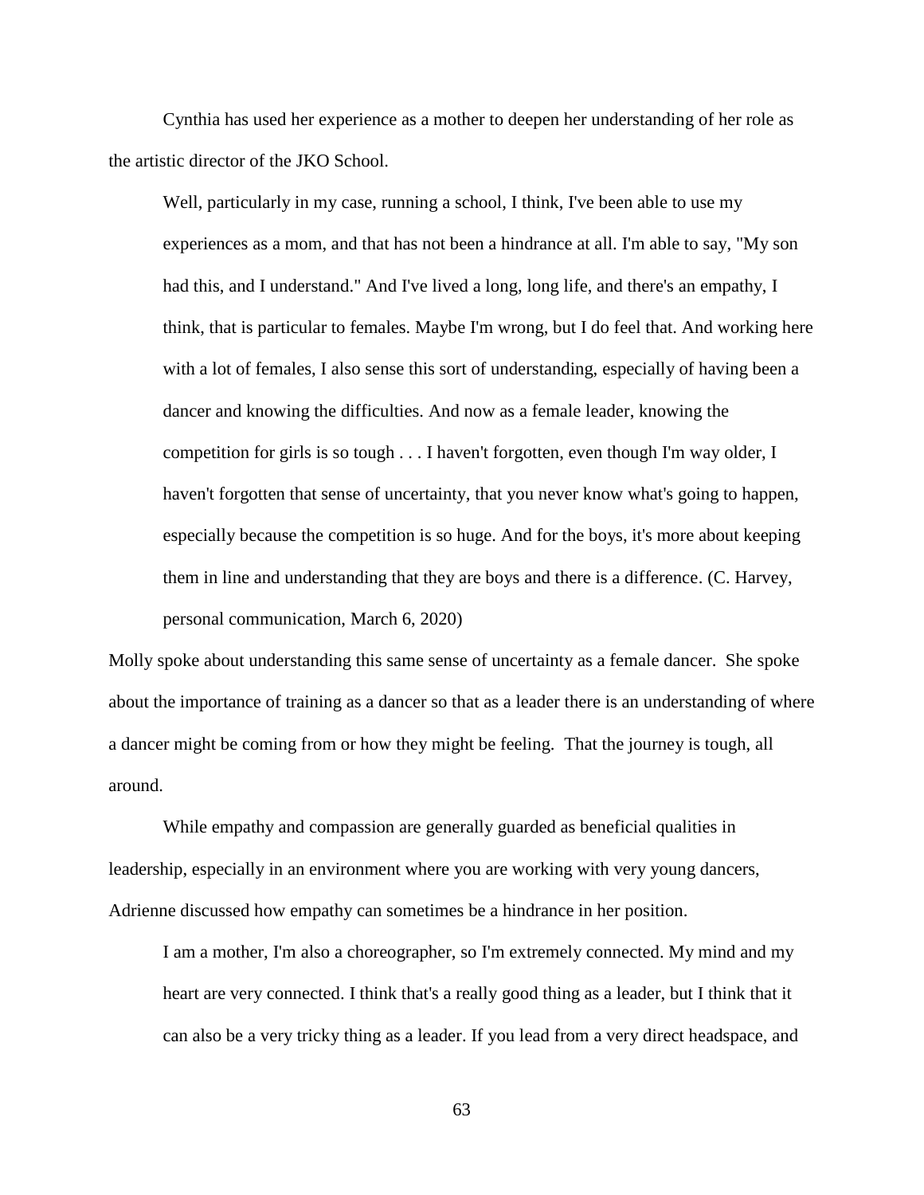Cynthia has used her experience as a mother to deepen her understanding of her role as the artistic director of the JKO School.

> Well, particularly in my case, running a school, I think, I've been able to use my experiences as a mom, and that has not been a hindrance at all. I'm able to say, "My son had this, and I understand." And I've lived a long, long life, and there's an empathy, I think, that is particular to females. Maybe I'm wrong, but I do feel that. And working here with a lot of females, I also sense this sort of understanding, especially of having been a dancer and knowing the difficulties. And now as a female leader, knowing the competition for girls is so tough . . . I haven't forgotten, even though I'm way older, I haven't forgotten that sense of uncertainty, that you never know what's going to happen, especially because the competition is so huge. And for the boys, it's more about keeping them in line and understanding that they are boys and there is a difference. (C. Harvey, personal communication, March 6, 2020)

Molly spoke about understanding this same sense of uncertainty as a female dancer. She spoke about the importance of training as a dancer so that as a leader there is an understanding of where a dancer might be coming from or how they might be feeling. That the journey is tough, all around.

While empathy and compassion are generally guarded as beneficial qualities in leadership, especially in an environment where you are working with very young dancers, Adrienne discussed how empathy can sometimes be a hindrance in her position.

> I am a mother, I'm also a choreographer, so I'm extremely connected. My mind and my heart are very connected. I think that's a really good thing as a leader, but I think that it can also be a very tricky thing as a leader. If you lead from a very direct headspace, and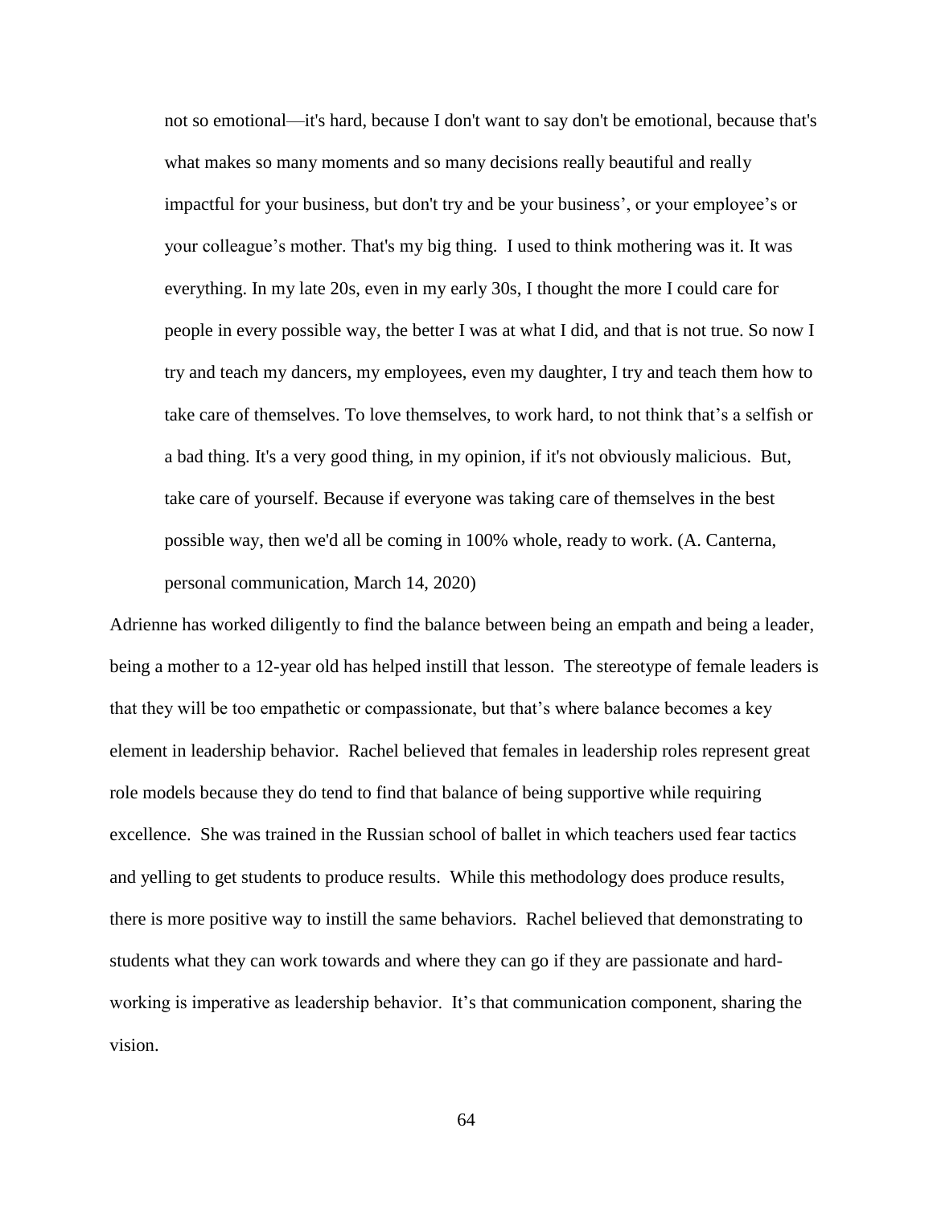> not so emotional—it's hard, because I don't want to say don't be emotional, because that's what makes so many moments and so many decisions really beautiful and really impactful for your business, but don't try and be your business', or your employee's or your colleague's mother. That's my big thing. I used to think mothering was it. It was everything. In my late 20s, even in my early 30s, I thought the more I could care for people in every possible way, the better I was at what I did, and that is not true. So now I try and teach my dancers, my employees, even my daughter, I try and teach them how to take care of themselves. To love themselves, to work hard, to not think that's a selfish or a bad thing. It's a very good thing, in my opinion, if it's not obviously malicious. But, take care of yourself. Because if everyone was taking care of themselves in the best possible way, then we'd all be coming in 100% whole, ready to work. (A. Canterna, personal communication, March 14, 2020)

Adrienne has worked diligently to find the balance between being an empath and being a leader, being a mother to a 12-year old has helped instill that lesson. The stereotype of female leaders is that they will be too empathetic or compassionate, but that's where balance becomes a key element in leadership behavior. Rachel believed that females in leadership roles represent great role models because they do tend to find that balance of being supportive while requiring excellence. She was trained in the Russian school of ballet in which teachers used fear tactics and yelling to get students to produce results. While this methodology does produce results, there is more positive way to instill the same behaviors. Rachel believed that demonstrating to students what they can work towards and where they can go if they are passionate and hard-working is imperative as leadership behavior. It's that communication component, sharing the vision.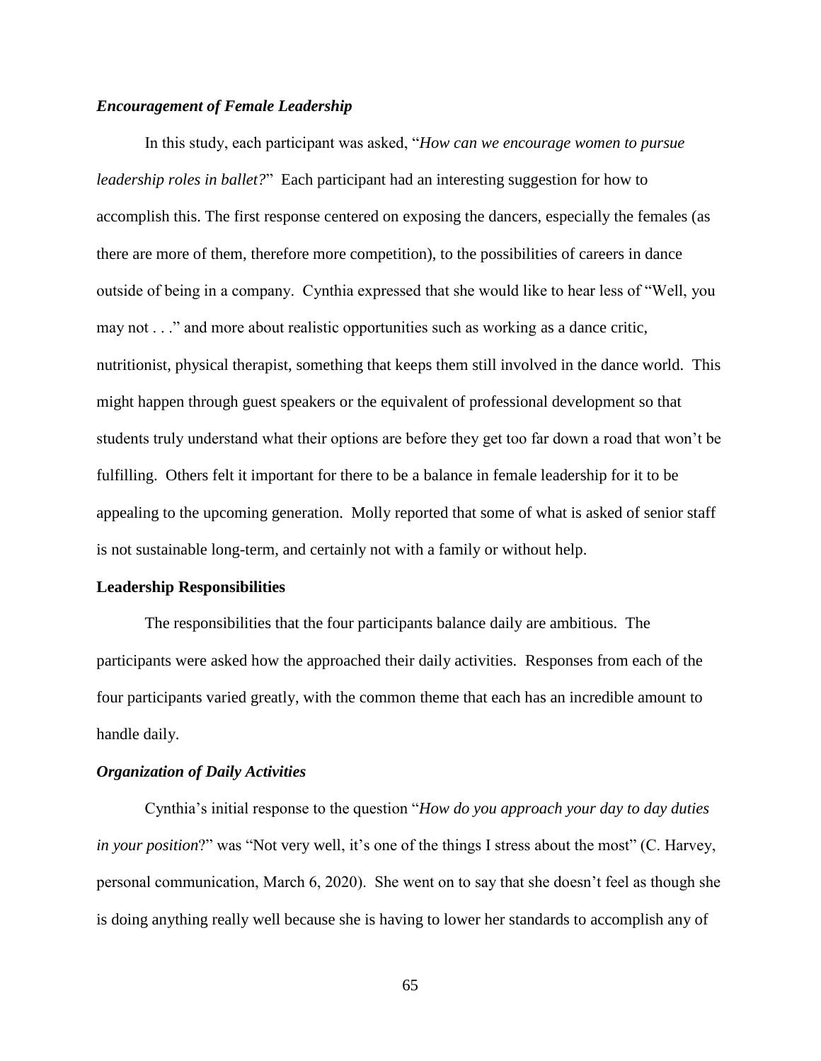### *Encouragement of Female Leadership*

In this study, each participant was asked, "*How can we encourage women to pursue leadership roles in ballet?*" Each participant had an interesting suggestion for how to accomplish this. The first response centered on exposing the dancers, especially the females (as there are more of them, therefore more competition), to the possibilities of careers in dance outside of being in a company. Cynthia expressed that she would like to hear less of "Well, you may not . . ." and more about realistic opportunities such as working as a dance critic, nutritionist, physical therapist, something that keeps them still involved in the dance world. This might happen through guest speakers or the equivalent of professional development so that students truly understand what their options are before they get too far down a road that won't be fulfilling. Others felt it important for there to be a balance in female leadership for it to be appealing to the upcoming generation. Molly reported that some of what is asked of senior staff is not sustainable long-term, and certainly not with a family or without help.

## Leadership Responsibilities

The responsibilities that the four participants balance daily are ambitious. The participants were asked how the approached their daily activities. Responses from each of the four participants varied greatly, with the common theme that each has an incredible amount to handle daily.

### *Organization of Daily Activities*

Cynthia's initial response to the question "*How do you approach your day to day duties in your position*?" was "Not very well, it's one of the things I stress about the most" (C. Harvey, personal communication, March 6, 2020). She went on to say that she doesn't feel as though she is doing anything really well because she is having to lower her standards to accomplish any of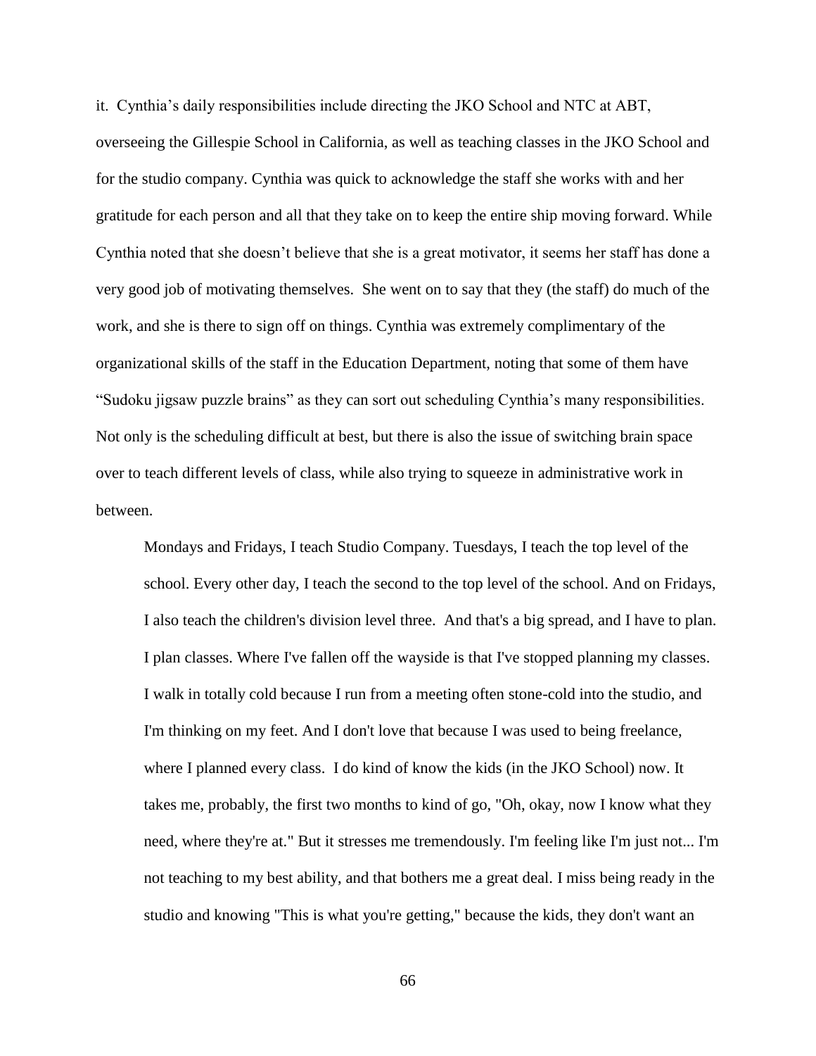it. Cynthia's daily responsibilities include directing the JKO School and NTC at ABT, overseeing the Gillespie School in California, as well as teaching classes in the JKO School and for the studio company. Cynthia was quick to acknowledge the staff she works with and her gratitude for each person and all that they take on to keep the entire ship moving forward. While Cynthia noted that she doesn't believe that she is a great motivator, it seems her staff has done a very good job of motivating themselves. She went on to say that they (the staff) do much of the work, and she is there to sign off on things. Cynthia was extremely complimentary of the organizational skills of the staff in the Education Department, noting that some of them have "Sudoku jigsaw puzzle brains" as they can sort out scheduling Cynthia's many responsibilities. Not only is the scheduling difficult at best, but there is also the issue of switching brain space over to teach different levels of class, while also trying to squeeze in administrative work in between.

> Mondays and Fridays, I teach Studio Company. Tuesdays, I teach the top level of the school. Every other day, I teach the second to the top level of the school. And on Fridays, I also teach the children's division level three. And that's a big spread, and I have to plan. I plan classes. Where I've fallen off the wayside is that I've stopped planning my classes. I walk in totally cold because I run from a meeting often stone-cold into the studio, and I'm thinking on my feet. And I don't love that because I was used to being freelance, where I planned every class. I do kind of know the kids (in the JKO School) now. It takes me, probably, the first two months to kind of go, "Oh, okay, now I know what they need, where they're at." But it stresses me tremendously. I'm feeling like I'm just not... I'm not teaching to my best ability, and that bothers me a great deal. I miss being ready in the studio and knowing "This is what you're getting," because the kids, they don't want an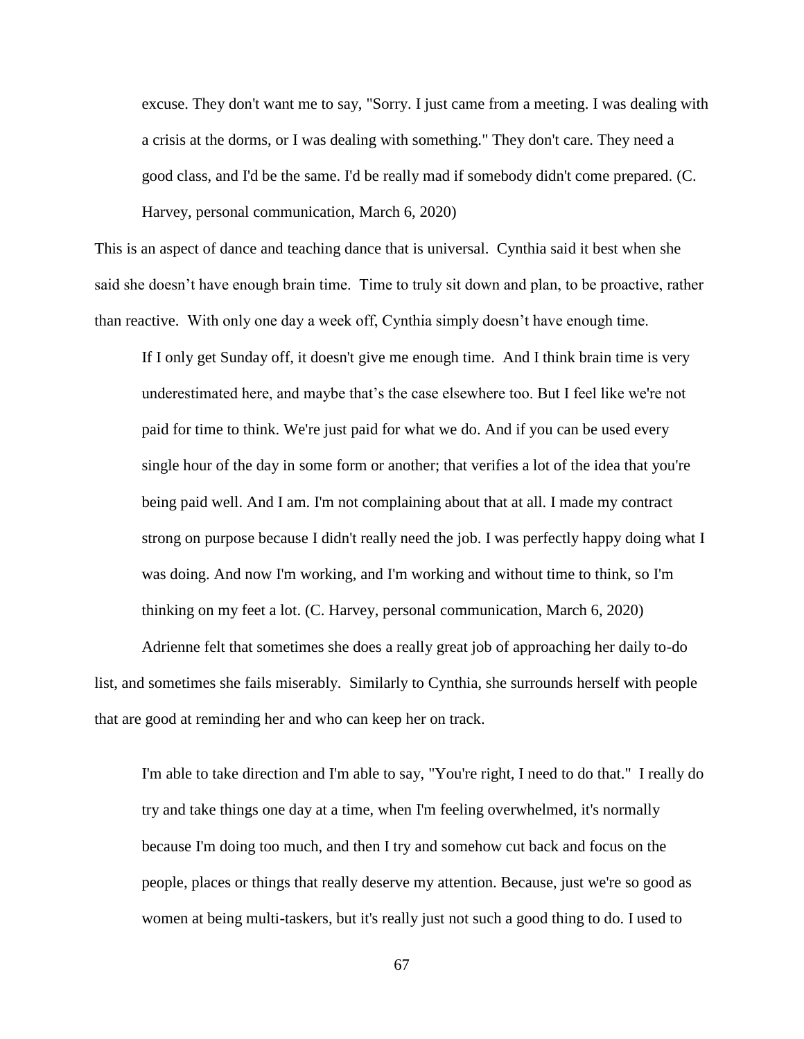> excuse. They don't want me to say, "Sorry. I just came from a meeting. I was dealing with a crisis at the dorms, or I was dealing with something." They don't care. They need a good class, and I'd be the same. I'd be really mad if somebody didn't come prepared. (C. Harvey, personal communication, March 6, 2020)

This is an aspect of dance and teaching dance that is universal. Cynthia said it best when she said she doesn't have enough brain time. Time to truly sit down and plan, to be proactive, rather than reactive. With only one day a week off, Cynthia simply doesn't have enough time.

> If I only get Sunday off, it doesn't give me enough time. And I think brain time is very underestimated here, and maybe that's the case elsewhere too. But I feel like we're not paid for time to think. We're just paid for what we do. And if you can be used every single hour of the day in some form or another; that verifies a lot of the idea that you're being paid well. And I am. I'm not complaining about that at all. I made my contract strong on purpose because I didn't really need the job. I was perfectly happy doing what I was doing. And now I'm working, and I'm working and without time to think, so I'm thinking on my feet a lot. (C. Harvey, personal communication, March 6, 2020)

Adrienne felt that sometimes she does a really great job of approaching her daily to-do list, and sometimes she fails miserably. Similarly to Cynthia, she surrounds herself with people that are good at reminding her and who can keep her on track.

> I'm able to take direction and I'm able to say, "You're right, I need to do that." I really do try and take things one day at a time, when I'm feeling overwhelmed, it's normally because I'm doing too much, and then I try and somehow cut back and focus on the people, places or things that really deserve my attention. Because, just we're so good as women at being multi-taskers, but it's really just not such a good thing to do. I used to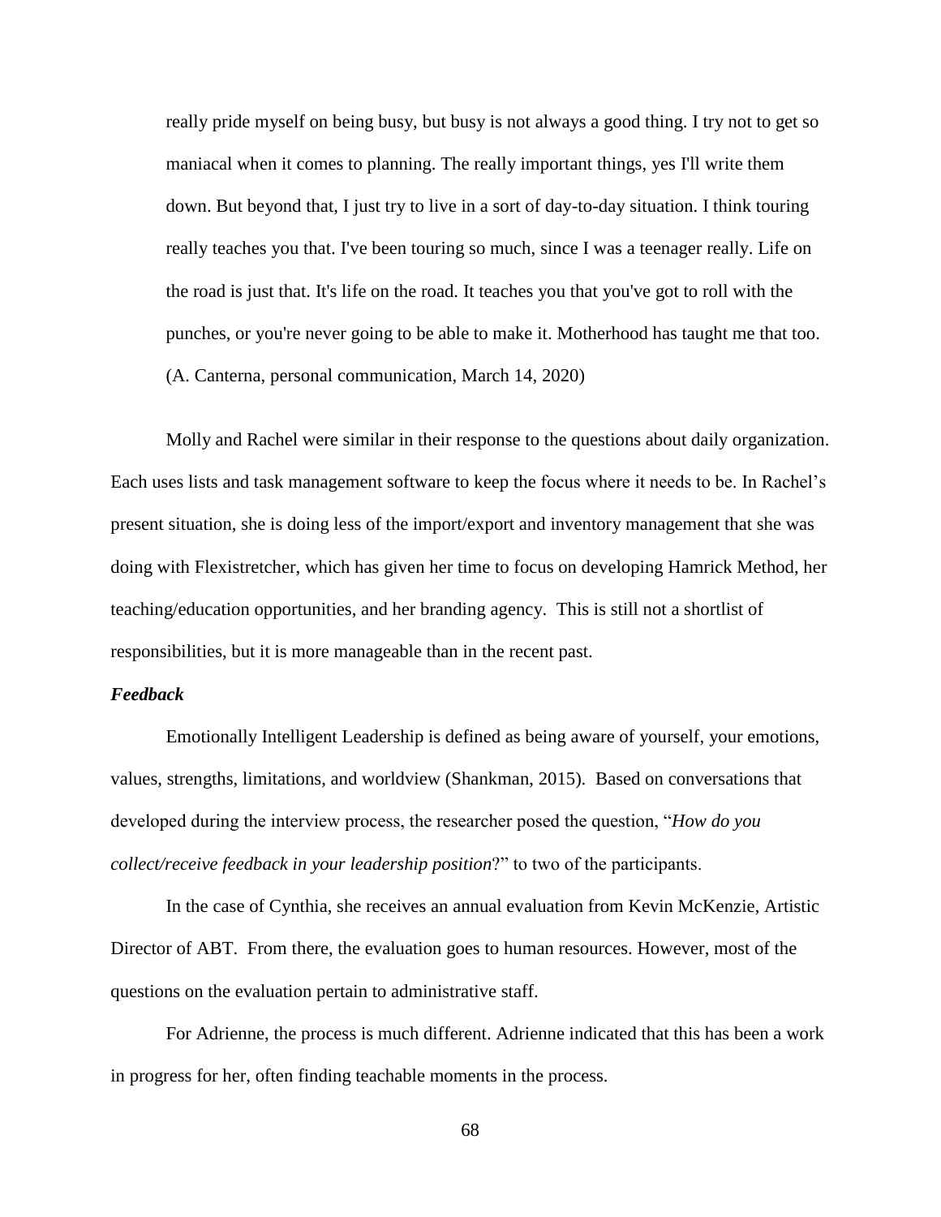> really pride myself on being busy, but busy is not always a good thing. I try not to get so maniacal when it comes to planning. The really important things, yes I'll write them down. But beyond that, I just try to live in a sort of day-to-day situation. I think touring really teaches you that. I've been touring so much, since I was a teenager really. Life on the road is just that. It's life on the road. It teaches you that you've got to roll with the punches, or you're never going to be able to make it. Motherhood has taught me that too. (A. Canterna, personal communication, March 14, 2020)

Molly and Rachel were similar in their response to the questions about daily organization. Each uses lists and task management software to keep the focus where it needs to be. In Rachel's present situation, she is doing less of the import/export and inventory management that she was doing with Flexistretcher, which has given her time to focus on developing Hamrick Method, her teaching/education opportunities, and her branding agency. This is still not a shortlist of responsibilities, but it is more manageable than in the recent past.

### *Feedback*

Emotionally Intelligent Leadership is defined as being aware of yourself, your emotions, values, strengths, limitations, and worldview (Shankman, 2015). Based on conversations that developed during the interview process, the researcher posed the question, "*How do you collect/receive feedback in your leadership position*?" to two of the participants.

In the case of Cynthia, she receives an annual evaluation from Kevin McKenzie, Artistic Director of ABT. From there, the evaluation goes to human resources. However, most of the questions on the evaluation pertain to administrative staff.

For Adrienne, the process is much different. Adrienne indicated that this has been a work in progress for her, often finding teachable moments in the process.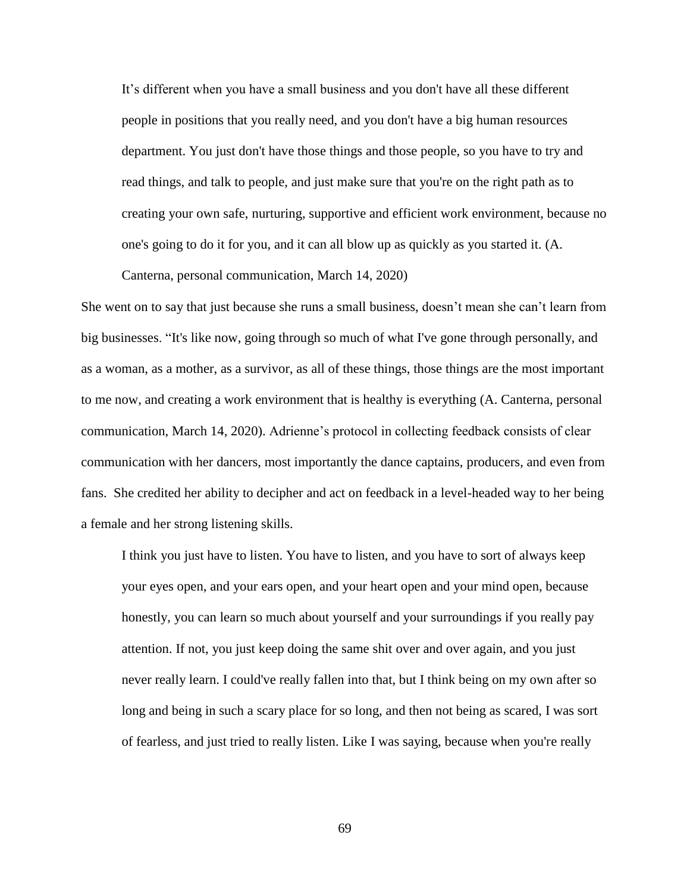> It’s different when you have a small business and you don't have all these different people in positions that you really need, and you don't have a big human resources department. You just don't have those things and those people, so you have to try and read things, and talk to people, and just make sure that you're on the right path as to creating your own safe, nurturing, supportive and efficient work environment, because no one's going to do it for you, and it can all blow up as quickly as you started it. (A. Canterna, personal communication, March 14, 2020)

She went on to say that just because she runs a small business, doesn’t mean she can’t learn from big businesses. “It's like now, going through so much of what I've gone through personally, and as a woman, as a mother, as a survivor, as all of these things, those things are the most important to me now, and creating a work environment that is healthy is everything (A. Canterna, personal communication, March 14, 2020). Adrienne’s protocol in collecting feedback consists of clear communication with her dancers, most importantly the dance captains, producers, and even from fans. She credited her ability to decipher and act on feedback in a level-headed way to her being a female and her strong listening skills.

> I think you just have to listen. You have to listen, and you have to sort of always keep your eyes open, and your ears open, and your heart open and your mind open, because honestly, you can learn so much about yourself and your surroundings if you really pay attention. If not, you just keep doing the same shit over and over again, and you just never really learn. I could've really fallen into that, but I think being on my own after so long and being in such a scary place for so long, and then not being as scared, I was sort of fearless, and just tried to really listen. Like I was saying, because when you're really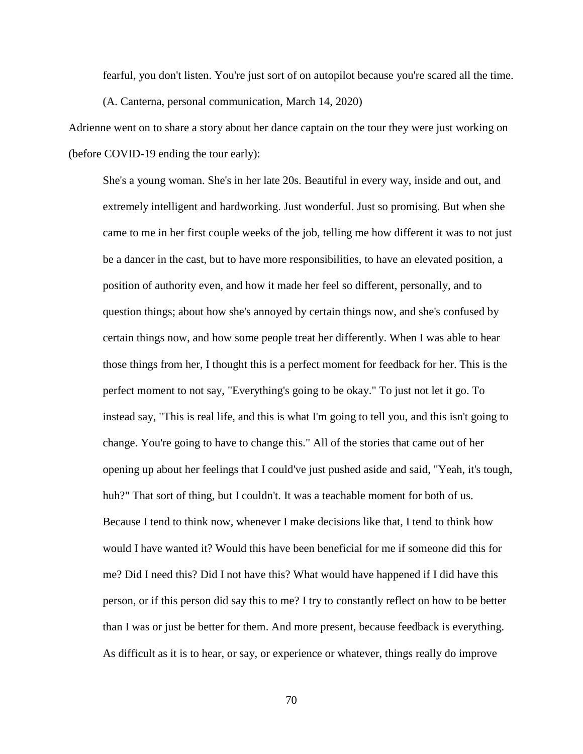> fearful, you don't listen. You're just sort of on autopilot because you're scared all the time.
> (A. Canterna, personal communication, March 14, 2020)

Adrienne went on to share a story about her dance captain on the tour they were just working on (before COVID-19 ending the tour early):

> She's a young woman. She's in her late 20s. Beautiful in every way, inside and out, and extremely intelligent and hardworking. Just wonderful. Just so promising. But when she came to me in her first couple weeks of the job, telling me how different it was to not just be a dancer in the cast, but to have more responsibilities, to have an elevated position, a position of authority even, and how it made her feel so different, personally, and to question things; about how she's annoyed by certain things now, and she's confused by certain things now, and how some people treat her differently. When I was able to hear those things from her, I thought this is a perfect moment for feedback for her. This is the perfect moment to not say, "Everything's going to be okay." To just not let it go. To instead say, "This is real life, and this is what I'm going to tell you, and this isn't going to change. You're going to have to change this." All of the stories that came out of her opening up about her feelings that I could've just pushed aside and said, "Yeah, it's tough, huh?" That sort of thing, but I couldn't. It was a teachable moment for both of us. Because I tend to think now, whenever I make decisions like that, I tend to think how would I have wanted it? Would this have been beneficial for me if someone did this for me? Did I need this? Did I not have this? What would have happened if I did have this person, or if this person did say this to me? I try to constantly reflect on how to be better than I was or just be better for them. And more present, because feedback is everything. As difficult as it is to hear, or say, or experience or whatever, things really do improve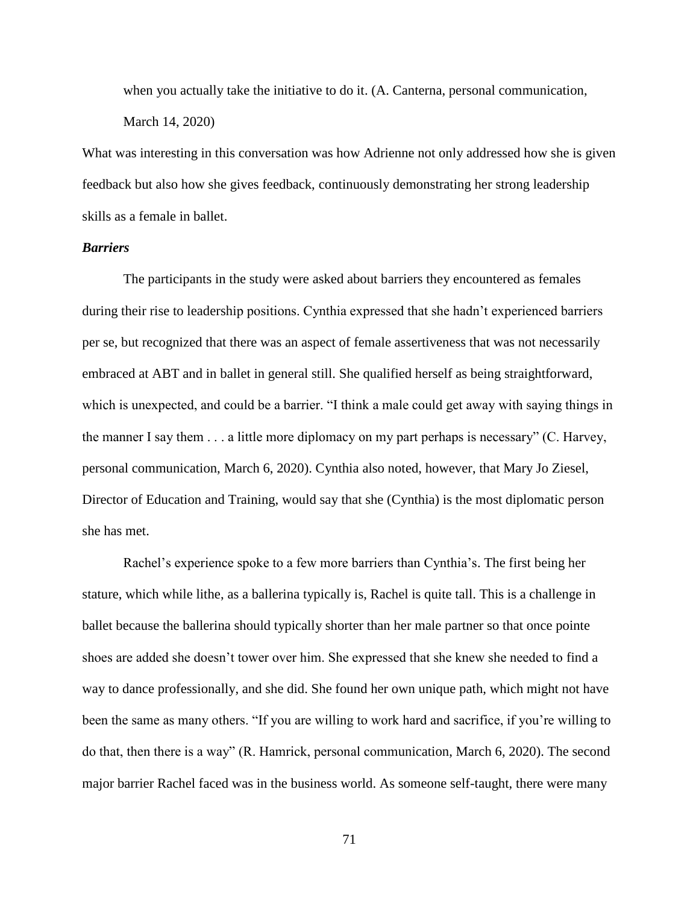> when you actually take the initiative to do it. (A. Canterna, personal communication, March 14, 2020)

What was interesting in this conversation was how Adrienne not only addressed how she is given feedback but also how she gives feedback, continuously demonstrating her strong leadership skills as a female in ballet.

### *Barriers*

The participants in the study were asked about barriers they encountered as females during their rise to leadership positions. Cynthia expressed that she hadn't experienced barriers per se, but recognized that there was an aspect of female assertiveness that was not necessarily embraced at ABT and in ballet in general still. She qualified herself as being straightforward, which is unexpected, and could be a barrier. "I think a male could get away with saying things in the manner I say them . . . a little more diplomacy on my part perhaps is necessary" (C. Harvey, personal communication, March 6, 2020). Cynthia also noted, however, that Mary Jo Ziesel, Director of Education and Training, would say that she (Cynthia) is the most diplomatic person she has met.

Rachel's experience spoke to a few more barriers than Cynthia's. The first being her stature, which while lithe, as a ballerina typically is, Rachel is quite tall. This is a challenge in ballet because the ballerina should typically shorter than her male partner so that once pointe shoes are added she doesn't tower over him. She expressed that she knew she needed to find a way to dance professionally, and she did. She found her own unique path, which might not have been the same as many others. "If you are willing to work hard and sacrifice, if you're willing to do that, then there is a way" (R. Hamrick, personal communication, March 6, 2020). The second major barrier Rachel faced was in the business world. As someone self-taught, there were many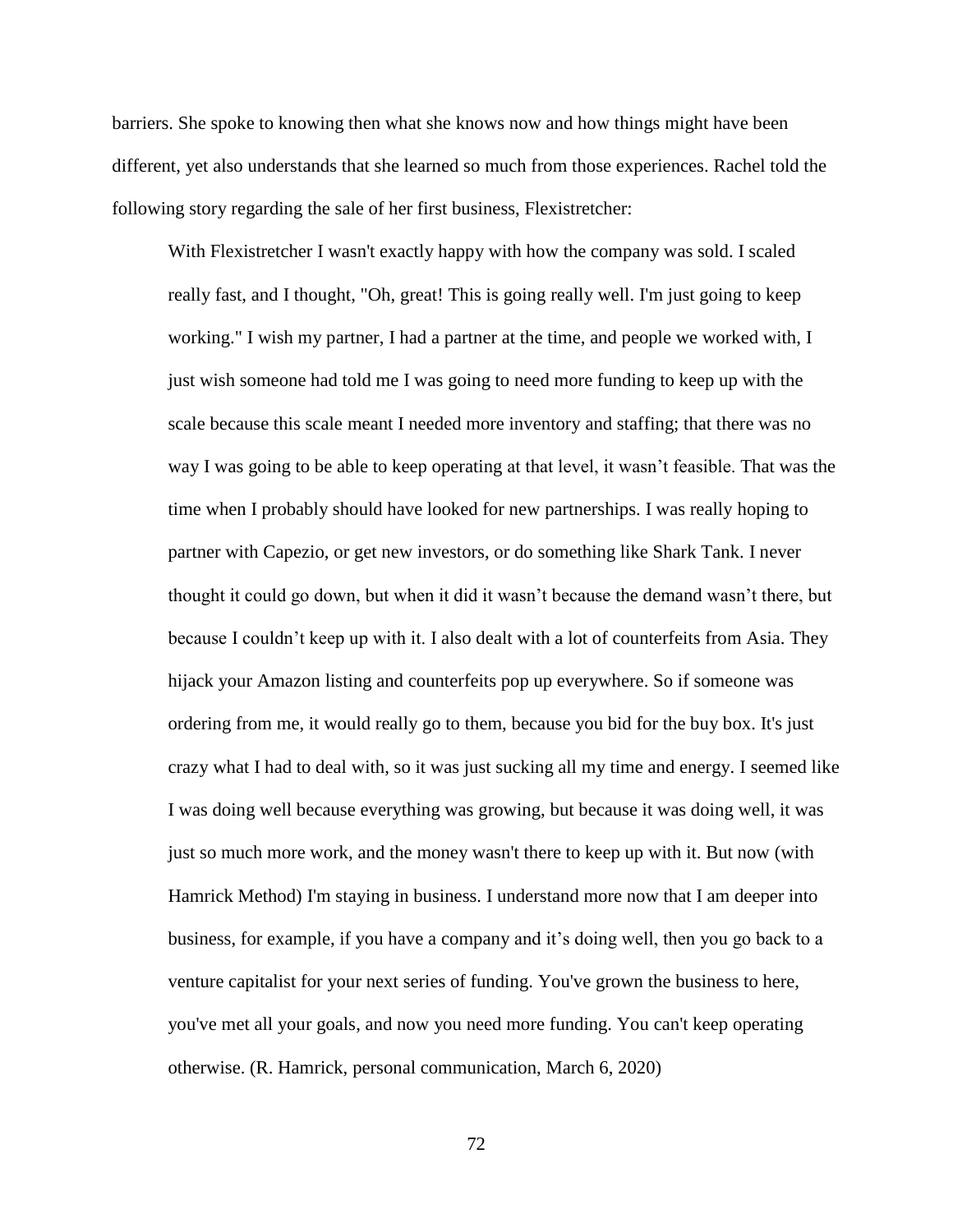barriers. She spoke to knowing then what she knows now and how things might have been different, yet also understands that she learned so much from those experiences. Rachel told the following story regarding the sale of her first business, Flexistretcher:

> With Flexistretcher I wasn't exactly happy with how the company was sold. I scaled really fast, and I thought, "Oh, great! This is going really well. I'm just going to keep working." I wish my partner, I had a partner at the time, and people we worked with, I just wish someone had told me I was going to need more funding to keep up with the scale because this scale meant I needed more inventory and staffing; that there was no way I was going to be able to keep operating at that level, it wasn't feasible. That was the time when I probably should have looked for new partnerships. I was really hoping to partner with Capezio, or get new investors, or do something like Shark Tank. I never thought it could go down, but when it did it wasn't because the demand wasn't there, but because I couldn't keep up with it. I also dealt with a lot of counterfeits from Asia. They hijack your Amazon listing and counterfeits pop up everywhere. So if someone was ordering from me, it would really go to them, because you bid for the buy box. It's just crazy what I had to deal with, so it was just sucking all my time and energy. I seemed like I was doing well because everything was growing, but because it was doing well, it was just so much more work, and the money wasn't there to keep up with it. But now (with Hamrick Method) I'm staying in business. I understand more now that I am deeper into business, for example, if you have a company and it's doing well, then you go back to a venture capitalist for your next series of funding. You've grown the business to here, you've met all your goals, and now you need more funding. You can't keep operating otherwise. (R. Hamrick, personal communication, March 6, 2020)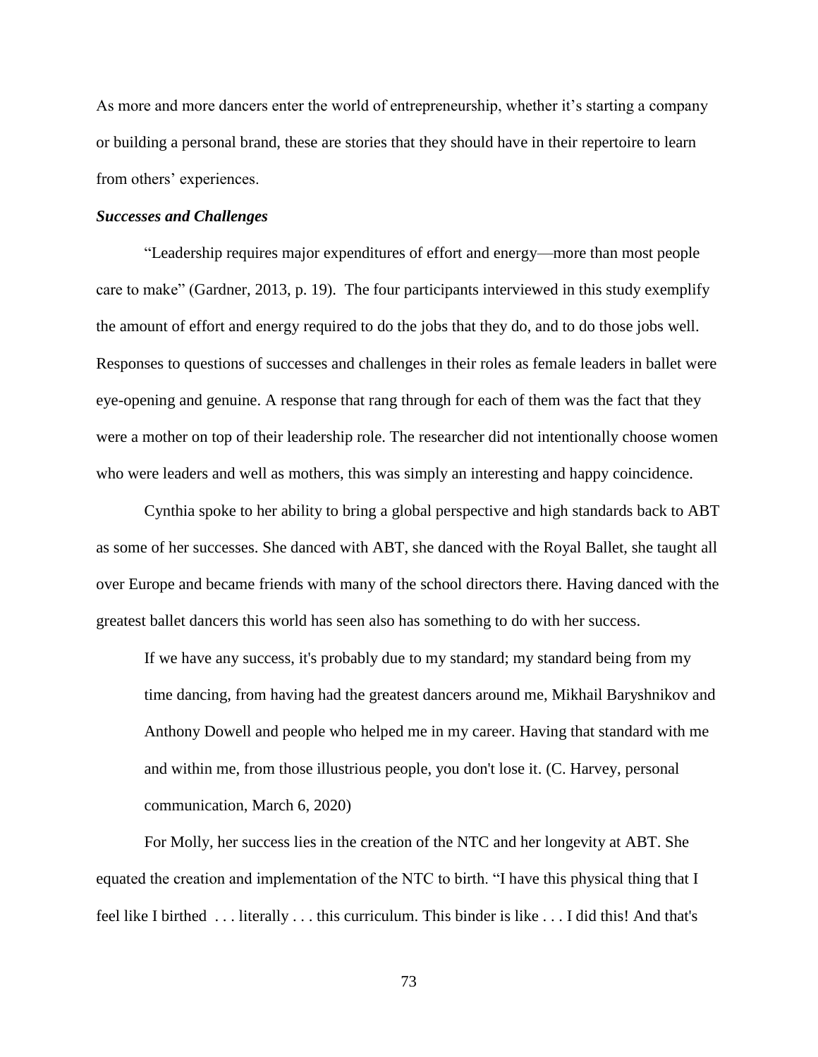As more and more dancers enter the world of entrepreneurship, whether it's starting a company or building a personal brand, these are stories that they should have in their repertoire to learn from others' experiences.

### *Successes and Challenges*

"Leadership requires major expenditures of effort and energy—more than most people care to make" (Gardner, 2013, p. 19). The four participants interviewed in this study exemplify the amount of effort and energy required to do the jobs that they do, and to do those jobs well. Responses to questions of successes and challenges in their roles as female leaders in ballet were eye-opening and genuine. A response that rang through for each of them was the fact that they were a mother on top of their leadership role. The researcher did not intentionally choose women who were leaders and well as mothers, this was simply an interesting and happy coincidence.

Cynthia spoke to her ability to bring a global perspective and high standards back to ABT as some of her successes. She danced with ABT, she danced with the Royal Ballet, she taught all over Europe and became friends with many of the school directors there. Having danced with the greatest ballet dancers this world has seen also has something to do with her success.

> If we have any success, it's probably due to my standard; my standard being from my time dancing, from having had the greatest dancers around me, Mikhail Baryshnikov and Anthony Dowell and people who helped me in my career. Having that standard with me and within me, from those illustrious people, you don't lose it. (C. Harvey, personal communication, March 6, 2020)

For Molly, her success lies in the creation of the NTC and her longevity at ABT. She equated the creation and implementation of the NTC to birth. "I have this physical thing that I feel like I birthed . . . literally . . . this curriculum. This binder is like . . . I did this! And that's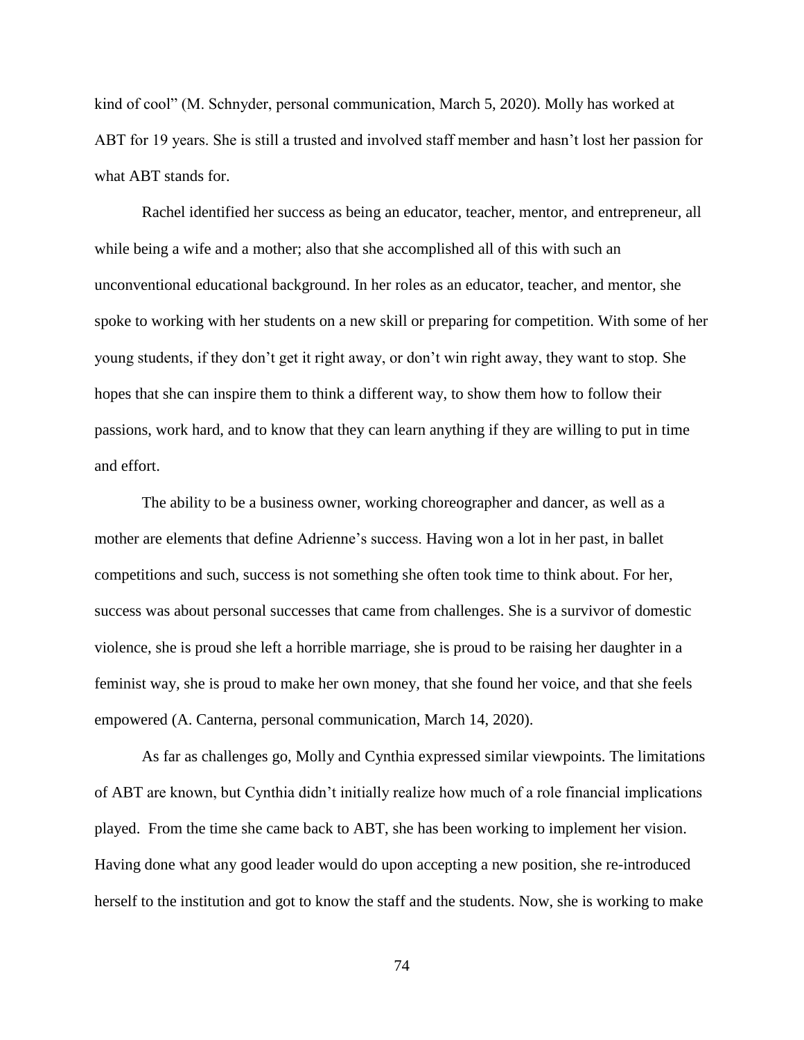kind of cool" (M. Schnyder, personal communication, March 5, 2020). Molly has worked at ABT for 19 years. She is still a trusted and involved staff member and hasn't lost her passion for what ABT stands for.

Rachel identified her success as being an educator, teacher, mentor, and entrepreneur, all while being a wife and a mother; also that she accomplished all of this with such an unconventional educational background. In her roles as an educator, teacher, and mentor, she spoke to working with her students on a new skill or preparing for competition. With some of her young students, if they don't get it right away, or don't win right away, they want to stop. She hopes that she can inspire them to think a different way, to show them how to follow their passions, work hard, and to know that they can learn anything if they are willing to put in time and effort.

The ability to be a business owner, working choreographer and dancer, as well as a mother are elements that define Adrienne's success. Having won a lot in her past, in ballet competitions and such, success is not something she often took time to think about. For her, success was about personal successes that came from challenges. She is a survivor of domestic violence, she is proud she left a horrible marriage, she is proud to be raising her daughter in a feminist way, she is proud to make her own money, that she found her voice, and that she feels empowered (A. Canterna, personal communication, March 14, 2020).

As far as challenges go, Molly and Cynthia expressed similar viewpoints. The limitations of ABT are known, but Cynthia didn't initially realize how much of a role financial implications played. From the time she came back to ABT, she has been working to implement her vision. Having done what any good leader would do upon accepting a new position, she re-introduced herself to the institution and got to know the staff and the students. Now, she is working to make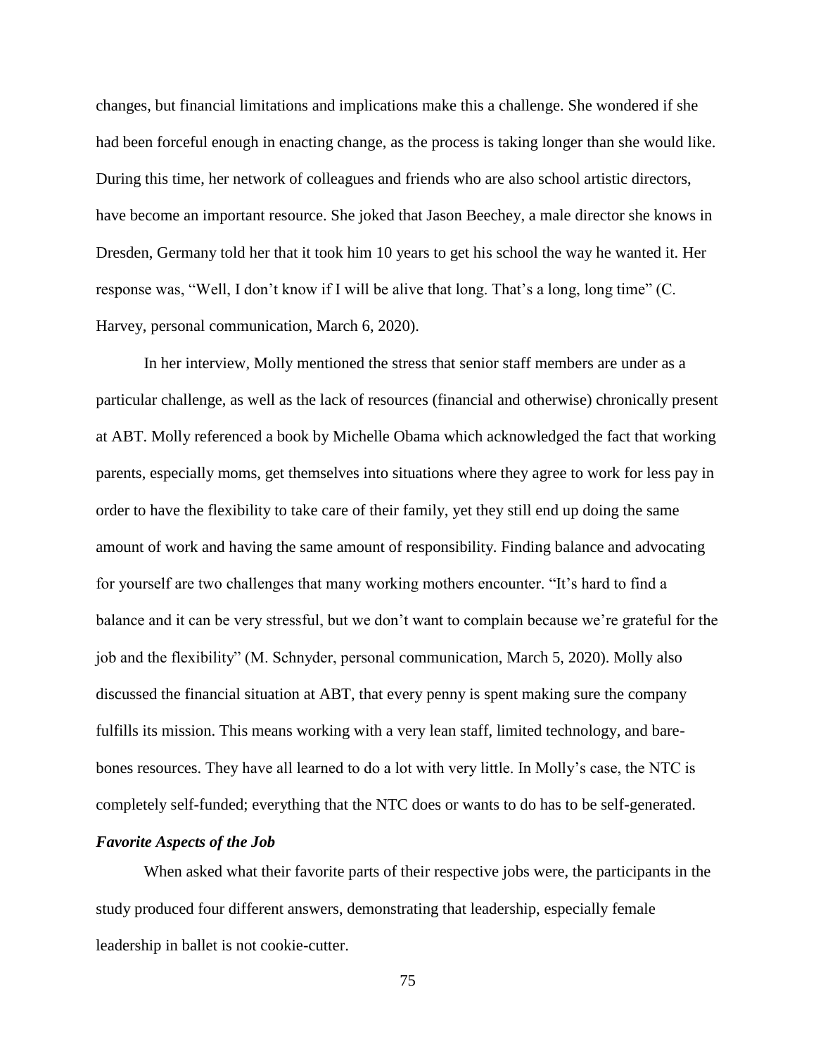changes, but financial limitations and implications make this a challenge. She wondered if she had been forceful enough in enacting change, as the process is taking longer than she would like. During this time, her network of colleagues and friends who are also school artistic directors, have become an important resource. She joked that Jason Beechey, a male director she knows in Dresden, Germany told her that it took him 10 years to get his school the way he wanted it. Her response was, "Well, I don't know if I will be alive that long. That's a long, long time" (C. Harvey, personal communication, March 6, 2020).

In her interview, Molly mentioned the stress that senior staff members are under as a particular challenge, as well as the lack of resources (financial and otherwise) chronically present at ABT. Molly referenced a book by Michelle Obama which acknowledged the fact that working parents, especially moms, get themselves into situations where they agree to work for less pay in order to have the flexibility to take care of their family, yet they still end up doing the same amount of work and having the same amount of responsibility. Finding balance and advocating for yourself are two challenges that many working mothers encounter. "It's hard to find a balance and it can be very stressful, but we don't want to complain because we're grateful for the job and the flexibility" (M. Schnyder, personal communication, March 5, 2020). Molly also discussed the financial situation at ABT, that every penny is spent making sure the company fulfills its mission. This means working with a very lean staff, limited technology, and bare-bones resources. They have all learned to do a lot with very little. In Molly's case, the NTC is completely self-funded; everything that the NTC does or wants to do has to be self-generated.

### *Favorite Aspects of the Job*

When asked what their favorite parts of their respective jobs were, the participants in the study produced four different answers, demonstrating that leadership, especially female leadership in ballet is not cookie-cutter.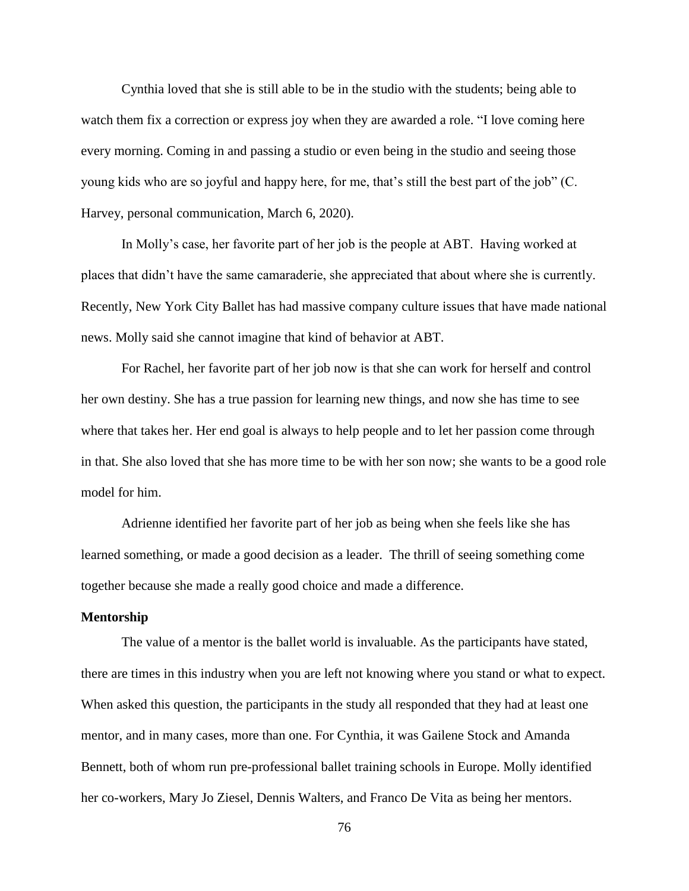Cynthia loved that she is still able to be in the studio with the students; being able to watch them fix a correction or express joy when they are awarded a role. "I love coming here every morning. Coming in and passing a studio or even being in the studio and seeing those young kids who are so joyful and happy here, for me, that's still the best part of the job" (C. Harvey, personal communication, March 6, 2020).

In Molly's case, her favorite part of her job is the people at ABT. Having worked at places that didn't have the same camaraderie, she appreciated that about where she is currently. Recently, New York City Ballet has had massive company culture issues that have made national news. Molly said she cannot imagine that kind of behavior at ABT.

For Rachel, her favorite part of her job now is that she can work for herself and control her own destiny. She has a true passion for learning new things, and now she has time to see where that takes her. Her end goal is always to help people and to let her passion come through in that. She also loved that she has more time to be with her son now; she wants to be a good role model for him.

Adrienne identified her favorite part of her job as being when she feels like she has learned something, or made a good decision as a leader. The thrill of seeing something come together because she made a really good choice and made a difference.

**Mentorship**

The value of a mentor is the ballet world is invaluable. As the participants have stated, there are times in this industry when you are left not knowing where you stand or what to expect. When asked this question, the participants in the study all responded that they had at least one mentor, and in many cases, more than one. For Cynthia, it was Gailene Stock and Amanda Bennett, both of whom run pre-professional ballet training schools in Europe. Molly identified her co-workers, Mary Jo Ziesel, Dennis Walters, and Franco De Vita as being her mentors.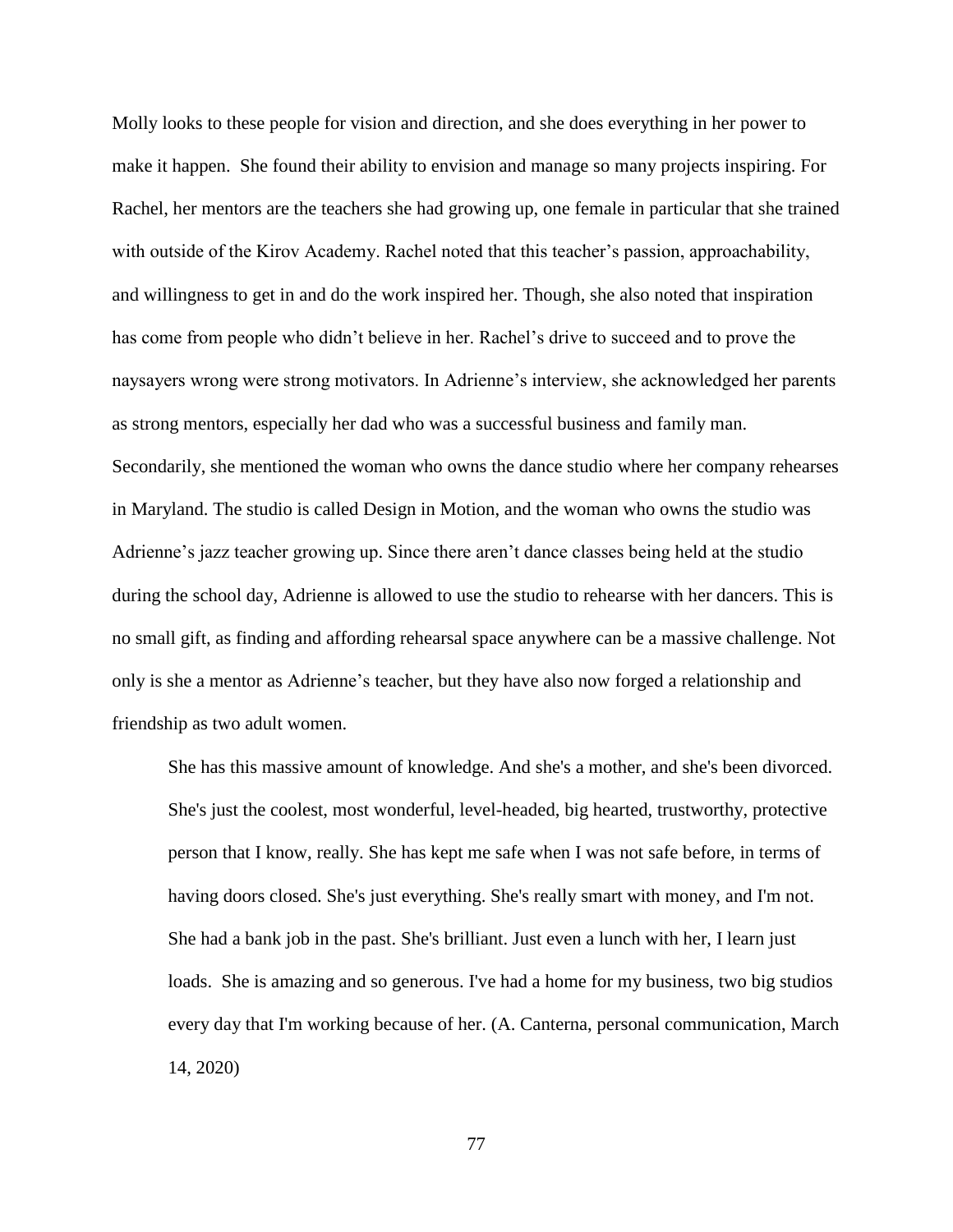Molly looks to these people for vision and direction, and she does everything in her power to make it happen. She found their ability to envision and manage so many projects inspiring. For Rachel, her mentors are the teachers she had growing up, one female in particular that she trained with outside of the Kirov Academy. Rachel noted that this teacher's passion, approachability, and willingness to get in and do the work inspired her. Though, she also noted that inspiration has come from people who didn't believe in her. Rachel's drive to succeed and to prove the naysayers wrong were strong motivators. In Adrienne's interview, she acknowledged her parents as strong mentors, especially her dad who was a successful business and family man. Secondarily, she mentioned the woman who owns the dance studio where her company rehearses in Maryland. The studio is called Design in Motion, and the woman who owns the studio was Adrienne's jazz teacher growing up. Since there aren't dance classes being held at the studio during the school day, Adrienne is allowed to use the studio to rehearse with her dancers. This is no small gift, as finding and affording rehearsal space anywhere can be a massive challenge. Not only is she a mentor as Adrienne's teacher, but they have also now forged a relationship and friendship as two adult women.

> She has this massive amount of knowledge. And she's a mother, and she's been divorced. She's just the coolest, most wonderful, level-headed, big hearted, trustworthy, protective person that I know, really. She has kept me safe when I was not safe before, in terms of having doors closed. She's just everything. She's really smart with money, and I'm not. She had a bank job in the past. She's brilliant. Just even a lunch with her, I learn just loads. She is amazing and so generous. I've had a home for my business, two big studios every day that I'm working because of her. (A. Canterna, personal communication, March 14, 2020)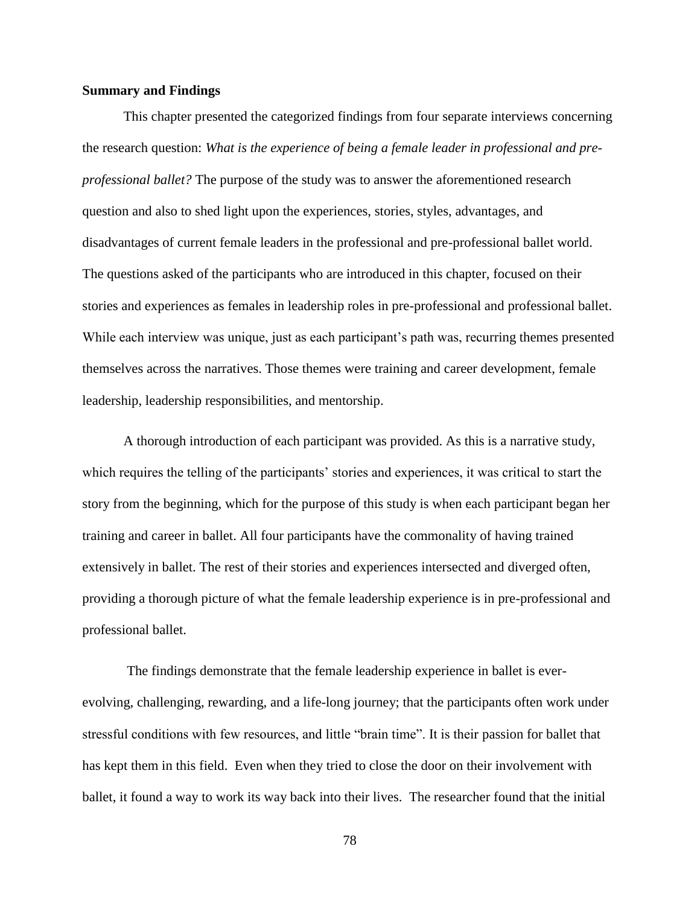**Summary and Findings**

This chapter presented the categorized findings from four separate interviews concerning the research question: *What is the experience of being a female leader in professional and pre-professional ballet?* The purpose of the study was to answer the aforementioned research question and also to shed light upon the experiences, stories, styles, advantages, and disadvantages of current female leaders in the professional and pre-professional ballet world. The questions asked of the participants who are introduced in this chapter, focused on their stories and experiences as females in leadership roles in pre-professional and professional ballet. While each interview was unique, just as each participant's path was, recurring themes presented themselves across the narratives. Those themes were training and career development, female leadership, leadership responsibilities, and mentorship.

A thorough introduction of each participant was provided. As this is a narrative study, which requires the telling of the participants' stories and experiences, it was critical to start the story from the beginning, which for the purpose of this study is when each participant began her training and career in ballet. All four participants have the commonality of having trained extensively in ballet. The rest of their stories and experiences intersected and diverged often, providing a thorough picture of what the female leadership experience is in pre-professional and professional ballet.

The findings demonstrate that the female leadership experience in ballet is ever-evolving, challenging, rewarding, and a life-long journey; that the participants often work under stressful conditions with few resources, and little "brain time". It is their passion for ballet that has kept them in this field. Even when they tried to close the door on their involvement with ballet, it found a way to work its way back into their lives. The researcher found that the initial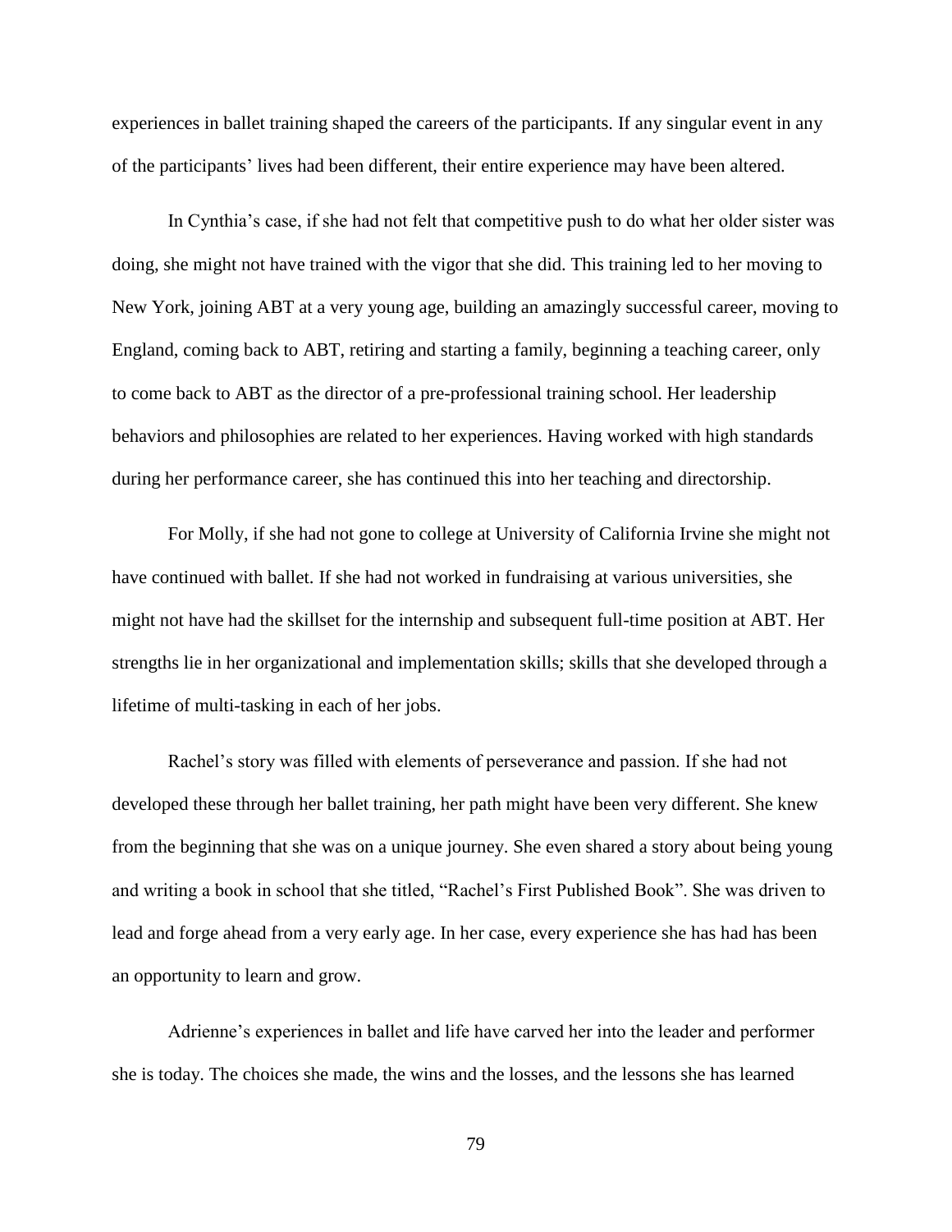experiences in ballet training shaped the careers of the participants. If any singular event in any of the participants' lives had been different, their entire experience may have been altered.

In Cynthia's case, if she had not felt that competitive push to do what her older sister was doing, she might not have trained with the vigor that she did. This training led to her moving to New York, joining ABT at a very young age, building an amazingly successful career, moving to England, coming back to ABT, retiring and starting a family, beginning a teaching career, only to come back to ABT as the director of a pre-professional training school. Her leadership behaviors and philosophies are related to her experiences. Having worked with high standards during her performance career, she has continued this into her teaching and directorship.

For Molly, if she had not gone to college at University of California Irvine she might not have continued with ballet. If she had not worked in fundraising at various universities, she might not have had the skillset for the internship and subsequent full-time position at ABT. Her strengths lie in her organizational and implementation skills; skills that she developed through a lifetime of multi-tasking in each of her jobs.

Rachel's story was filled with elements of perseverance and passion. If she had not developed these through her ballet training, her path might have been very different. She knew from the beginning that she was on a unique journey. She even shared a story about being young and writing a book in school that she titled, "Rachel's First Published Book". She was driven to lead and forge ahead from a very early age. In her case, every experience she has had has been an opportunity to learn and grow.

Adrienne's experiences in ballet and life have carved her into the leader and performer she is today. The choices she made, the wins and the losses, and the lessons she has learned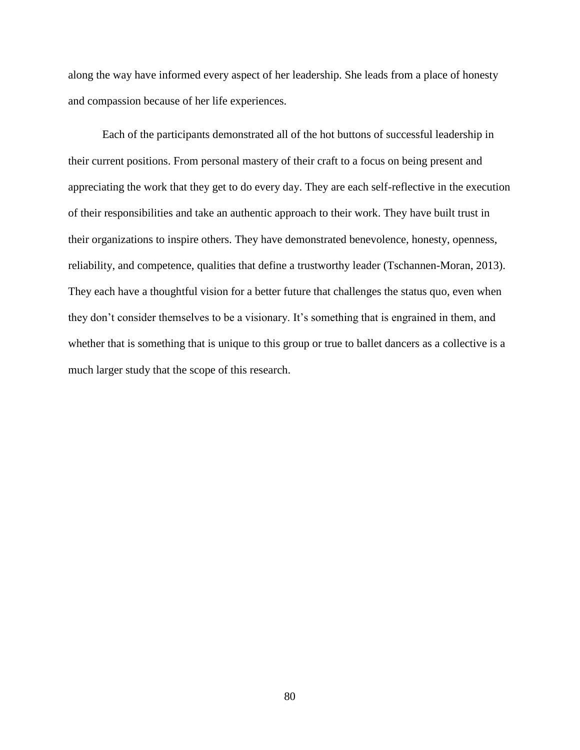along the way have informed every aspect of her leadership. She leads from a place of honesty and compassion because of her life experiences.

Each of the participants demonstrated all of the hot buttons of successful leadership in their current positions. From personal mastery of their craft to a focus on being present and appreciating the work that they get to do every day. They are each self-reflective in the execution of their responsibilities and take an authentic approach to their work. They have built trust in their organizations to inspire others. They have demonstrated benevolence, honesty, openness, reliability, and competence, qualities that define a trustworthy leader (Tschannen-Moran, 2013). They each have a thoughtful vision for a better future that challenges the status quo, even when they don't consider themselves to be a visionary. It's something that is engrained in them, and whether that is something that is unique to this group or true to ballet dancers as a collective is a much larger study that the scope of this research.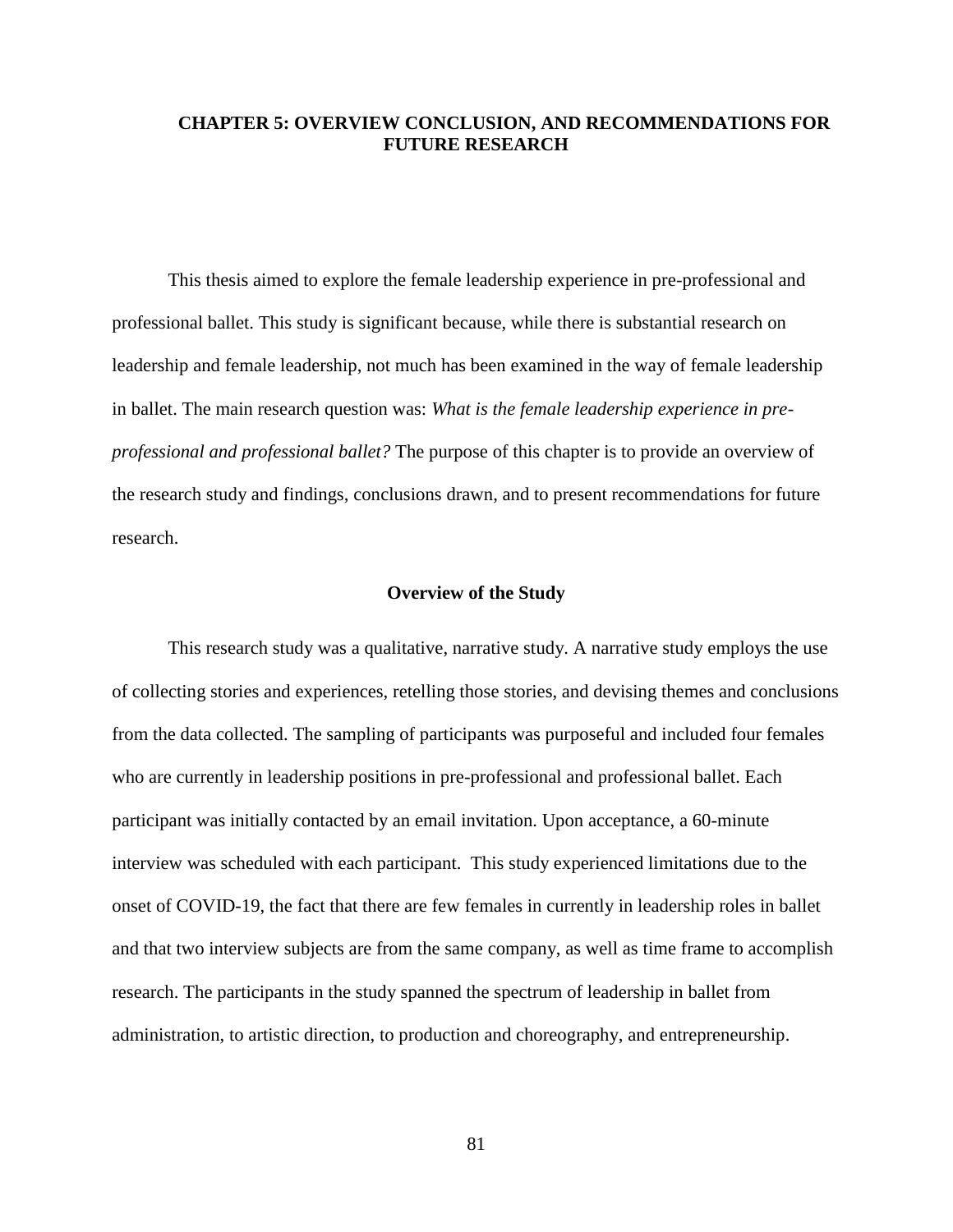# CHAPTER 5: OVERVIEW CONCLUSION, AND RECOMMENDATIONS FOR FUTURE RESEARCH

This thesis aimed to explore the female leadership experience in pre-professional and professional ballet. This study is significant because, while there is substantial research on leadership and female leadership, not much has been examined in the way of female leadership in ballet. The main research question was: *What is the female leadership experience in pre-professional and professional ballet?* The purpose of this chapter is to provide an overview of the research study and findings, conclusions drawn, and to present recommendations for future research.

## Overview of the Study

This research study was a qualitative, narrative study. A narrative study employs the use of collecting stories and experiences, retelling those stories, and devising themes and conclusions from the data collected. The sampling of participants was purposeful and included four females who are currently in leadership positions in pre-professional and professional ballet. Each participant was initially contacted by an email invitation. Upon acceptance, a 60-minute interview was scheduled with each participant. This study experienced limitations due to the onset of COVID-19, the fact that there are few females in currently in leadership roles in ballet and that two interview subjects are from the same company, as well as time frame to accomplish research. The participants in the study spanned the spectrum of leadership in ballet from administration, to artistic direction, to production and choreography, and entrepreneurship.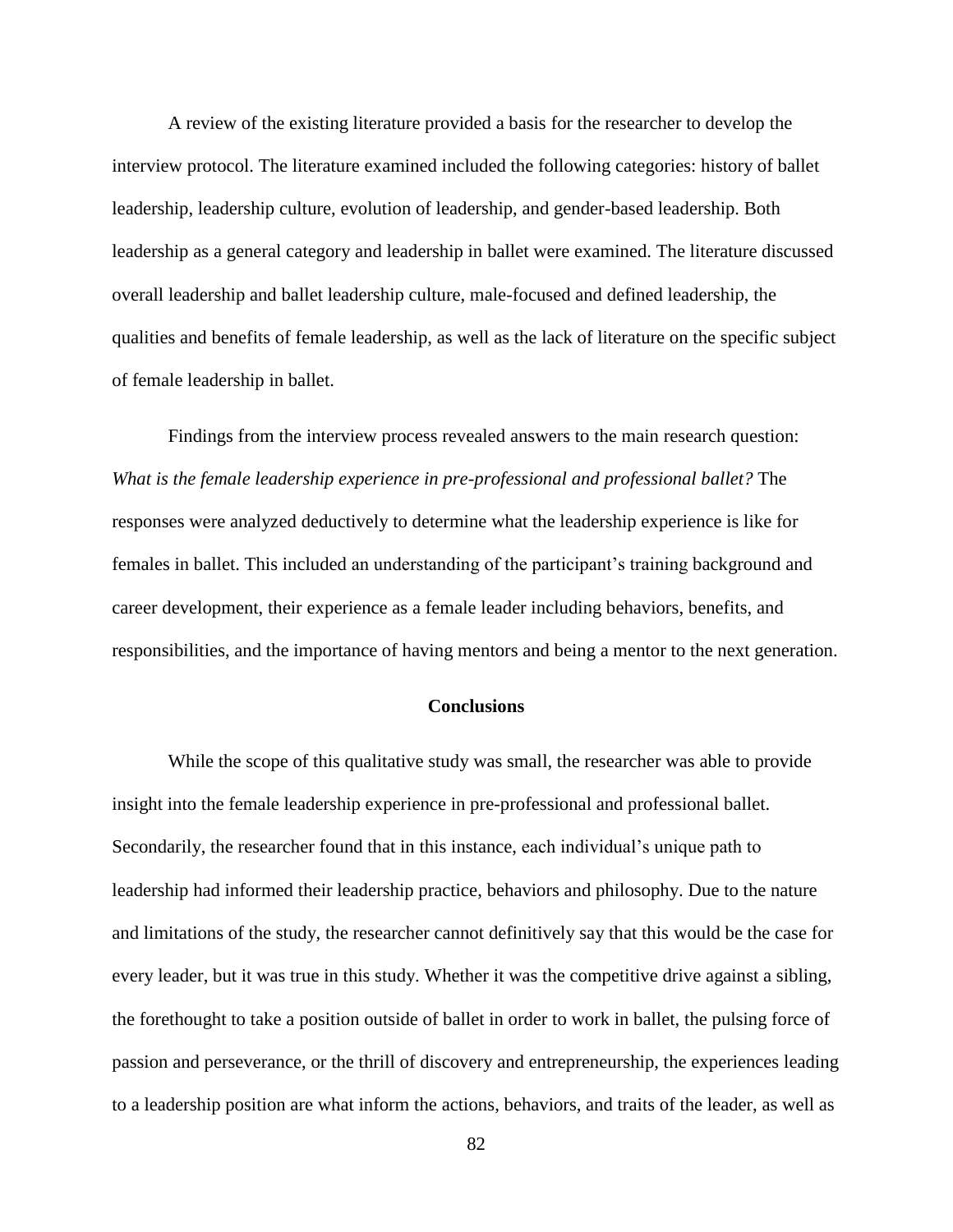A review of the existing literature provided a basis for the researcher to develop the interview protocol. The literature examined included the following categories: history of ballet leadership, leadership culture, evolution of leadership, and gender-based leadership. Both leadership as a general category and leadership in ballet were examined. The literature discussed overall leadership and ballet leadership culture, male-focused and defined leadership, the qualities and benefits of female leadership, as well as the lack of literature on the specific subject of female leadership in ballet.

Findings from the interview process revealed answers to the main research question: *What is the female leadership experience in pre-professional and professional ballet?* The responses were analyzed deductively to determine what the leadership experience is like for females in ballet. This included an understanding of the participant's training background and career development, their experience as a female leader including behaviors, benefits, and responsibilities, and the importance of having mentors and being a mentor to the next generation.

## Conclusions

While the scope of this qualitative study was small, the researcher was able to provide insight into the female leadership experience in pre-professional and professional ballet. Secondarily, the researcher found that in this instance, each individual's unique path to leadership had informed their leadership practice, behaviors and philosophy. Due to the nature and limitations of the study, the researcher cannot definitively say that this would be the case for every leader, but it was true in this study. Whether it was the competitive drive against a sibling, the forethought to take a position outside of ballet in order to work in ballet, the pulsing force of passion and perseverance, or the thrill of discovery and entrepreneurship, the experiences leading to a leadership position are what inform the actions, behaviors, and traits of the leader, as well as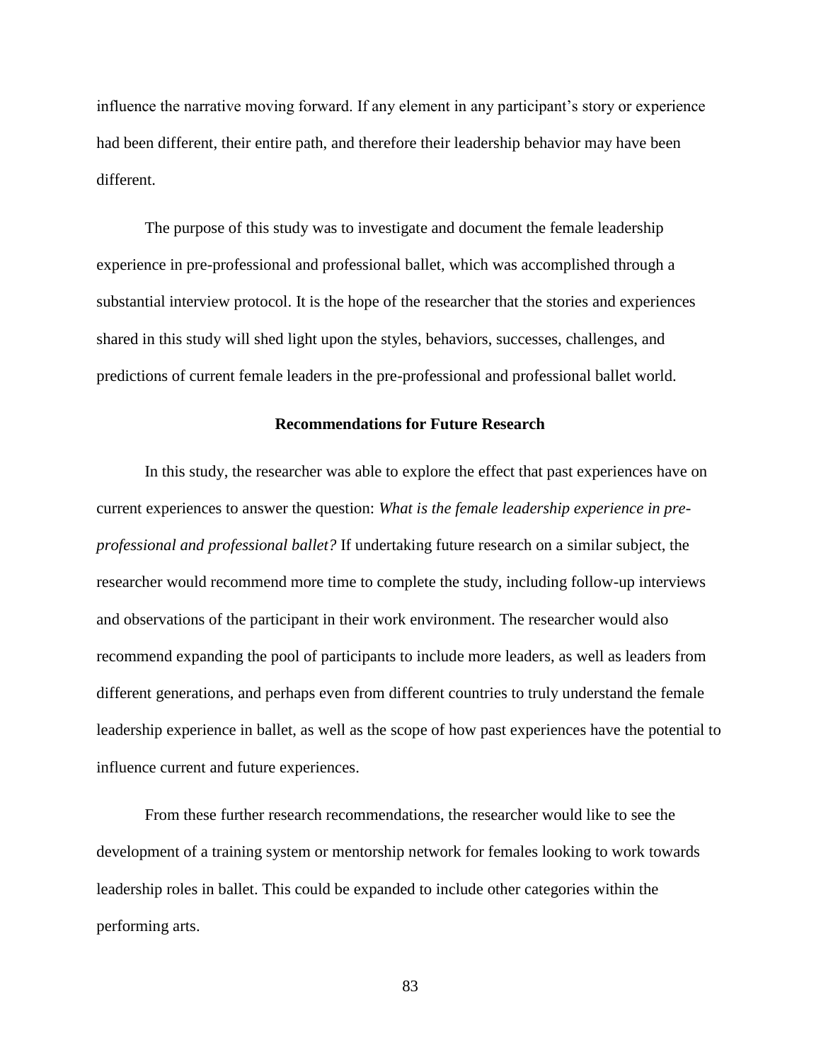influence the narrative moving forward. If any element in any participant's story or experience had been different, their entire path, and therefore their leadership behavior may have been different.

The purpose of this study was to investigate and document the female leadership experience in pre-professional and professional ballet, which was accomplished through a substantial interview protocol. It is the hope of the researcher that the stories and experiences shared in this study will shed light upon the styles, behaviors, successes, challenges, and predictions of current female leaders in the pre-professional and professional ballet world.

## Recommendations for Future Research

In this study, the researcher was able to explore the effect that past experiences have on current experiences to answer the question: *What is the female leadership experience in pre-professional and professional ballet?* If undertaking future research on a similar subject, the researcher would recommend more time to complete the study, including follow-up interviews and observations of the participant in their work environment. The researcher would also recommend expanding the pool of participants to include more leaders, as well as leaders from different generations, and perhaps even from different countries to truly understand the female leadership experience in ballet, as well as the scope of how past experiences have the potential to influence current and future experiences.

From these further research recommendations, the researcher would like to see the development of a training system or mentorship network for females looking to work towards leadership roles in ballet. This could be expanded to include other categories within the performing arts.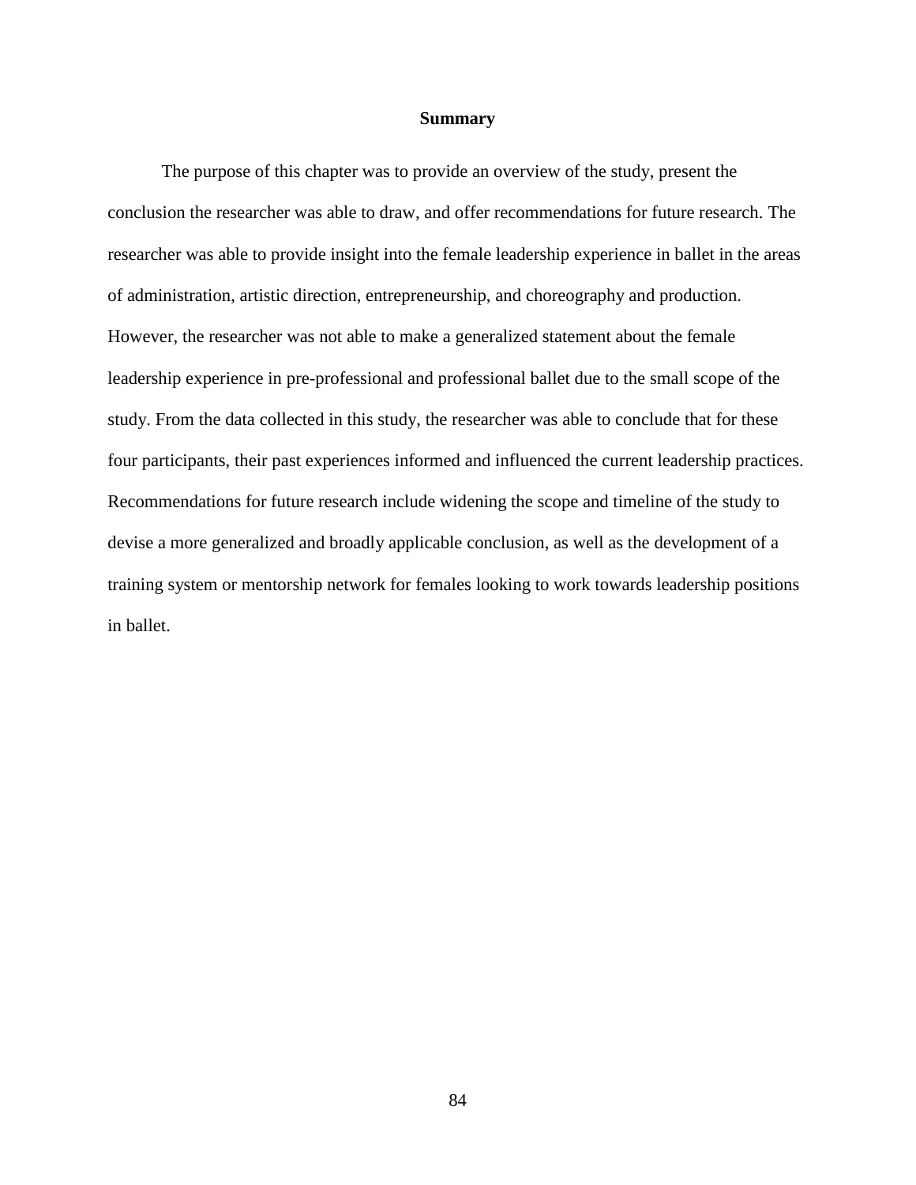## Summary

The purpose of this chapter was to provide an overview of the study, present the conclusion the researcher was able to draw, and offer recommendations for future research. The researcher was able to provide insight into the female leadership experience in ballet in the areas of administration, artistic direction, entrepreneurship, and choreography and production. However, the researcher was not able to make a generalized statement about the female leadership experience in pre-professional and professional ballet due to the small scope of the study. From the data collected in this study, the researcher was able to conclude that for these four participants, their past experiences informed and influenced the current leadership practices. Recommendations for future research include widening the scope and timeline of the study to devise a more generalized and broadly applicable conclusion, as well as the development of a training system or mentorship network for females looking to work towards leadership positions in ballet.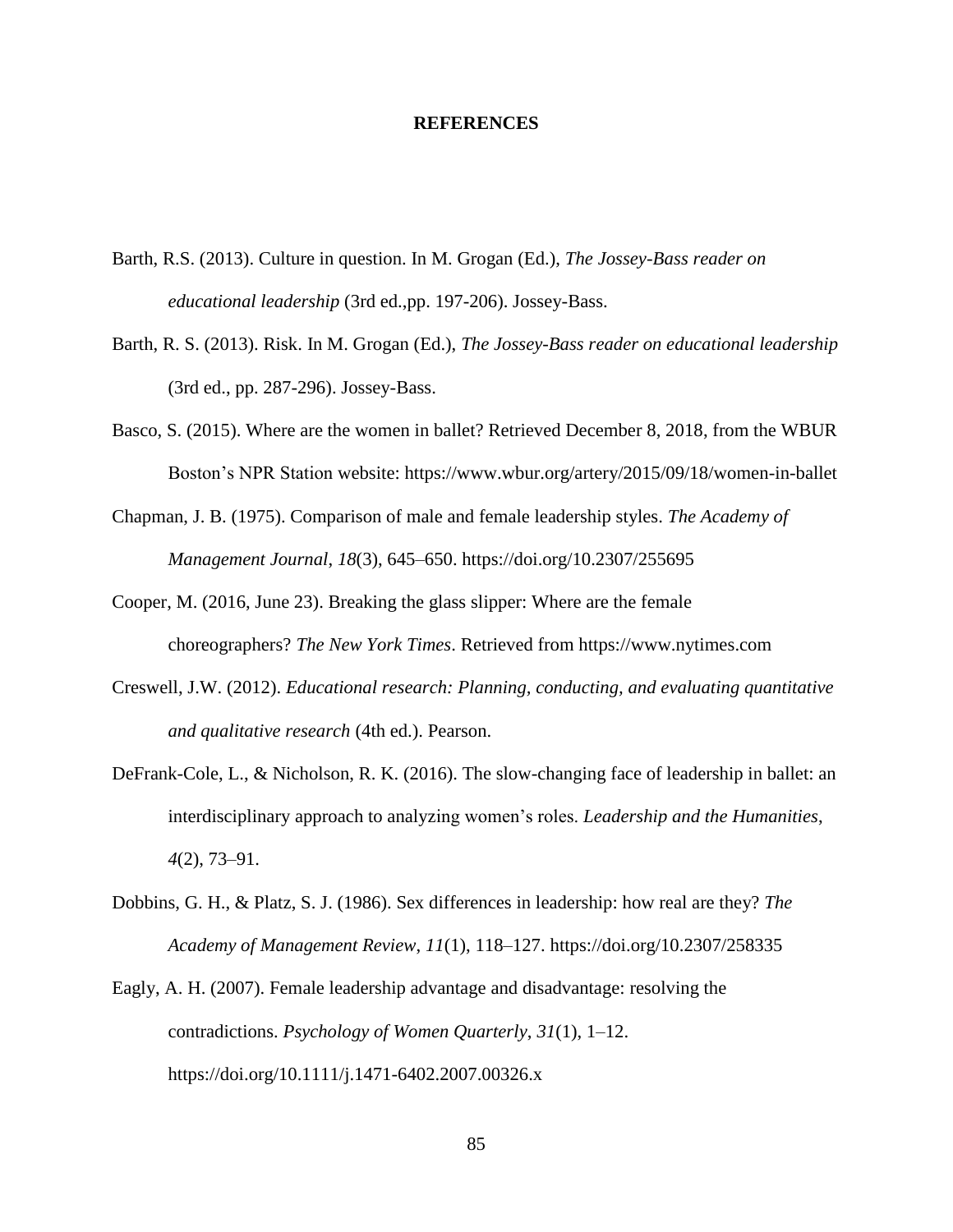# REFERENCES

Barth, R.S. (2013). Culture in question. In M. Grogan (Ed.), *The Jossey-Bass reader on educational leadership* (3rd ed.,pp. 197-206). Jossey-Bass.

Barth, R. S. (2013). Risk. In M. Grogan (Ed.), *The Jossey-Bass reader on educational leadership* (3rd ed., pp. 287-296). Jossey-Bass.

Basco, S. (2015). Where are the women in ballet? Retrieved December 8, 2018, from the WBUR Boston's NPR Station website: https://www.wbur.org/artery/2015/09/18/women-in-ballet

Chapman, J. B. (1975). Comparison of male and female leadership styles. *The Academy of Management Journal*, *18*(3), 645–650. https://doi.org/10.2307/255695

Cooper, M. (2016, June 23). Breaking the glass slipper: Where are the female choreographers? *The New York Times*. Retrieved from https://www.nytimes.com

Creswell, J.W. (2012). *Educational research: Planning, conducting, and evaluating quantitative and qualitative research* (4th ed.). Pearson.

DeFrank-Cole, L., & Nicholson, R. K. (2016). The slow-changing face of leadership in ballet: an interdisciplinary approach to analyzing women's roles. *Leadership and the Humanities*, *4*(2), 73–91.

Dobbins, G. H., & Platz, S. J. (1986). Sex differences in leadership: how real are they? *The Academy of Management Review*, *11*(1), 118–127. https://doi.org/10.2307/258335

Eagly, A. H. (2007). Female leadership advantage and disadvantage: resolving the contradictions. *Psychology of Women Quarterly*, *31*(1), 1–12. https://doi.org/10.1111/j.1471-6402.2007.00326.x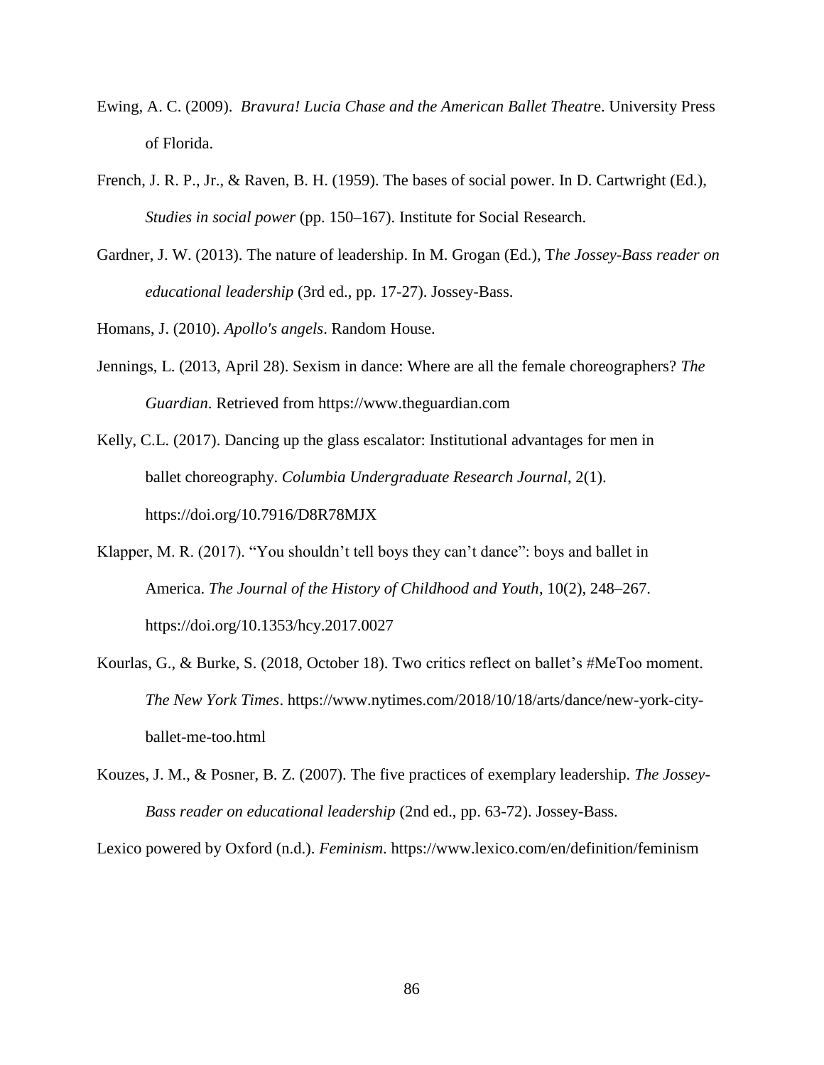Ewing, A. C. (2009). *Bravura! Lucia Chase and the American Ballet Theatre*. University Press of Florida.

French, J. R. P., Jr., & Raven, B. H. (1959). The bases of social power. In D. Cartwright (Ed.), *Studies in social power* (pp. 150–167). Institute for Social Research.

Gardner, J. W. (2013). The nature of leadership. In M. Grogan (Ed.), T*he Jossey-Bass reader on educational leadership* (3rd ed., pp. 17-27). Jossey-Bass.

Homans, J. (2010). *Apollo's angels*. Random House.

Jennings, L. (2013, April 28). Sexism in dance: Where are all the female choreographers? *The Guardian*. Retrieved from https://www.theguardian.com

Kelly, C.L. (2017). Dancing up the glass escalator: Institutional advantages for men in ballet choreography. *Columbia Undergraduate Research Journal*, 2(1). https://doi.org/10.7916/D8R78MJX

Klapper, M. R. (2017). "You shouldn't tell boys they can't dance": boys and ballet in America. *The Journal of the History of Childhood and Youth*, 10(2), 248–267. https://doi.org/10.1353/hcy.2017.0027

Kourlas, G., & Burke, S. (2018, October 18). Two critics reflect on ballet's #MeToo moment. *The New York Times*. https://www.nytimes.com/2018/10/18/arts/dance/new-york-city-ballet-me-too.html

Kouzes, J. M., & Posner, B. Z. (2007). The five practices of exemplary leadership. *The Jossey-Bass reader on educational leadership* (2nd ed., pp. 63-72). Jossey-Bass.

Lexico powered by Oxford (n.d.). *Feminism*. https://www.lexico.com/en/definition/feminism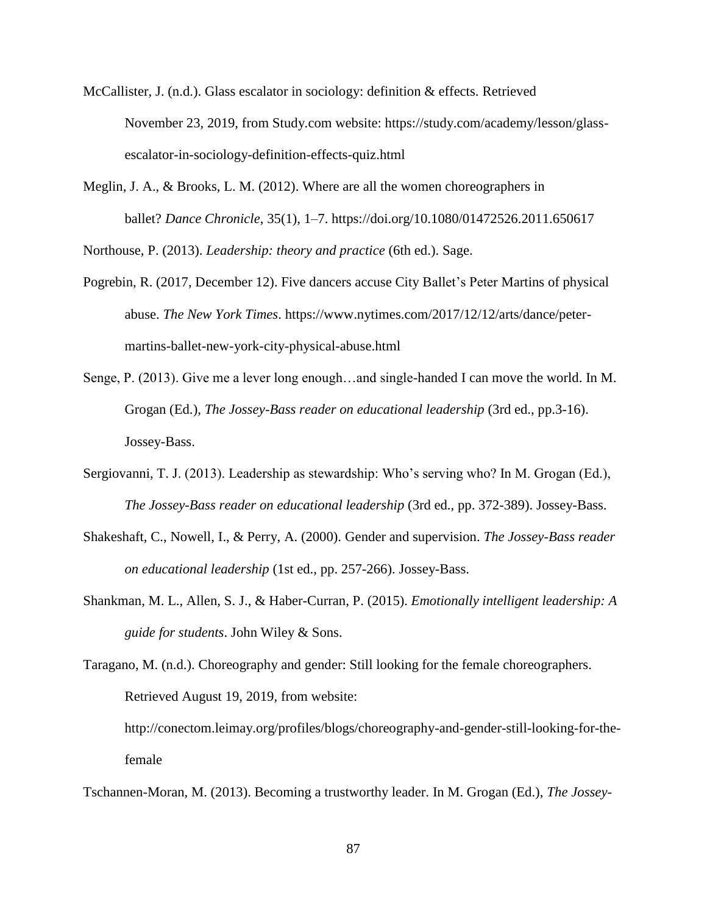McCallister, J. (n.d.). Glass escalator in sociology: definition & effects. Retrieved November 23, 2019, from Study.com website: https://study.com/academy/lesson/glass-escalator-in-sociology-definition-effects-quiz.html

Meglin, J. A., & Brooks, L. M. (2012). Where are all the women choreographers in ballet? *Dance Chronicle*, 35(1), 1–7. https://doi.org/10.1080/01472526.2011.650617

Northouse, P. (2013). *Leadership: theory and practice* (6th ed.). Sage.

Pogrebin, R. (2017, December 12). Five dancers accuse City Ballet's Peter Martins of physical abuse. *The New York Times*. https://www.nytimes.com/2017/12/12/arts/dance/peter-martins-ballet-new-york-city-physical-abuse.html

Senge, P. (2013). Give me a lever long enough…and single-handed I can move the world. In M. Grogan (Ed.), *The Jossey-Bass reader on educational leadership* (3rd ed., pp.3-16). Jossey-Bass.

Sergiovanni, T. J. (2013). Leadership as stewardship: Who's serving who? In M. Grogan (Ed.), *The Jossey-Bass reader on educational leadership* (3rd ed., pp. 372-389). Jossey-Bass.

Shakeshaft, C., Nowell, I., & Perry, A. (2000). Gender and supervision. *The Jossey-Bass reader on educational leadership* (1st ed., pp. 257-266). Jossey-Bass.

Shankman, M. L., Allen, S. J., & Haber-Curran, P. (2015). *Emotionally intelligent leadership: A guide for students*. John Wiley & Sons.

Taragano, M. (n.d.). Choreography and gender: Still looking for the female choreographers. Retrieved August 19, 2019, from website: http://conectom.leimay.org/profiles/blogs/choreography-and-gender-still-looking-for-the-female

Tschannen-Moran, M. (2013). Becoming a trustworthy leader. In M. Grogan (Ed.), *The Jossey-*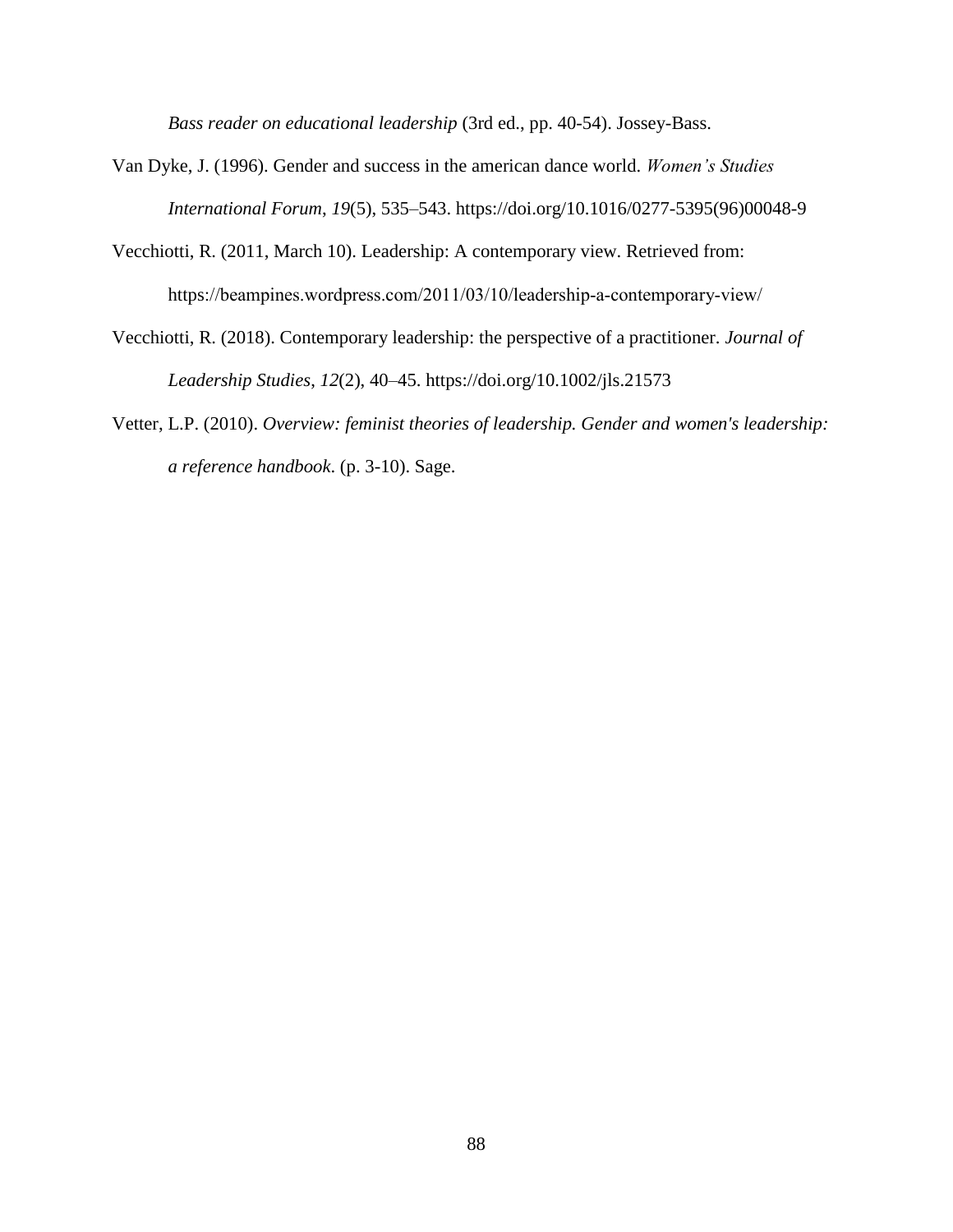*Bass reader on educational leadership* (3rd ed., pp. 40-54). Jossey-Bass.

Van Dyke, J. (1996). Gender and success in the american dance world. *Women's Studies International Forum*, *19*(5), 535–543. https://doi.org/10.1016/0277-5395(96)00048-9

Vecchiotti, R. (2011, March 10). Leadership: A contemporary view. Retrieved from: https://beampines.wordpress.com/2011/03/10/leadership-a-contemporary-view/

Vecchiotti, R. (2018). Contemporary leadership: the perspective of a practitioner. *Journal of Leadership Studies*, *12*(2), 40–45. https://doi.org/10.1002/jls.21573

Vetter, L.P. (2010). *Overview: feminist theories of leadership. Gender and women's leadership: a reference handbook*. (p. 3-10). Sage.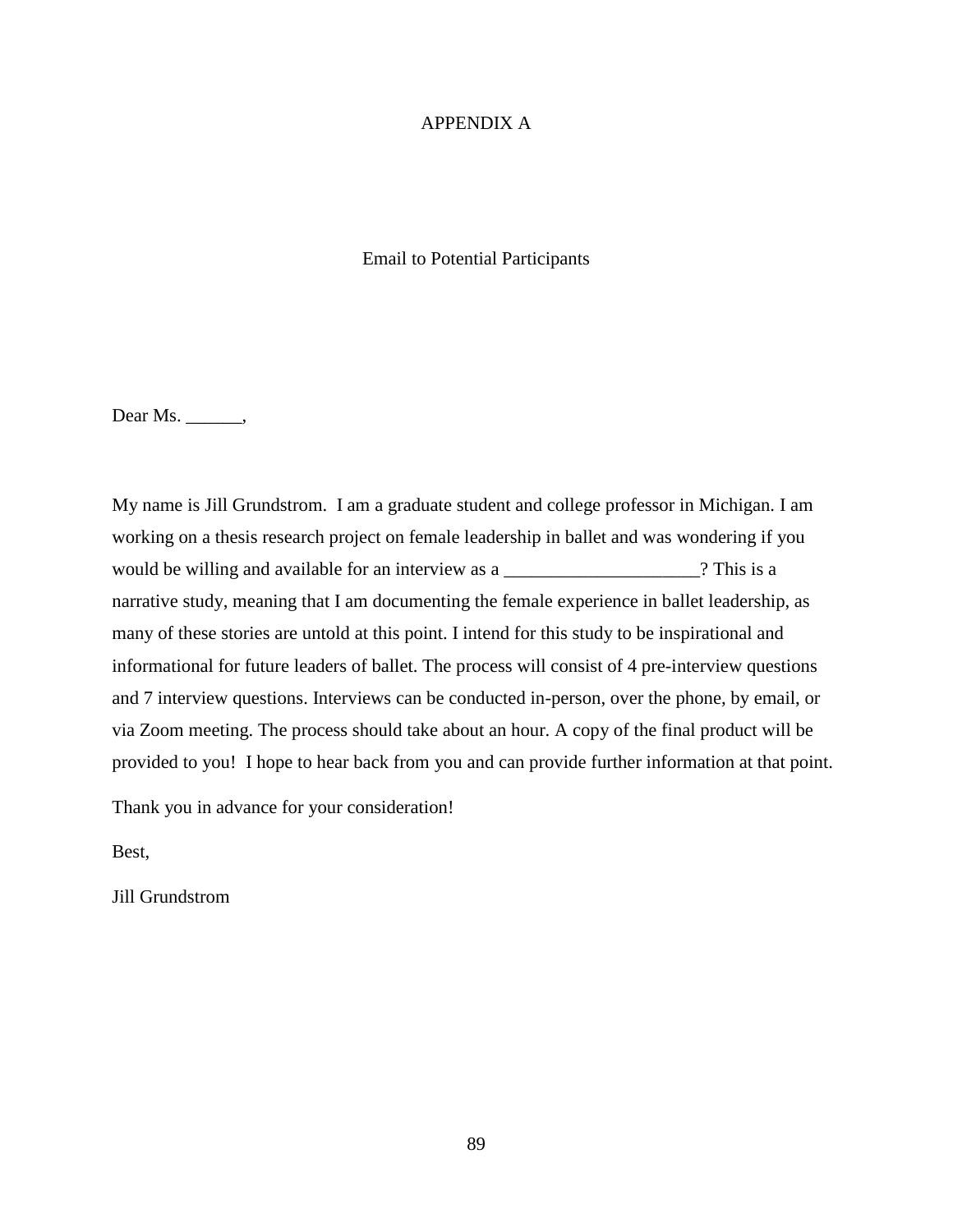# APPENDIX A

## Email to Potential Participants

Dear Ms. ______,

My name is Jill Grundstrom. I am a graduate student and college professor in Michigan. I am working on a thesis research project on female leadership in ballet and was wondering if you would be willing and available for an interview as a _____________________? This is a narrative study, meaning that I am documenting the female experience in ballet leadership, as many of these stories are untold at this point. I intend for this study to be inspirational and informational for future leaders of ballet. The process will consist of 4 pre-interview questions and 7 interview questions. Interviews can be conducted in-person, over the phone, by email, or via Zoom meeting. The process should take about an hour. A copy of the final product will be provided to you! I hope to hear back from you and can provide further information at that point.

Thank you in advance for your consideration!

Best,

Jill Grundstrom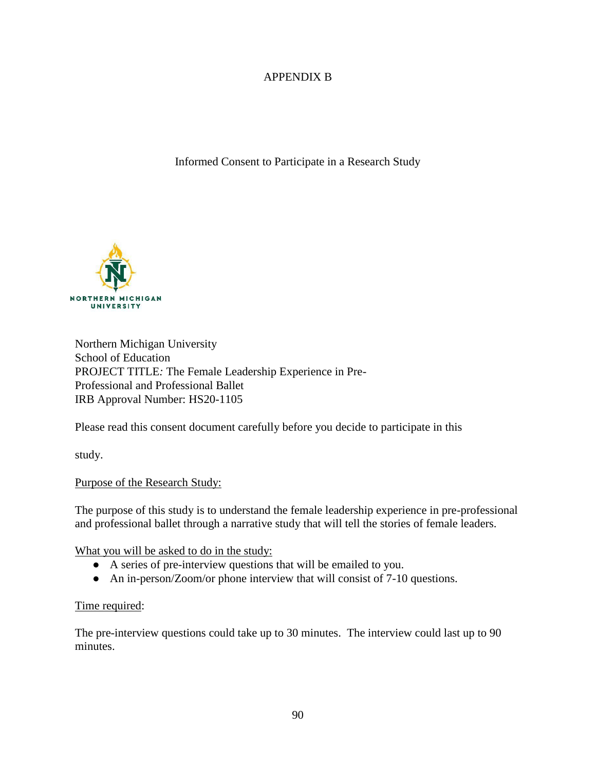# APPENDIX B

## Informed Consent to Participate in a Research Study

NORTHERN MICHIGAN UNIVERSITY

Northern Michigan University
School of Education
PROJECT TITLE: The Female Leadership Experience in Pre-Professional and Professional Ballet
IRB Approval Number: HS20-1105

Please read this consent document carefully before you decide to participate in this study.

<u>Purpose of the Research Study:</u>

The purpose of this study is to understand the female leadership experience in pre-professional and professional ballet through a narrative study that will tell the stories of female leaders.

<u>What you will be asked to do in the study:</u>

- A series of pre-interview questions that will be emailed to you.
- An in-person/Zoom/or phone interview that will consist of 7-10 questions.

<u>Time required</u>:

The pre-interview questions could take up to 30 minutes. The interview could last up to 90 minutes.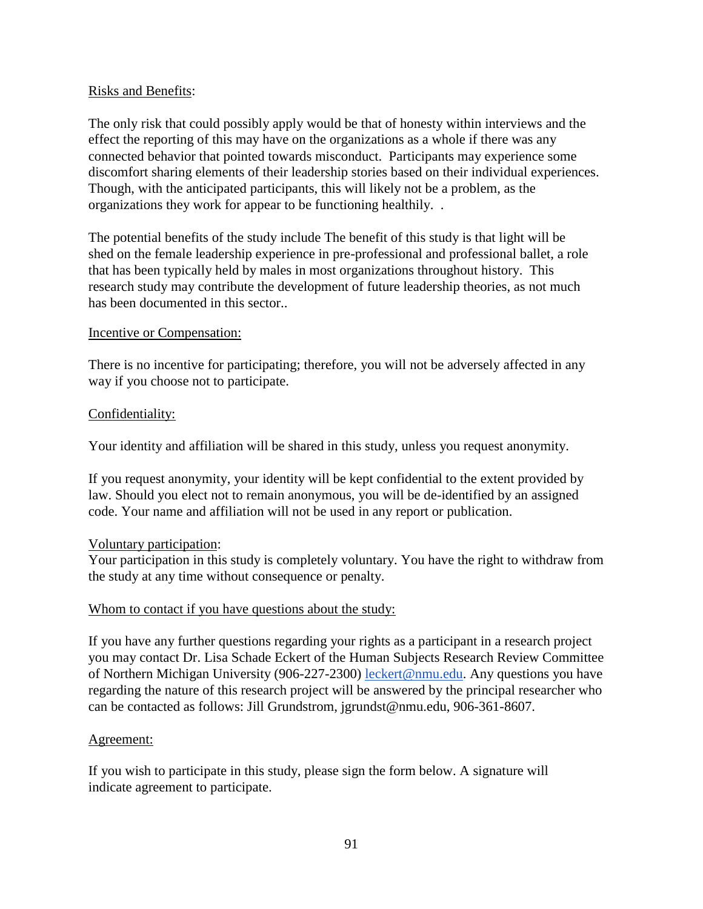Risks and Benefits:

The only risk that could possibly apply would be that of honesty within interviews and the effect the reporting of this may have on the organizations as a whole if there was any connected behavior that pointed towards misconduct. Participants may experience some discomfort sharing elements of their leadership stories based on their individual experiences. Though, with the anticipated participants, this will likely not be a problem, as the organizations they work for appear to be functioning healthily. .

The potential benefits of the study include The benefit of this study is that light will be shed on the female leadership experience in pre-professional and professional ballet, a role that has been typically held by males in most organizations throughout history. This research study may contribute the development of future leadership theories, as not much has been documented in this sector..

Incentive or Compensation:

There is no incentive for participating; therefore, you will not be adversely affected in any way if you choose not to participate.

Confidentiality:

Your identity and affiliation will be shared in this study, unless you request anonymity.

If you request anonymity, your identity will be kept confidential to the extent provided by law. Should you elect not to remain anonymous, you will be de-identified by an assigned code. Your name and affiliation will not be used in any report or publication.

Voluntary participation:
Your participation in this study is completely voluntary. You have the right to withdraw from the study at any time without consequence or penalty.

Whom to contact if you have questions about the study:

If you have any further questions regarding your rights as a participant in a research project you may contact Dr. Lisa Schade Eckert of the Human Subjects Research Review Committee of Northern Michigan University (906-227-2300) leckert@nmu.edu. Any questions you have regarding the nature of this research project will be answered by the principal researcher who can be contacted as follows: Jill Grundstrom, jgrundst@nmu.edu, 906-361-8607.

Agreement:

If you wish to participate in this study, please sign the form below. A signature will indicate agreement to participate.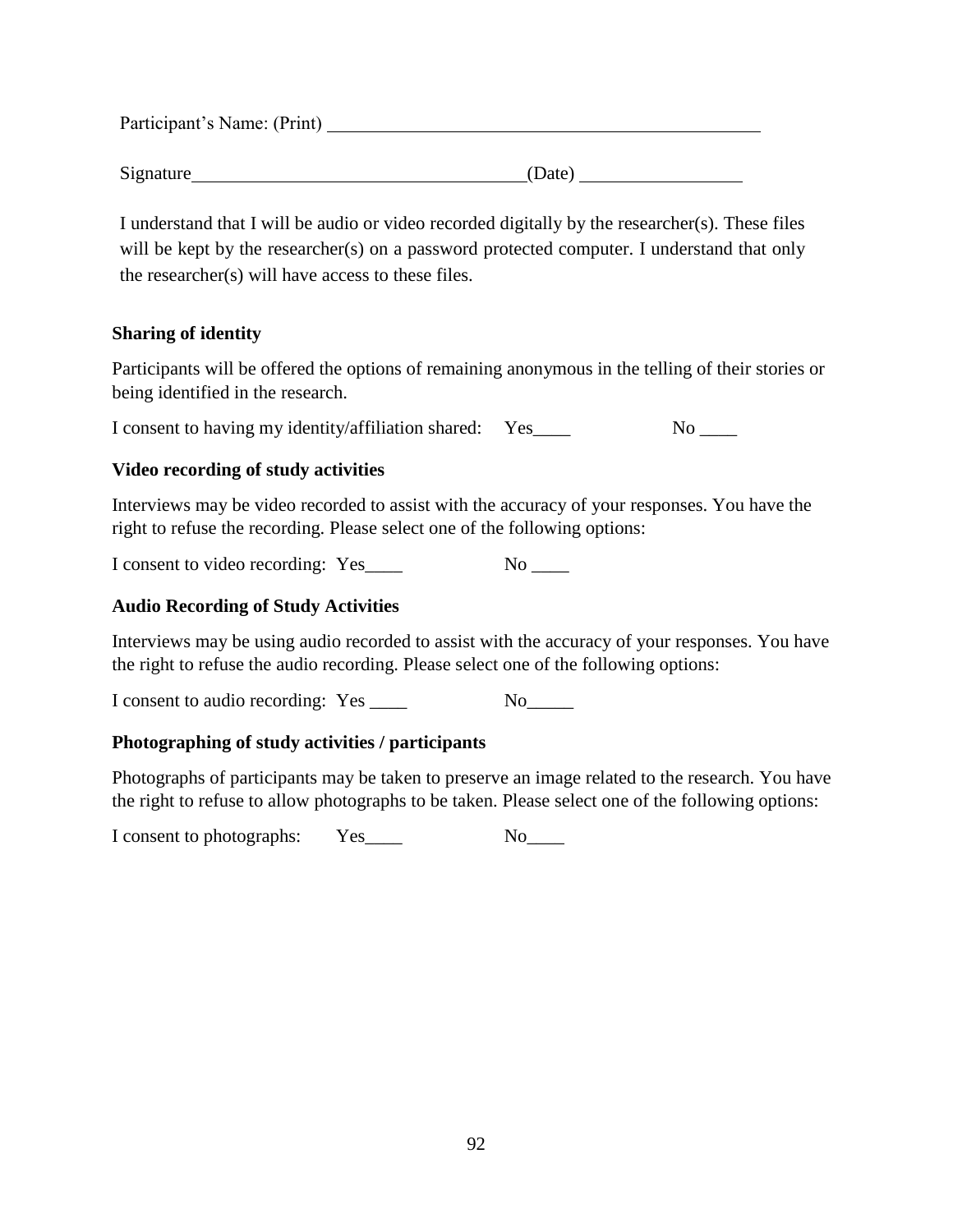Participant's Name: (Print) ______________________________________________

Signature_________________________________(Date) ________________

I understand that I will be audio or video recorded digitally by the researcher(s). These files will be kept by the researcher(s) on a password protected computer. I understand that only the researcher(s) will have access to these files.

**Sharing of identity**

Participants will be offered the options of remaining anonymous in the telling of their stories or being identified in the research.

I consent to having my identity/affiliation shared: Yes____ No ____

**Video recording of study activities**

Interviews may be video recorded to assist with the accuracy of your responses. You have the right to refuse the recording. Please select one of the following options:

I consent to video recording: Yes____ No ____

**Audio Recording of Study Activities**

Interviews may be using audio recorded to assist with the accuracy of your responses. You have the right to refuse the audio recording. Please select one of the following options:

I consent to audio recording: Yes ____ No_____

**Photographing of study activities / participants**

Photographs of participants may be taken to preserve an image related to the research. You have the right to refuse to allow photographs to be taken. Please select one of the following options:

I consent to photographs: Yes____ No____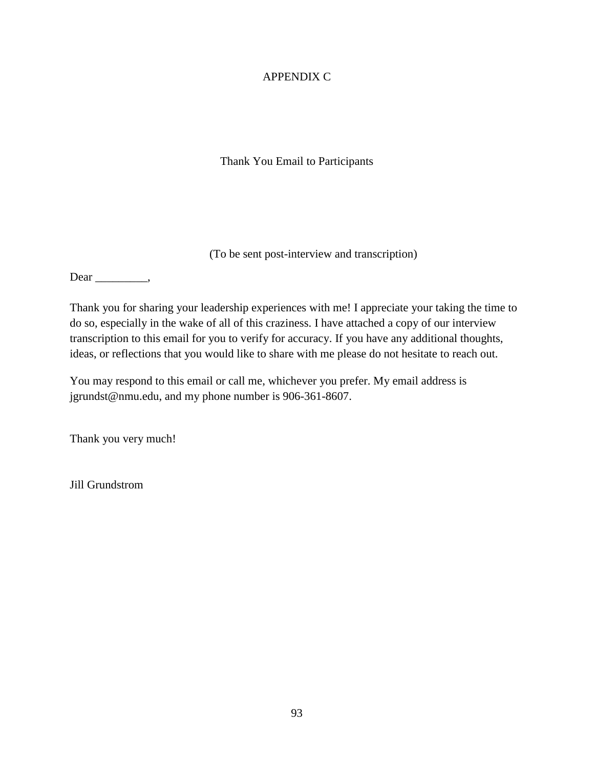# APPENDIX C

## Thank You Email to Participants

(To be sent post-interview and transcription)

Dear _________,

Thank you for sharing your leadership experiences with me! I appreciate your taking the time to do so, especially in the wake of all of this craziness. I have attached a copy of our interview transcription to this email for you to verify for accuracy. If you have any additional thoughts, ideas, or reflections that you would like to share with me please do not hesitate to reach out.

You may respond to this email or call me, whichever you prefer. My email address is jgrundst@nmu.edu, and my phone number is 906-361-8607.

Thank you very much!

Jill Grundstrom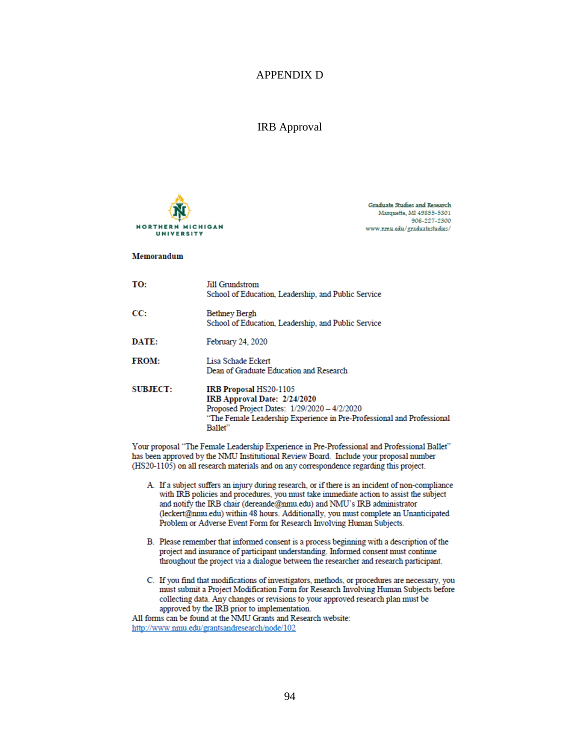# APPENDIX D

## IRB Approval

NORTHERN MICHIGAN UNIVERSITY

Graduate Studies and Research
Marquette, MI 49855-5301
906-227-2300
www.nmu.edu/graduatestudies/

**Memorandum**

| | |
|---|---|
| **TO:** | Jill Grundstrom<br>School of Education, Leadership, and Public Service |
| **CC:** | Bethney Bergh<br>School of Education, Leadership, and Public Service |
| **DATE:** | February 24, 2020 |
| **FROM:** | Lisa Schade Eckert<br>Dean of Graduate Education and Research |
| **SUBJECT:** | **IRB Proposal** HS20-1105<br>**IRB Approval Date: 2/24/2020**<br>Proposed Project Dates: 1/29/2020 – 4/2/2020<br>"The Female Leadership Experience in Pre-Professional and Professional Ballet" |

Your proposal "The Female Leadership Experience in Pre-Professional and Professional Ballet" has been approved by the NMU Institutional Review Board. Include your proposal number (HS20-1105) on all research materials and on any correspondence regarding this project.

A. If a subject suffers an injury during research, or if there is an incident of non-compliance with IRB policies and procedures, you must take immediate action to assist the subject and notify the IRB chair (dereande@nmu.edu) and NMU's IRB administrator (leckert@nmu.edu) within 48 hours. Additionally, you must complete an Unanticipated Problem or Adverse Event Form for Research Involving Human Subjects.

B. Please remember that informed consent is a process beginning with a description of the project and insurance of participant understanding. Informed consent must continue throughout the project via a dialogue between the researcher and research participant.

C. If you find that modifications of investigators, methods, or procedures are necessary, you must submit a Project Modification Form for Research Involving Human Subjects before collecting data. Any changes or revisions to your approved research plan must be approved by the IRB prior to implementation.

All forms can be found at the NMU Grants and Research website:
http://www.nmu.edu/grantsandresearch/node/102